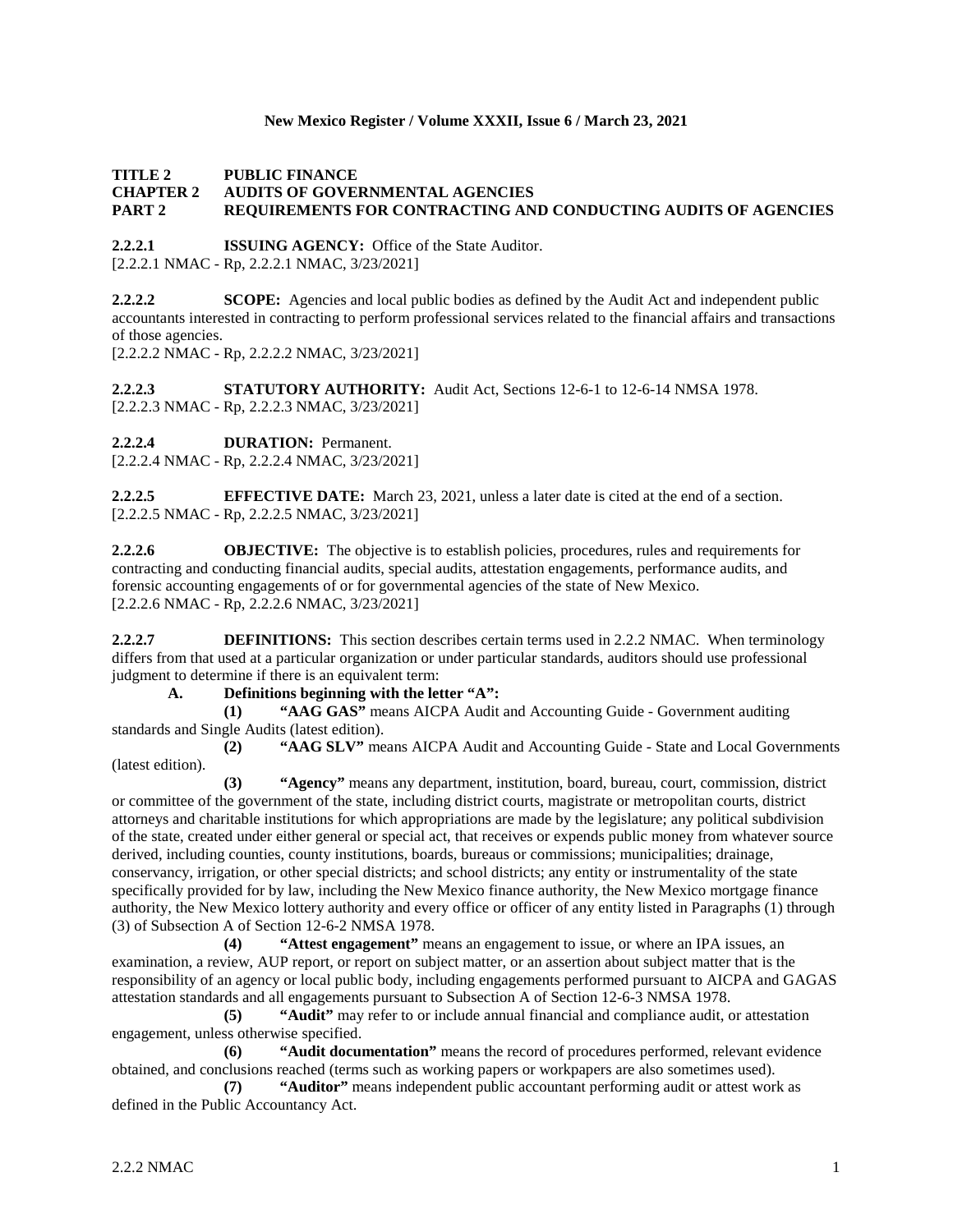**TITLE 2 PUBLIC FINANCE**
**CHAPTER 2 AUDITS OF GOVERNMENTAL AGENCIES**
**PART 2 REQUIREMENTS FOR CONTRACTING AND CONDUCTING AUDITS OF AGENCIES**

**2.2.2.1 ISSUING AGENCY:** Office of the State Auditor.
[2.2.2.1 NMAC - Rp, 2.2.2.1 NMAC, 3/23/2021]

**2.2.2.2 SCOPE:** Agencies and local public bodies as defined by the Audit Act and independent public accountants interested in contracting to perform professional services related to the financial affairs and transactions of those agencies.
[2.2.2.2 NMAC - Rp, 2.2.2.2 NMAC, 3/23/2021]

**2.2.2.3 STATUTORY AUTHORITY:** Audit Act, Sections 12-6-1 to 12-6-14 NMSA 1978.
[2.2.2.3 NMAC - Rp, 2.2.2.3 NMAC, 3/23/2021]

**2.2.2.4 DURATION:** Permanent.
[2.2.2.4 NMAC - Rp, 2.2.2.4 NMAC, 3/23/2021]

**2.2.2.5 EFFECTIVE DATE:** March 23, 2021, unless a later date is cited at the end of a section.
[2.2.2.5 NMAC - Rp, 2.2.2.5 NMAC, 3/23/2021]

**2.2.2.6 OBJECTIVE:** The objective is to establish policies, procedures, rules and requirements for contracting and conducting financial audits, special audits, attestation engagements, performance audits, and forensic accounting engagements of or for governmental agencies of the state of New Mexico.
[2.2.2.6 NMAC - Rp, 2.2.2.6 NMAC, 3/23/2021]

**2.2.2.7 DEFINITIONS:** This section describes certain terms used in 2.2.2 NMAC. When terminology differs from that used at a particular organization or under particular standards, auditors should use professional judgment to determine if there is an equivalent term:

**A. Definitions beginning with the letter "A":**

**(1) "AAG GAS"** means AICPA Audit and Accounting Guide - Government auditing standards and Single Audits (latest edition).

**(2) "AAG SLV"** means AICPA Audit and Accounting Guide - State and Local Governments (latest edition).

**(3) "Agency"** means any department, institution, board, bureau, court, commission, district or committee of the government of the state, including district courts, magistrate or metropolitan courts, district attorneys and charitable institutions for which appropriations are made by the legislature; any political subdivision of the state, created under either general or special act, that receives or expends public money from whatever source derived, including counties, county institutions, boards, bureaus or commissions; municipalities; drainage, conservancy, irrigation, or other special districts; and school districts; any entity or instrumentality of the state specifically provided for by law, including the New Mexico finance authority, the New Mexico mortgage finance authority, the New Mexico lottery authority and every office or officer of any entity listed in Paragraphs (1) through (3) of Subsection A of Section 12-6-2 NMSA 1978.

**(4) "Attest engagement"** means an engagement to issue, or where an IPA issues, an examination, a review, AUP report, or report on subject matter, or an assertion about subject matter that is the responsibility of an agency or local public body, including engagements performed pursuant to AICPA and GAGAS attestation standards and all engagements pursuant to Subsection A of Section 12-6-3 NMSA 1978.

**(5) "Audit"** may refer to or include annual financial and compliance audit, or attestation engagement, unless otherwise specified.

**(6) "Audit documentation"** means the record of procedures performed, relevant evidence obtained, and conclusions reached (terms such as working papers or workpapers are also sometimes used).

**(7) "Auditor"** means independent public accountant performing audit or attest work as defined in the Public Accountancy Act.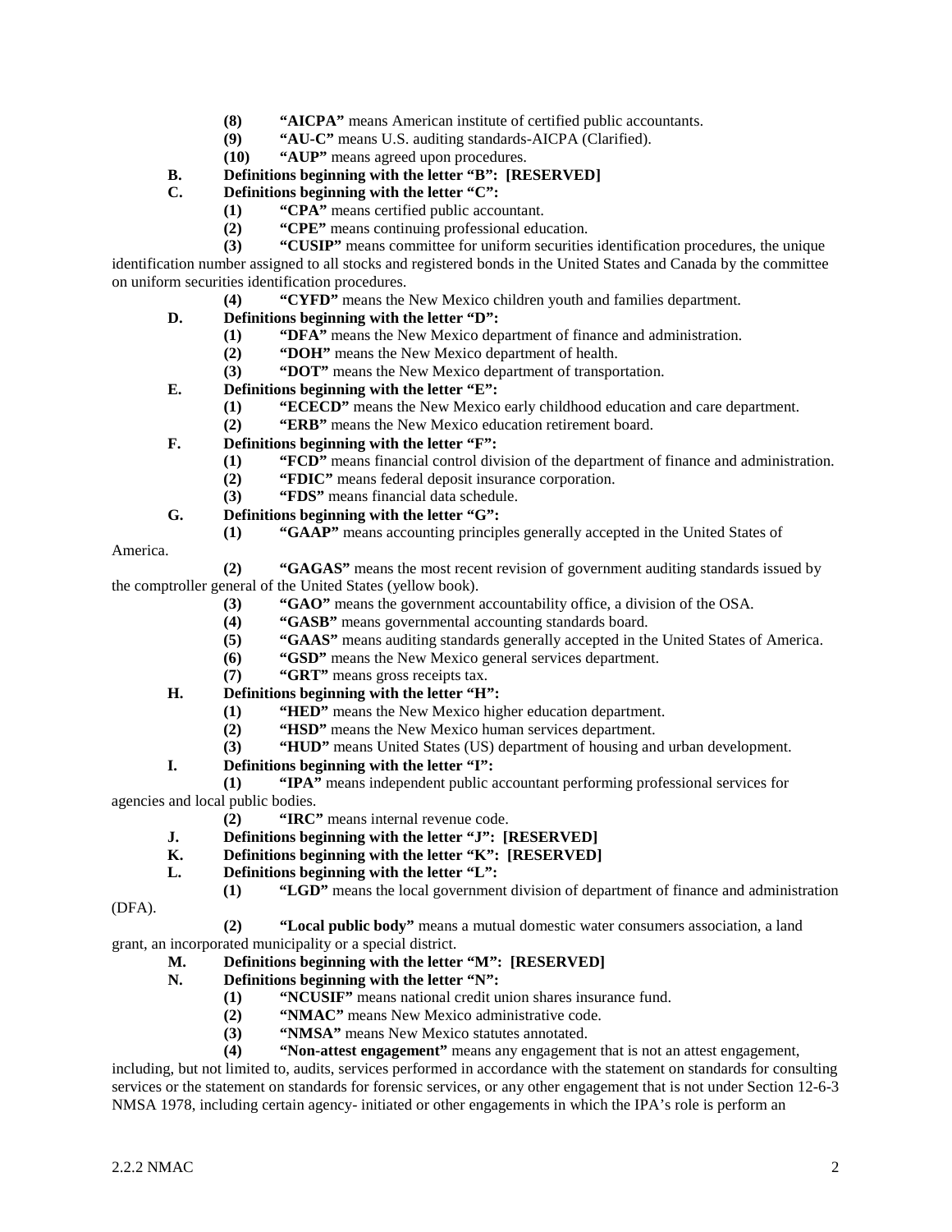**(8)** **"AICPA"** means American institute of certified public accountants.

**(9)** **"AU-C"** means U.S. auditing standards-AICPA (Clarified).

**(10)** **"AUP"** means agreed upon procedures.

**B.** **Definitions beginning with the letter "B": [RESERVED]**

**C.** **Definitions beginning with the letter "C":**

**(1)** **"CPA"** means certified public accountant.

**(2)** **"CPE"** means continuing professional education.

**(3)** **"CUSIP"** means committee for uniform securities identification procedures, the unique identification number assigned to all stocks and registered bonds in the United States and Canada by the committee on uniform securities identification procedures.

**(4)** **"CYFD"** means the New Mexico children youth and families department.

**D.** **Definitions beginning with the letter "D":**

**(1)** **"DFA"** means the New Mexico department of finance and administration.

**(2)** **"DOH"** means the New Mexico department of health.

**(3)** **"DOT"** means the New Mexico department of transportation.

**E.** **Definitions beginning with the letter "E":**

**(1)** **"ECECD"** means the New Mexico early childhood education and care department.

**(2)** **"ERB"** means the New Mexico education retirement board.

**F.** **Definitions beginning with the letter "F":**

**(1)** **"FCD"** means financial control division of the department of finance and administration.

**(2)** **"FDIC"** means federal deposit insurance corporation.

**(3)** **"FDS"** means financial data schedule.

**G.** **Definitions beginning with the letter "G":**

**(1)** **"GAAP"** means accounting principles generally accepted in the United States of America.

**(2)** **"GAGAS"** means the most recent revision of government auditing standards issued by the comptroller general of the United States (yellow book).

**(3)** **"GAO"** means the government accountability office, a division of the OSA.

**(4)** **"GASB"** means governmental accounting standards board.

**(5)** **"GAAS"** means auditing standards generally accepted in the United States of America.

**(6)** **"GSD"** means the New Mexico general services department.

**(7)** **"GRT"** means gross receipts tax.

**H.** **Definitions beginning with the letter "H":**

**(1)** **"HED"** means the New Mexico higher education department.

**(2)** **"HSD"** means the New Mexico human services department.

**(3)** **"HUD"** means United States (US) department of housing and urban development.

**I.** **Definitions beginning with the letter "I":**

**(1)** **"IPA"** means independent public accountant performing professional services for agencies and local public bodies.

**(2)** **"IRC"** means internal revenue code.

**J.** **Definitions beginning with the letter "J": [RESERVED]**

**K.** **Definitions beginning with the letter "K": [RESERVED]**

**L.** **Definitions beginning with the letter "L":**

**(1)** **"LGD"** means the local government division of department of finance and administration (DFA).

**(2)** **"Local public body"** means a mutual domestic water consumers association, a land grant, an incorporated municipality or a special district.

**M.** **Definitions beginning with the letter "M": [RESERVED]**

**N.** **Definitions beginning with the letter "N":**

**(1)** **"NCUSIF"** means national credit union shares insurance fund.

**(2)** **"NMAC"** means New Mexico administrative code.

**(3)** **"NMSA"** means New Mexico statutes annotated.

**(4)** **"Non-attest engagement"** means any engagement that is not an attest engagement, including, but not limited to, audits, services performed in accordance with the statement on standards for consulting services or the statement on standards for forensic services, or any other engagement that is not under Section 12-6-3 NMSA 1978, including certain agency- initiated or other engagements in which the IPA's role is perform an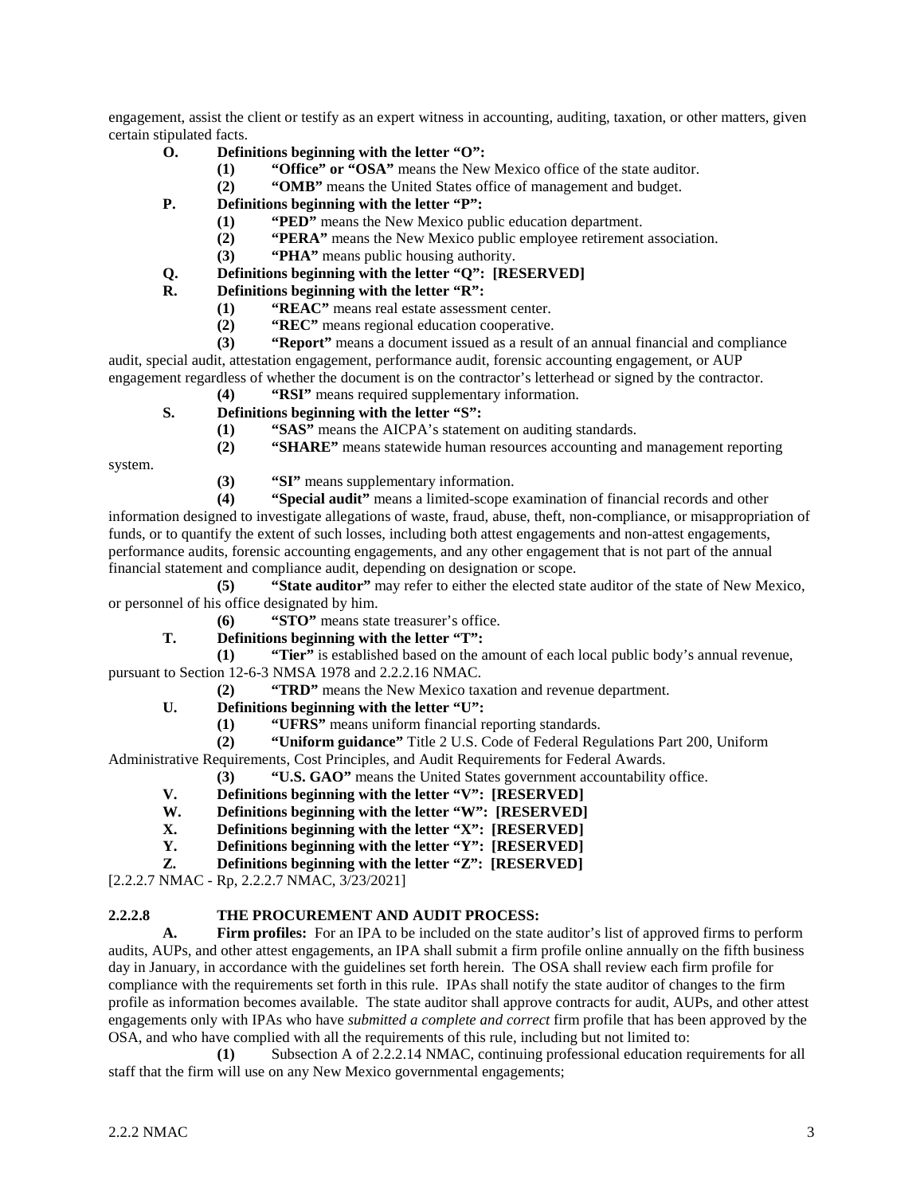engagement, assist the client or testify as an expert witness in accounting, auditing, taxation, or other matters, given certain stipulated facts.

**O. Definitions beginning with the letter "O":**

**(1) "Office" or "OSA"** means the New Mexico office of the state auditor.

**(2) "OMB"** means the United States office of management and budget.

**P. Definitions beginning with the letter "P":**

**(1) "PED"** means the New Mexico public education department.

**(2) "PERA"** means the New Mexico public employee retirement association.

**(3) "PHA"** means public housing authority.

**Q. Definitions beginning with the letter "Q": [RESERVED]**

**R. Definitions beginning with the letter "R":**

**(1) "REAC"** means real estate assessment center.

**(2) "REC"** means regional education cooperative.

**(3) "Report"** means a document issued as a result of an annual financial and compliance audit, special audit, attestation engagement, performance audit, forensic accounting engagement, or AUP engagement regardless of whether the document is on the contractor's letterhead or signed by the contractor.

**(4) "RSI"** means required supplementary information.

**S. Definitions beginning with the letter "S":**

**(1) "SAS"** means the AICPA's statement on auditing standards.

**(2) "SHARE"** means statewide human resources accounting and management reporting system.

**(3) "SI"** means supplementary information.

**(4) "Special audit"** means a limited-scope examination of financial records and other information designed to investigate allegations of waste, fraud, abuse, theft, non-compliance, or misappropriation of funds, or to quantify the extent of such losses, including both attest engagements and non-attest engagements, performance audits, forensic accounting engagements, and any other engagement that is not part of the annual financial statement and compliance audit, depending on designation or scope.

**(5) "State auditor"** may refer to either the elected state auditor of the state of New Mexico, or personnel of his office designated by him.

**(6) "STO"** means state treasurer's office.

**T. Definitions beginning with the letter "T":**

**(1) "Tier"** is established based on the amount of each local public body's annual revenue, pursuant to Section 12-6-3 NMSA 1978 and 2.2.2.16 NMAC.

**(2) "TRD"** means the New Mexico taxation and revenue department.

**U. Definitions beginning with the letter "U":**

**(1) "UFRS"** means uniform financial reporting standards.

**(2) "Uniform guidance"** Title 2 U.S. Code of Federal Regulations Part 200, Uniform Administrative Requirements, Cost Principles, and Audit Requirements for Federal Awards.

**(3) "U.S. GAO"** means the United States government accountability office.

**V. Definitions beginning with the letter "V": [RESERVED]**

**W. Definitions beginning with the letter "W": [RESERVED]**

**X. Definitions beginning with the letter "X": [RESERVED]**

**Y. Definitions beginning with the letter "Y": [RESERVED]**

**Z. Definitions beginning with the letter "Z": [RESERVED]**

[2.2.2.7 NMAC - Rp, 2.2.2.7 NMAC, 3/23/2021]

## 2.2.2.8 THE PROCUREMENT AND AUDIT PROCESS:

**A. Firm profiles:** For an IPA to be included on the state auditor's list of approved firms to perform audits, AUPs, and other attest engagements, an IPA shall submit a firm profile online annually on the fifth business day in January, in accordance with the guidelines set forth herein. The OSA shall review each firm profile for compliance with the requirements set forth in this rule. IPAs shall notify the state auditor of changes to the firm profile as information becomes available. The state auditor shall approve contracts for audit, AUPs, and other attest engagements only with IPAs who have *submitted a complete and correct* firm profile that has been approved by the OSA, and who have complied with all the requirements of this rule, including but not limited to:

**(1)** Subsection A of 2.2.2.14 NMAC, continuing professional education requirements for all staff that the firm will use on any New Mexico governmental engagements;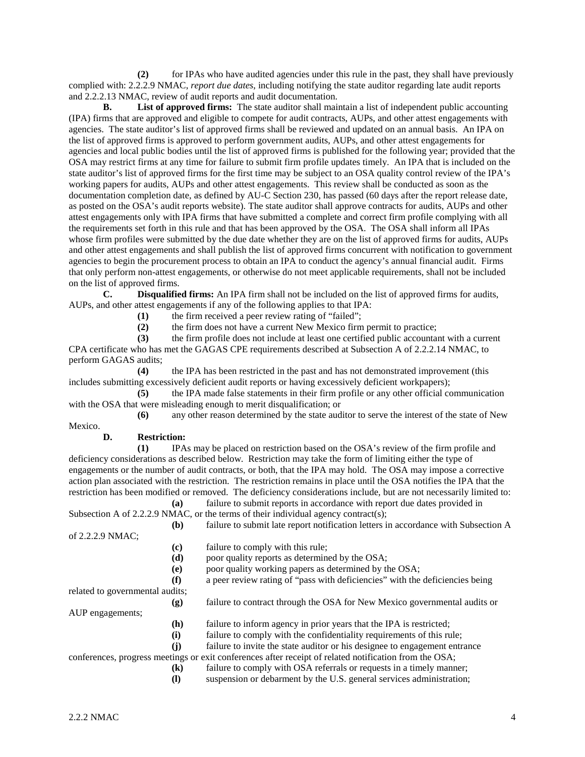**(2)** for IPAs who have audited agencies under this rule in the past, they shall have previously complied with: 2.2.2.9 NMAC, *report due dates*, including notifying the state auditor regarding late audit reports and 2.2.2.13 NMAC, review of audit reports and audit documentation.

**B. List of approved firms:** The state auditor shall maintain a list of independent public accounting (IPA) firms that are approved and eligible to compete for audit contracts, AUPs, and other attest engagements with agencies. The state auditor's list of approved firms shall be reviewed and updated on an annual basis. An IPA on the list of approved firms is approved to perform government audits, AUPs, and other attest engagements for agencies and local public bodies until the list of approved firms is published for the following year; provided that the OSA may restrict firms at any time for failure to submit firm profile updates timely. An IPA that is included on the state auditor's list of approved firms for the first time may be subject to an OSA quality control review of the IPA's working papers for audits, AUPs and other attest engagements. This review shall be conducted as soon as the documentation completion date, as defined by AU-C Section 230, has passed (60 days after the report release date, as posted on the OSA's audit reports website). The state auditor shall approve contracts for audits, AUPs and other attest engagements only with IPA firms that have submitted a complete and correct firm profile complying with all the requirements set forth in this rule and that has been approved by the OSA. The OSA shall inform all IPAs whose firm profiles were submitted by the due date whether they are on the list of approved firms for audits, AUPs and other attest engagements and shall publish the list of approved firms concurrent with notification to government agencies to begin the procurement process to obtain an IPA to conduct the agency's annual financial audit. Firms that only perform non-attest engagements, or otherwise do not meet applicable requirements, shall not be included on the list of approved firms.

**C. Disqualified firms:** An IPA firm shall not be included on the list of approved firms for audits, AUPs, and other attest engagements if any of the following applies to that IPA:

**(1)** the firm received a peer review rating of "failed";

**(2)** the firm does not have a current New Mexico firm permit to practice;

**(3)** the firm profile does not include at least one certified public accountant with a current CPA certificate who has met the GAGAS CPE requirements described at Subsection A of 2.2.2.14 NMAC, to perform GAGAS audits;

**(4)** the IPA has been restricted in the past and has not demonstrated improvement (this includes submitting excessively deficient audit reports or having excessively deficient workpapers);

**(5)** the IPA made false statements in their firm profile or any other official communication with the OSA that were misleading enough to merit disqualification; or

**(6)** any other reason determined by the state auditor to serve the interest of the state of New Mexico.

**D. Restriction:**

**(1)** IPAs may be placed on restriction based on the OSA's review of the firm profile and deficiency considerations as described below. Restriction may take the form of limiting either the type of engagements or the number of audit contracts, or both, that the IPA may hold. The OSA may impose a corrective action plan associated with the restriction. The restriction remains in place until the OSA notifies the IPA that the restriction has been modified or removed. The deficiency considerations include, but are not necessarily limited to:

**(a)** failure to submit reports in accordance with report due dates provided in Subsection A of 2.2.2.9 NMAC, or the terms of their individual agency contract(s);

**(b)** failure to submit late report notification letters in accordance with Subsection A of 2.2.2.9 NMAC;

**(c)** failure to comply with this rule;

**(d)** poor quality reports as determined by the OSA;

**(e)** poor quality working papers as determined by the OSA;

**(f)** a peer review rating of "pass with deficiencies" with the deficiencies being related to governmental audits;

**(g)** failure to contract through the OSA for New Mexico governmental audits or AUP engagements;

**(h)** failure to inform agency in prior years that the IPA is restricted;

**(i)** failure to comply with the confidentiality requirements of this rule;

**(j)** failure to invite the state auditor or his designee to engagement entrance conferences, progress meetings or exit conferences after receipt of related notification from the OSA;

**(k)** failure to comply with OSA referrals or requests in a timely manner;

**(l)** suspension or debarment by the U.S. general services administration;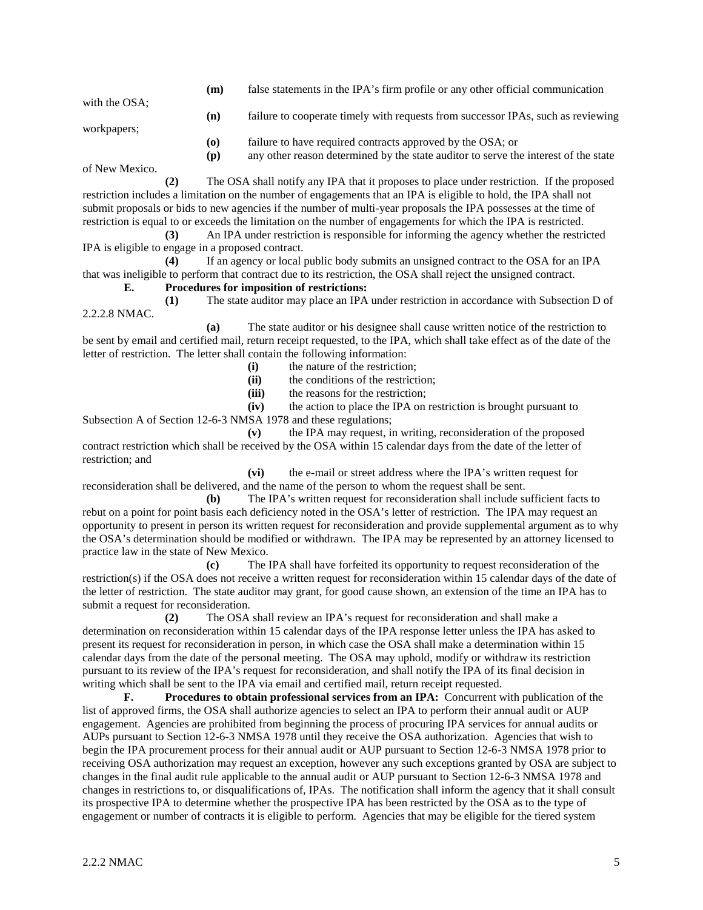**(m)** false statements in the IPA's firm profile or any other official communication with the OSA;

**(n)** failure to cooperate timely with requests from successor IPAs, such as reviewing workpapers;

**(o)** failure to have required contracts approved by the OSA; or

**(p)** any other reason determined by the state auditor to serve the interest of the state of New Mexico.

**(2)** The OSA shall notify any IPA that it proposes to place under restriction. If the proposed restriction includes a limitation on the number of engagements that an IPA is eligible to hold, the IPA shall not submit proposals or bids to new agencies if the number of multi-year proposals the IPA possesses at the time of restriction is equal to or exceeds the limitation on the number of engagements for which the IPA is restricted.

**(3)** An IPA under restriction is responsible for informing the agency whether the restricted IPA is eligible to engage in a proposed contract.

**(4)** If an agency or local public body submits an unsigned contract to the OSA for an IPA that was ineligible to perform that contract due to its restriction, the OSA shall reject the unsigned contract.

**E. Procedures for imposition of restrictions:**

**(1)** The state auditor may place an IPA under restriction in accordance with Subsection D of 2.2.2.8 NMAC.

**(a)** The state auditor or his designee shall cause written notice of the restriction to be sent by email and certified mail, return receipt requested, to the IPA, which shall take effect as of the date of the letter of restriction. The letter shall contain the following information:

**(i)** the nature of the restriction;

**(ii)** the conditions of the restriction;

**(iii)** the reasons for the restriction;

**(iv)** the action to place the IPA on restriction is brought pursuant to Subsection A of Section 12-6-3 NMSA 1978 and these regulations;

**(v)** the IPA may request, in writing, reconsideration of the proposed contract restriction which shall be received by the OSA within 15 calendar days from the date of the letter of restriction; and

**(vi)** the e-mail or street address where the IPA's written request for reconsideration shall be delivered, and the name of the person to whom the request shall be sent.

**(b)** The IPA's written request for reconsideration shall include sufficient facts to rebut on a point for point basis each deficiency noted in the OSA's letter of restriction. The IPA may request an opportunity to present in person its written request for reconsideration and provide supplemental argument as to why the OSA's determination should be modified or withdrawn. The IPA may be represented by an attorney licensed to practice law in the state of New Mexico.

**(c)** The IPA shall have forfeited its opportunity to request reconsideration of the restriction(s) if the OSA does not receive a written request for reconsideration within 15 calendar days of the date of the letter of restriction. The state auditor may grant, for good cause shown, an extension of the time an IPA has to submit a request for reconsideration.

**(2)** The OSA shall review an IPA's request for reconsideration and shall make a determination on reconsideration within 15 calendar days of the IPA response letter unless the IPA has asked to present its request for reconsideration in person, in which case the OSA shall make a determination within 15 calendar days from the date of the personal meeting. The OSA may uphold, modify or withdraw its restriction pursuant to its review of the IPA's request for reconsideration, and shall notify the IPA of its final decision in writing which shall be sent to the IPA via email and certified mail, return receipt requested.

**F. Procedures to obtain professional services from an IPA:** Concurrent with publication of the list of approved firms, the OSA shall authorize agencies to select an IPA to perform their annual audit or AUP engagement. Agencies are prohibited from beginning the process of procuring IPA services for annual audits or AUPs pursuant to Section 12-6-3 NMSA 1978 until they receive the OSA authorization. Agencies that wish to begin the IPA procurement process for their annual audit or AUP pursuant to Section 12-6-3 NMSA 1978 prior to receiving OSA authorization may request an exception, however any such exceptions granted by OSA are subject to changes in the final audit rule applicable to the annual audit or AUP pursuant to Section 12-6-3 NMSA 1978 and changes in restrictions to, or disqualifications of, IPAs. The notification shall inform the agency that it shall consult its prospective IPA to determine whether the prospective IPA has been restricted by the OSA as to the type of engagement or number of contracts it is eligible to perform. Agencies that may be eligible for the tiered system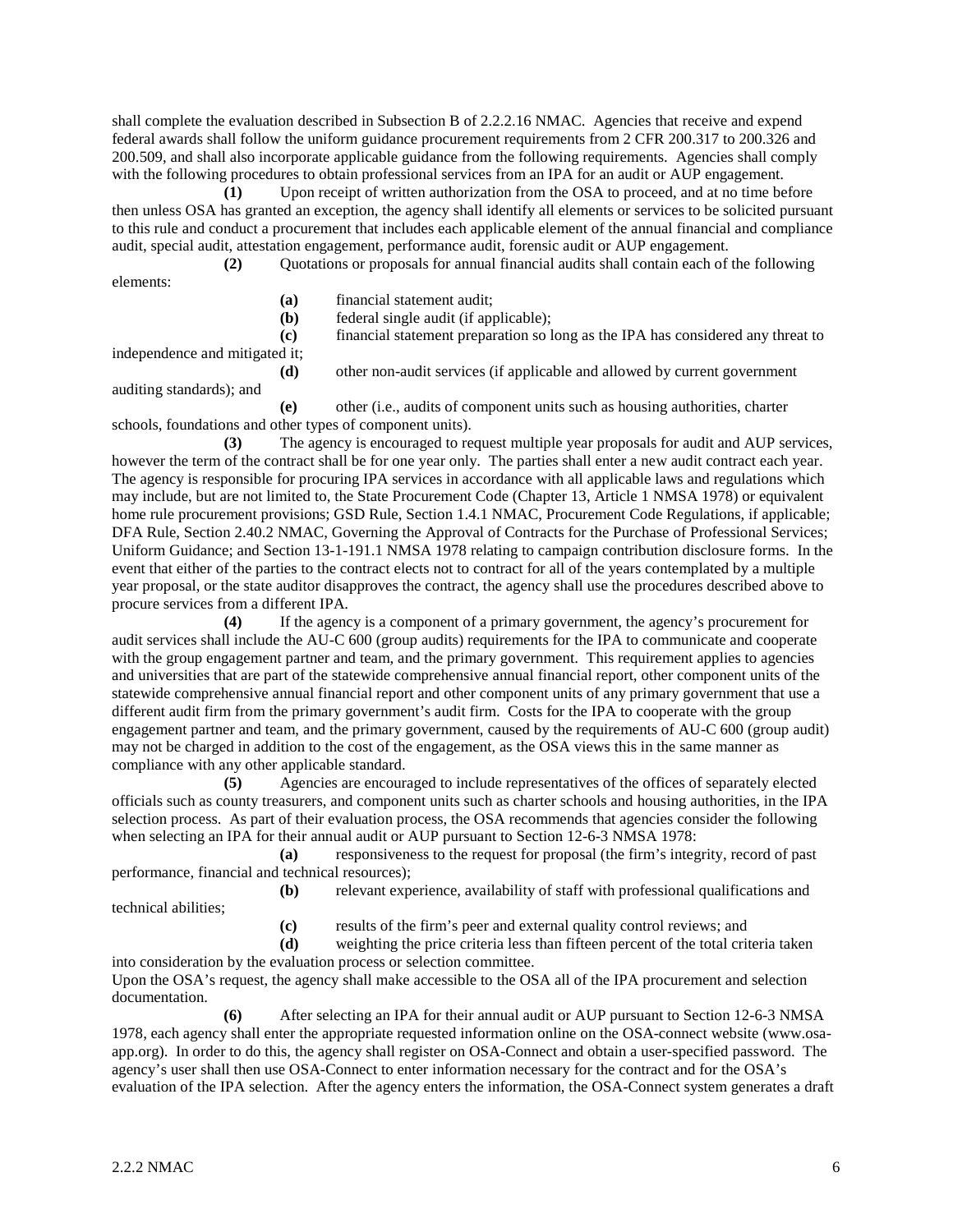shall complete the evaluation described in Subsection B of 2.2.2.16 NMAC. Agencies that receive and expend federal awards shall follow the uniform guidance procurement requirements from 2 CFR 200.317 to 200.326 and 200.509, and shall also incorporate applicable guidance from the following requirements. Agencies shall comply with the following procedures to obtain professional services from an IPA for an audit or AUP engagement.

**(1)** Upon receipt of written authorization from the OSA to proceed, and at no time before then unless OSA has granted an exception, the agency shall identify all elements or services to be solicited pursuant to this rule and conduct a procurement that includes each applicable element of the annual financial and compliance audit, special audit, attestation engagement, performance audit, forensic audit or AUP engagement.

**(2)** Quotations or proposals for annual financial audits shall contain each of the following elements:

**(a)** financial statement audit;

**(b)** federal single audit (if applicable);

**(c)** financial statement preparation so long as the IPA has considered any threat to independence and mitigated it;

**(d)** other non-audit services (if applicable and allowed by current government auditing standards); and

**(e)** other (i.e., audits of component units such as housing authorities, charter schools, foundations and other types of component units).

**(3)** The agency is encouraged to request multiple year proposals for audit and AUP services, however the term of the contract shall be for one year only. The parties shall enter a new audit contract each year. The agency is responsible for procuring IPA services in accordance with all applicable laws and regulations which may include, but are not limited to, the State Procurement Code (Chapter 13, Article 1 NMSA 1978) or equivalent home rule procurement provisions; GSD Rule, Section 1.4.1 NMAC, Procurement Code Regulations, if applicable; DFA Rule, Section 2.40.2 NMAC, Governing the Approval of Contracts for the Purchase of Professional Services; Uniform Guidance; and Section 13-1-191.1 NMSA 1978 relating to campaign contribution disclosure forms. In the event that either of the parties to the contract elects not to contract for all of the years contemplated by a multiple year proposal, or the state auditor disapproves the contract, the agency shall use the procedures described above to procure services from a different IPA.

**(4)** If the agency is a component of a primary government, the agency's procurement for audit services shall include the AU-C 600 (group audits) requirements for the IPA to communicate and cooperate with the group engagement partner and team, and the primary government. This requirement applies to agencies and universities that are part of the statewide comprehensive annual financial report, other component units of the statewide comprehensive annual financial report and other component units of any primary government that use a different audit firm from the primary government's audit firm. Costs for the IPA to cooperate with the group engagement partner and team, and the primary government, caused by the requirements of AU-C 600 (group audit) may not be charged in addition to the cost of the engagement, as the OSA views this in the same manner as compliance with any other applicable standard.

**(5)** Agencies are encouraged to include representatives of the offices of separately elected officials such as county treasurers, and component units such as charter schools and housing authorities, in the IPA selection process. As part of their evaluation process, the OSA recommends that agencies consider the following when selecting an IPA for their annual audit or AUP pursuant to Section 12-6-3 NMSA 1978:

**(a)** responsiveness to the request for proposal (the firm's integrity, record of past performance, financial and technical resources);

**(b)** relevant experience, availability of staff with professional qualifications and technical abilities;

**(c)** results of the firm's peer and external quality control reviews; and

**(d)** weighting the price criteria less than fifteen percent of the total criteria taken into consideration by the evaluation process or selection committee.

Upon the OSA's request, the agency shall make accessible to the OSA all of the IPA procurement and selection documentation.

**(6)** After selecting an IPA for their annual audit or AUP pursuant to Section 12-6-3 NMSA 1978, each agency shall enter the appropriate requested information online on the OSA-connect website (www.osa-app.org). In order to do this, the agency shall register on OSA-Connect and obtain a user-specified password. The agency's user shall then use OSA-Connect to enter information necessary for the contract and for the OSA's evaluation of the IPA selection. After the agency enters the information, the OSA-Connect system generates a draft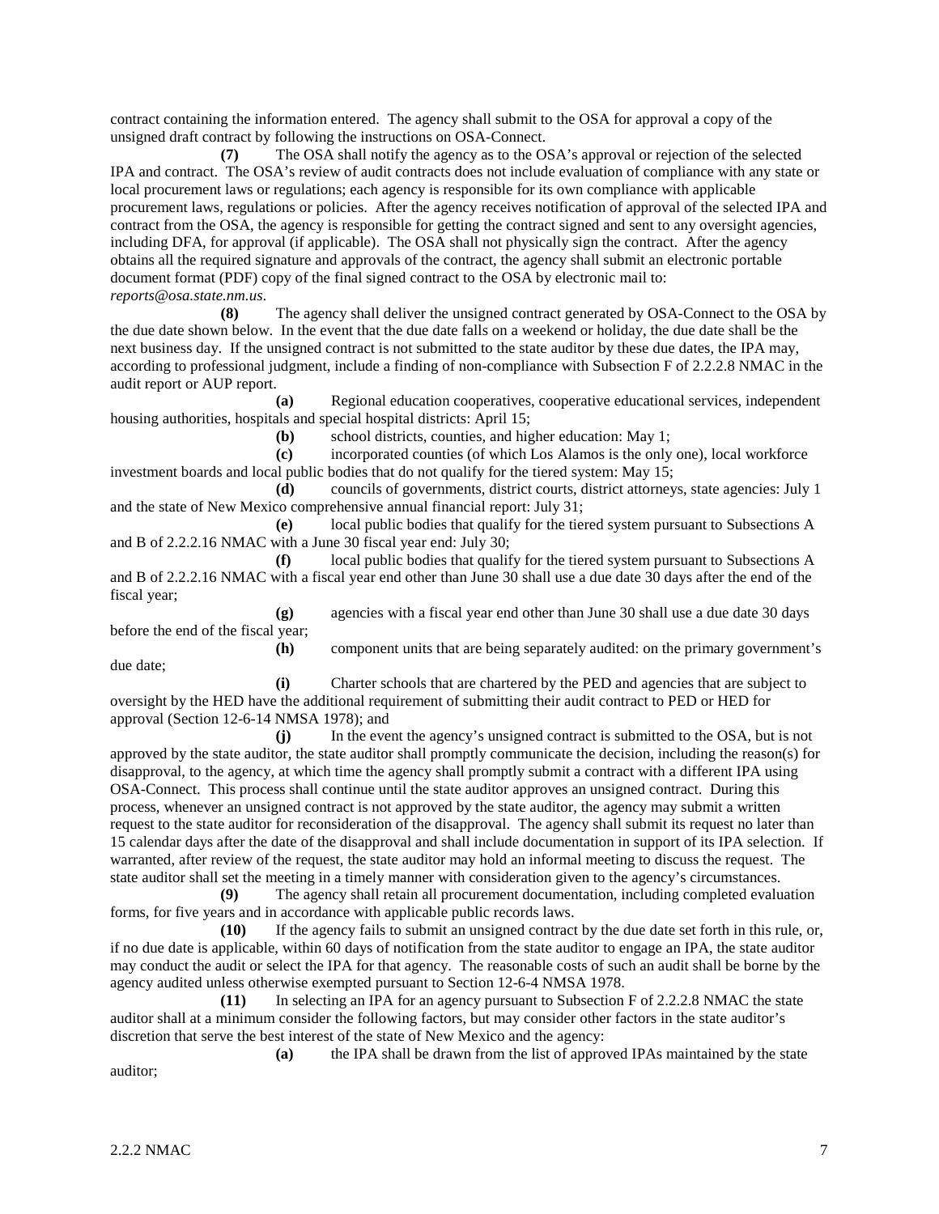contract containing the information entered. The agency shall submit to the OSA for approval a copy of the unsigned draft contract by following the instructions on OSA-Connect.

**(7)** The OSA shall notify the agency as to the OSA's approval or rejection of the selected IPA and contract. The OSA's review of audit contracts does not include evaluation of compliance with any state or local procurement laws or regulations; each agency is responsible for its own compliance with applicable procurement laws, regulations or policies. After the agency receives notification of approval of the selected IPA and contract from the OSA, the agency is responsible for getting the contract signed and sent to any oversight agencies, including DFA, for approval (if applicable). The OSA shall not physically sign the contract. After the agency obtains all the required signature and approvals of the contract, the agency shall submit an electronic portable document format (PDF) copy of the final signed contract to the OSA by electronic mail to: *reports@osa.state.nm.us*.

**(8)** The agency shall deliver the unsigned contract generated by OSA-Connect to the OSA by the due date shown below. In the event that the due date falls on a weekend or holiday, the due date shall be the next business day. If the unsigned contract is not submitted to the state auditor by these due dates, the IPA may, according to professional judgment, include a finding of non-compliance with Subsection F of 2.2.2.8 NMAC in the audit report or AUP report.

**(a)** Regional education cooperatives, cooperative educational services, independent housing authorities, hospitals and special hospital districts: April 15;

**(b)** school districts, counties, and higher education: May 1;

**(c)** incorporated counties (of which Los Alamos is the only one), local workforce investment boards and local public bodies that do not qualify for the tiered system: May 15;

**(d)** councils of governments, district courts, district attorneys, state agencies: July 1 and the state of New Mexico comprehensive annual financial report: July 31;

**(e)** local public bodies that qualify for the tiered system pursuant to Subsections A and B of 2.2.2.16 NMAC with a June 30 fiscal year end: July 30;

**(f)** local public bodies that qualify for the tiered system pursuant to Subsections A and B of 2.2.2.16 NMAC with a fiscal year end other than June 30 shall use a due date 30 days after the end of the fiscal year;

**(g)** agencies with a fiscal year end other than June 30 shall use a due date 30 days before the end of the fiscal year;

**(h)** component units that are being separately audited: on the primary government's due date;

**(i)** Charter schools that are chartered by the PED and agencies that are subject to oversight by the HED have the additional requirement of submitting their audit contract to PED or HED for approval (Section 12-6-14 NMSA 1978); and

**(j)** In the event the agency's unsigned contract is submitted to the OSA, but is not approved by the state auditor, the state auditor shall promptly communicate the decision, including the reason(s) for disapproval, to the agency, at which time the agency shall promptly submit a contract with a different IPA using OSA-Connect. This process shall continue until the state auditor approves an unsigned contract. During this process, whenever an unsigned contract is not approved by the state auditor, the agency may submit a written request to the state auditor for reconsideration of the disapproval. The agency shall submit its request no later than 15 calendar days after the date of the disapproval and shall include documentation in support of its IPA selection. If warranted, after review of the request, the state auditor may hold an informal meeting to discuss the request. The state auditor shall set the meeting in a timely manner with consideration given to the agency's circumstances.

**(9)** The agency shall retain all procurement documentation, including completed evaluation forms, for five years and in accordance with applicable public records laws.

**(10)** If the agency fails to submit an unsigned contract by the due date set forth in this rule, or, if no due date is applicable, within 60 days of notification from the state auditor to engage an IPA, the state auditor may conduct the audit or select the IPA for that agency. The reasonable costs of such an audit shall be borne by the agency audited unless otherwise exempted pursuant to Section 12-6-4 NMSA 1978.

**(11)** In selecting an IPA for an agency pursuant to Subsection F of 2.2.2.8 NMAC the state auditor shall at a minimum consider the following factors, but may consider other factors in the state auditor's discretion that serve the best interest of the state of New Mexico and the agency:

**(a)** the IPA shall be drawn from the list of approved IPAs maintained by the state auditor;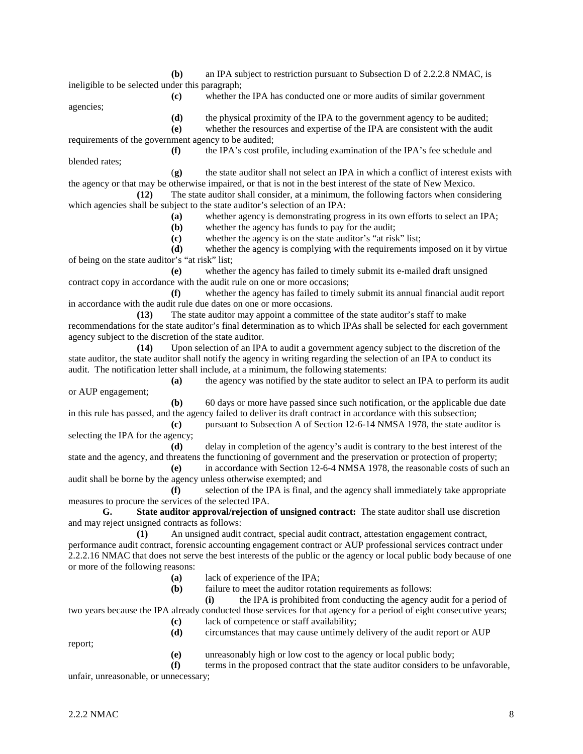**(b)** an IPA subject to restriction pursuant to Subsection D of 2.2.2.8 NMAC, is ineligible to be selected under this paragraph;

**(c)** whether the IPA has conducted one or more audits of similar government agencies;

**(d)** the physical proximity of the IPA to the government agency to be audited;

**(e)** whether the resources and expertise of the IPA are consistent with the audit requirements of the government agency to be audited;

**(f)** the IPA's cost profile, including examination of the IPA's fee schedule and blended rates;

(**g)** the state auditor shall not select an IPA in which a conflict of interest exists with the agency or that may be otherwise impaired, or that is not in the best interest of the state of New Mexico.

**(12)** The state auditor shall consider, at a minimum, the following factors when considering which agencies shall be subject to the state auditor's selection of an IPA:

**(a)** whether agency is demonstrating progress in its own efforts to select an IPA;

**(b)** whether the agency has funds to pay for the audit;

**(c)** whether the agency is on the state auditor's "at risk" list;

**(d)** whether the agency is complying with the requirements imposed on it by virtue of being on the state auditor's "at risk" list;

**(e)** whether the agency has failed to timely submit its e-mailed draft unsigned contract copy in accordance with the audit rule on one or more occasions;

**(f)** whether the agency has failed to timely submit its annual financial audit report in accordance with the audit rule due dates on one or more occasions.

**(13)** The state auditor may appoint a committee of the state auditor's staff to make recommendations for the state auditor's final determination as to which IPAs shall be selected for each government agency subject to the discretion of the state auditor.

**(14)** Upon selection of an IPA to audit a government agency subject to the discretion of the state auditor, the state auditor shall notify the agency in writing regarding the selection of an IPA to conduct its audit. The notification letter shall include, at a minimum, the following statements:

**(a)** the agency was notified by the state auditor to select an IPA to perform its audit or AUP engagement;

**(b)** 60 days or more have passed since such notification, or the applicable due date in this rule has passed, and the agency failed to deliver its draft contract in accordance with this subsection;

**(c)** pursuant to Subsection A of Section 12-6-14 NMSA 1978, the state auditor is selecting the IPA for the agency;

**(d)** delay in completion of the agency's audit is contrary to the best interest of the state and the agency, and threatens the functioning of government and the preservation or protection of property;

**(e)** in accordance with Section 12-6-4 NMSA 1978, the reasonable costs of such an audit shall be borne by the agency unless otherwise exempted; and

**(f)** selection of the IPA is final, and the agency shall immediately take appropriate measures to procure the services of the selected IPA.

**G. State auditor approval/rejection of unsigned contract:** The state auditor shall use discretion and may reject unsigned contracts as follows:

**(1)** An unsigned audit contract, special audit contract, attestation engagement contract, performance audit contract, forensic accounting engagement contract or AUP professional services contract under 2.2.2.16 NMAC that does not serve the best interests of the public or the agency or local public body because of one or more of the following reasons:

**(a)** lack of experience of the IPA;

**(b)** failure to meet the auditor rotation requirements as follows:

**(i)** the IPA is prohibited from conducting the agency audit for a period of two years because the IPA already conducted those services for that agency for a period of eight consecutive years;

**(c)** lack of competence or staff availability;

**(d)** circumstances that may cause untimely delivery of the audit report or AUP report;

**(e)** unreasonably high or low cost to the agency or local public body;

**(f)** terms in the proposed contract that the state auditor considers to be unfavorable, unfair, unreasonable, or unnecessary;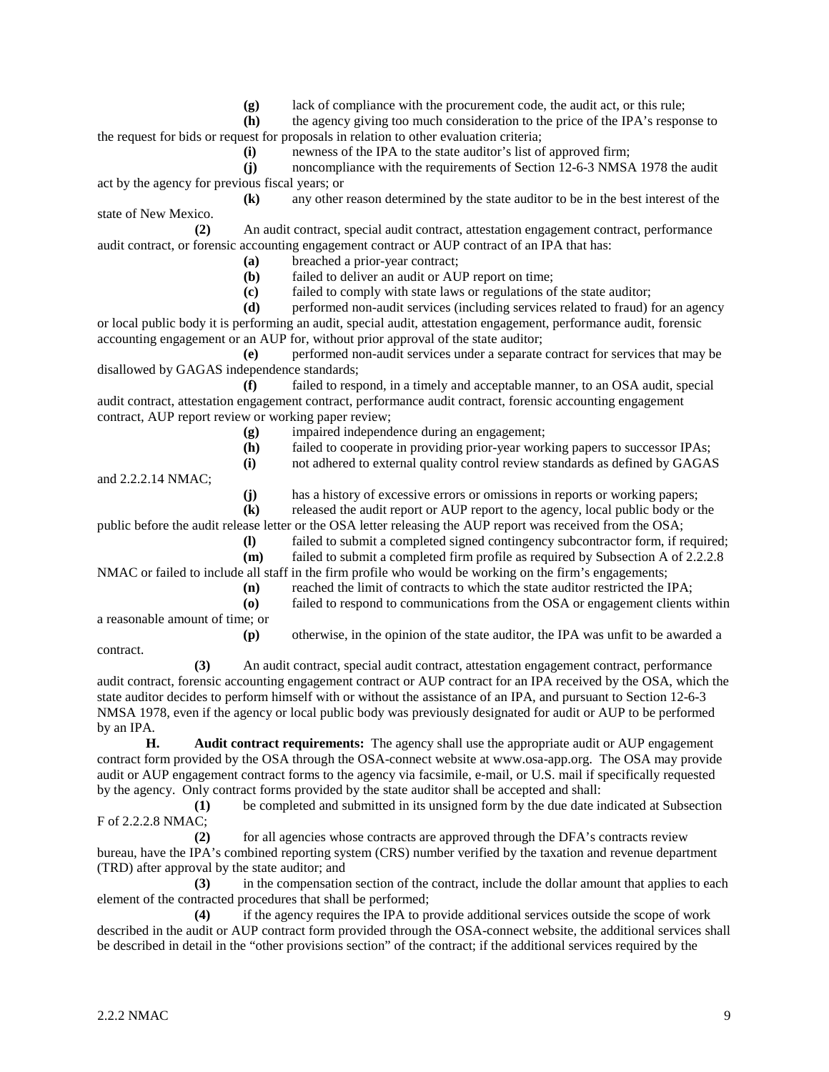**(g)** lack of compliance with the procurement code, the audit act, or this rule;

**(h)** the agency giving too much consideration to the price of the IPA's response to the request for bids or request for proposals in relation to other evaluation criteria;

**(i)** newness of the IPA to the state auditor's list of approved firm;

**(j)** noncompliance with the requirements of Section 12-6-3 NMSA 1978 the audit act by the agency for previous fiscal years; or

**(k)** any other reason determined by the state auditor to be in the best interest of the state of New Mexico.

**(2)** An audit contract, special audit contract, attestation engagement contract, performance audit contract, or forensic accounting engagement contract or AUP contract of an IPA that has:

**(a)** breached a prior-year contract;

**(b)** failed to deliver an audit or AUP report on time;

**(c)** failed to comply with state laws or regulations of the state auditor;

**(d)** performed non-audit services (including services related to fraud) for an agency or local public body it is performing an audit, special audit, attestation engagement, performance audit, forensic accounting engagement or an AUP for, without prior approval of the state auditor;

**(e)** performed non-audit services under a separate contract for services that may be disallowed by GAGAS independence standards;

**(f)** failed to respond, in a timely and acceptable manner, to an OSA audit, special audit contract, attestation engagement contract, performance audit contract, forensic accounting engagement contract, AUP report review or working paper review;

**(g)** impaired independence during an engagement;

**(h)** failed to cooperate in providing prior-year working papers to successor IPAs;

**(i)** not adhered to external quality control review standards as defined by GAGAS and 2.2.2.14 NMAC;

**(j)** has a history of excessive errors or omissions in reports or working papers;

**(k)** released the audit report or AUP report to the agency, local public body or the public before the audit release letter or the OSA letter releasing the AUP report was received from the OSA;

**(l)** failed to submit a completed signed contingency subcontractor form, if required;

**(m)** failed to submit a completed firm profile as required by Subsection A of 2.2.2.8 NMAC or failed to include all staff in the firm profile who would be working on the firm's engagements;

**(n)** reached the limit of contracts to which the state auditor restricted the IPA;

**(o)** failed to respond to communications from the OSA or engagement clients within a reasonable amount of time; or

**(p)** otherwise, in the opinion of the state auditor, the IPA was unfit to be awarded a contract.

**(3)** An audit contract, special audit contract, attestation engagement contract, performance audit contract, forensic accounting engagement contract or AUP contract for an IPA received by the OSA, which the state auditor decides to perform himself with or without the assistance of an IPA, and pursuant to Section 12-6-3 NMSA 1978, even if the agency or local public body was previously designated for audit or AUP to be performed by an IPA.

**H. Audit contract requirements:** The agency shall use the appropriate audit or AUP engagement contract form provided by the OSA through the OSA-connect website at www.osa-app.org. The OSA may provide audit or AUP engagement contract forms to the agency via facsimile, e-mail, or U.S. mail if specifically requested by the agency. Only contract forms provided by the state auditor shall be accepted and shall:

**(1)** be completed and submitted in its unsigned form by the due date indicated at Subsection F of 2.2.2.8 NMAC;

**(2)** for all agencies whose contracts are approved through the DFA's contracts review bureau, have the IPA's combined reporting system (CRS) number verified by the taxation and revenue department (TRD) after approval by the state auditor; and

**(3)** in the compensation section of the contract, include the dollar amount that applies to each element of the contracted procedures that shall be performed;

**(4)** if the agency requires the IPA to provide additional services outside the scope of work described in the audit or AUP contract form provided through the OSA-connect website, the additional services shall be described in detail in the "other provisions section" of the contract; if the additional services required by the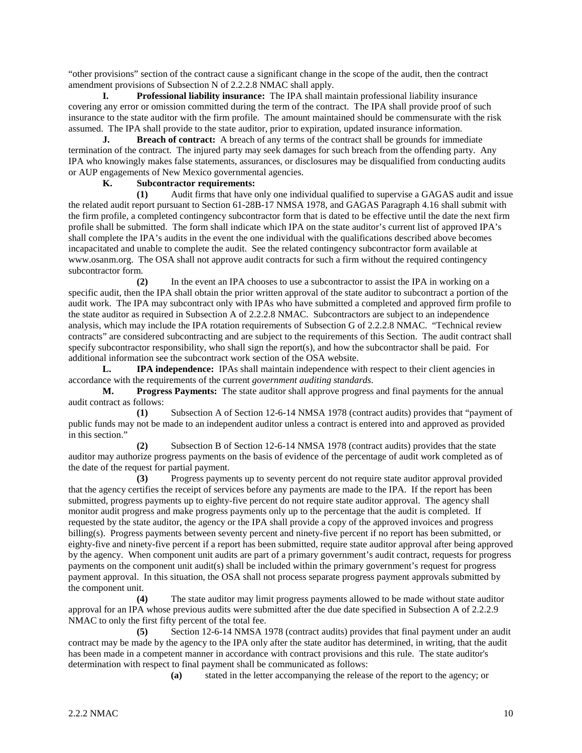"other provisions" section of the contract cause a significant change in the scope of the audit, then the contract amendment provisions of Subsection N of 2.2.2.8 NMAC shall apply.

**I. Professional liability insurance:** The IPA shall maintain professional liability insurance covering any error or omission committed during the term of the contract. The IPA shall provide proof of such insurance to the state auditor with the firm profile. The amount maintained should be commensurate with the risk assumed. The IPA shall provide to the state auditor, prior to expiration, updated insurance information.

**J. Breach of contract:** A breach of any terms of the contract shall be grounds for immediate termination of the contract. The injured party may seek damages for such breach from the offending party. Any IPA who knowingly makes false statements, assurances, or disclosures may be disqualified from conducting audits or AUP engagements of New Mexico governmental agencies.

**K. Subcontractor requirements:**

**(1)** Audit firms that have only one individual qualified to supervise a GAGAS audit and issue the related audit report pursuant to Section 61-28B-17 NMSA 1978, and GAGAS Paragraph 4.16 shall submit with the firm profile, a completed contingency subcontractor form that is dated to be effective until the date the next firm profile shall be submitted. The form shall indicate which IPA on the state auditor's current list of approved IPA's shall complete the IPA's audits in the event the one individual with the qualifications described above becomes incapacitated and unable to complete the audit. See the related contingency subcontractor form available at www.osanm.org. The OSA shall not approve audit contracts for such a firm without the required contingency subcontractor form.

**(2)** In the event an IPA chooses to use a subcontractor to assist the IPA in working on a specific audit, then the IPA shall obtain the prior written approval of the state auditor to subcontract a portion of the audit work. The IPA may subcontract only with IPAs who have submitted a completed and approved firm profile to the state auditor as required in Subsection A of 2.2.2.8 NMAC. Subcontractors are subject to an independence analysis, which may include the IPA rotation requirements of Subsection G of 2.2.2.8 NMAC. "Technical review contracts" are considered subcontracting and are subject to the requirements of this Section. The audit contract shall specify subcontractor responsibility, who shall sign the report(s), and how the subcontractor shall be paid. For additional information see the subcontract work section of the OSA website.

**L. IPA independence:** IPAs shall maintain independence with respect to their client agencies in accordance with the requirements of the current *government auditing standards*.

**M. Progress Payments:** The state auditor shall approve progress and final payments for the annual audit contract as follows:

**(1)** Subsection A of Section 12-6-14 NMSA 1978 (contract audits) provides that "payment of public funds may not be made to an independent auditor unless a contract is entered into and approved as provided in this section."

**(2)** Subsection B of Section 12-6-14 NMSA 1978 (contract audits) provides that the state auditor may authorize progress payments on the basis of evidence of the percentage of audit work completed as of the date of the request for partial payment.

**(3)** Progress payments up to seventy percent do not require state auditor approval provided that the agency certifies the receipt of services before any payments are made to the IPA. If the report has been submitted, progress payments up to eighty-five percent do not require state auditor approval. The agency shall monitor audit progress and make progress payments only up to the percentage that the audit is completed. If requested by the state auditor, the agency or the IPA shall provide a copy of the approved invoices and progress billing(s). Progress payments between seventy percent and ninety-five percent if no report has been submitted, or eighty-five and ninety-five percent if a report has been submitted, require state auditor approval after being approved by the agency. When component unit audits are part of a primary government's audit contract, requests for progress payments on the component unit audit(s) shall be included within the primary government's request for progress payment approval. In this situation, the OSA shall not process separate progress payment approvals submitted by the component unit.

**(4)** The state auditor may limit progress payments allowed to be made without state auditor approval for an IPA whose previous audits were submitted after the due date specified in Subsection A of 2.2.2.9 NMAC to only the first fifty percent of the total fee.

**(5)** Section 12-6-14 NMSA 1978 (contract audits) provides that final payment under an audit contract may be made by the agency to the IPA only after the state auditor has determined, in writing, that the audit has been made in a competent manner in accordance with contract provisions and this rule. The state auditor's determination with respect to final payment shall be communicated as follows:

**(a)** stated in the letter accompanying the release of the report to the agency; or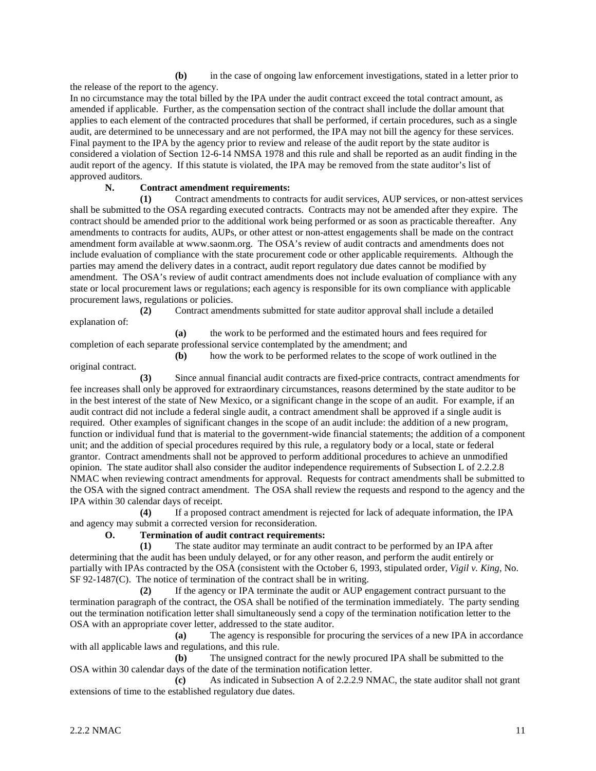**(b)** in the case of ongoing law enforcement investigations, stated in a letter prior to the release of the report to the agency.

In no circumstance may the total billed by the IPA under the audit contract exceed the total contract amount, as amended if applicable. Further, as the compensation section of the contract shall include the dollar amount that applies to each element of the contracted procedures that shall be performed, if certain procedures, such as a single audit, are determined to be unnecessary and are not performed, the IPA may not bill the agency for these services. Final payment to the IPA by the agency prior to review and release of the audit report by the state auditor is considered a violation of Section 12-6-14 NMSA 1978 and this rule and shall be reported as an audit finding in the audit report of the agency. If this statute is violated, the IPA may be removed from the state auditor's list of approved auditors.

**N. Contract amendment requirements:**

**(1)** Contract amendments to contracts for audit services, AUP services, or non-attest services shall be submitted to the OSA regarding executed contracts. Contracts may not be amended after they expire. The contract should be amended prior to the additional work being performed or as soon as practicable thereafter. Any amendments to contracts for audits, AUPs, or other attest or non-attest engagements shall be made on the contract amendment form available at www.saonm.org. The OSA's review of audit contracts and amendments does not include evaluation of compliance with the state procurement code or other applicable requirements. Although the parties may amend the delivery dates in a contract, audit report regulatory due dates cannot be modified by amendment. The OSA's review of audit contract amendments does not include evaluation of compliance with any state or local procurement laws or regulations; each agency is responsible for its own compliance with applicable procurement laws, regulations or policies.

**(2)** Contract amendments submitted for state auditor approval shall include a detailed explanation of:

**(a)** the work to be performed and the estimated hours and fees required for completion of each separate professional service contemplated by the amendment; and

**(b)** how the work to be performed relates to the scope of work outlined in the original contract.

**(3)** Since annual financial audit contracts are fixed-price contracts, contract amendments for fee increases shall only be approved for extraordinary circumstances, reasons determined by the state auditor to be in the best interest of the state of New Mexico, or a significant change in the scope of an audit. For example, if an audit contract did not include a federal single audit, a contract amendment shall be approved if a single audit is required. Other examples of significant changes in the scope of an audit include: the addition of a new program, function or individual fund that is material to the government-wide financial statements; the addition of a component unit; and the addition of special procedures required by this rule, a regulatory body or a local, state or federal grantor. Contract amendments shall not be approved to perform additional procedures to achieve an unmodified opinion. The state auditor shall also consider the auditor independence requirements of Subsection L of 2.2.2.8 NMAC when reviewing contract amendments for approval. Requests for contract amendments shall be submitted to the OSA with the signed contract amendment. The OSA shall review the requests and respond to the agency and the IPA within 30 calendar days of receipt.

**(4)** If a proposed contract amendment is rejected for lack of adequate information, the IPA and agency may submit a corrected version for reconsideration.

**O. Termination of audit contract requirements:**

**(1)** The state auditor may terminate an audit contract to be performed by an IPA after determining that the audit has been unduly delayed, or for any other reason, and perform the audit entirely or partially with IPAs contracted by the OSA (consistent with the October 6, 1993, stipulated order, *Vigil v. King*, No. SF 92-1487(C). The notice of termination of the contract shall be in writing.

**(2)** If the agency or IPA terminate the audit or AUP engagement contract pursuant to the termination paragraph of the contract, the OSA shall be notified of the termination immediately. The party sending out the termination notification letter shall simultaneously send a copy of the termination notification letter to the OSA with an appropriate cover letter, addressed to the state auditor.

**(a)** The agency is responsible for procuring the services of a new IPA in accordance with all applicable laws and regulations, and this rule.

**(b)** The unsigned contract for the newly procured IPA shall be submitted to the OSA within 30 calendar days of the date of the termination notification letter.

**(c)** As indicated in Subsection A of 2.2.2.9 NMAC, the state auditor shall not grant extensions of time to the established regulatory due dates.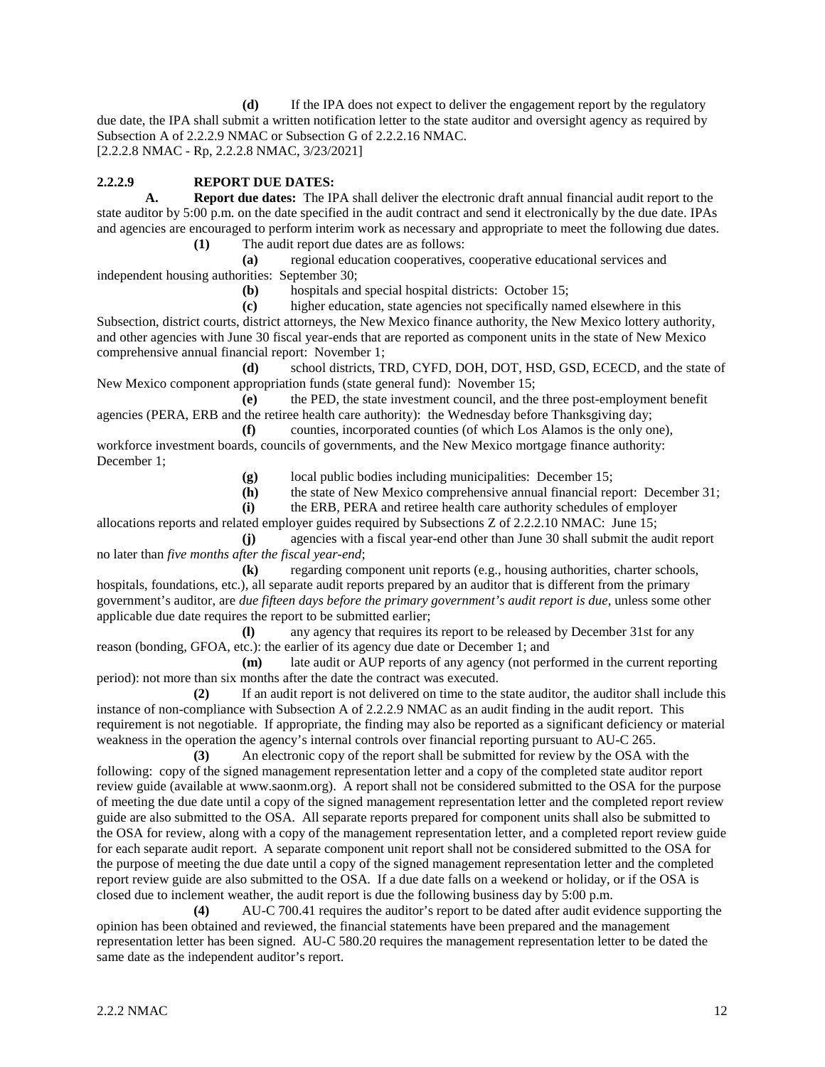**(d)** If the IPA does not expect to deliver the engagement report by the regulatory due date, the IPA shall submit a written notification letter to the state auditor and oversight agency as required by Subsection A of 2.2.2.9 NMAC or Subsection G of 2.2.2.16 NMAC.
[2.2.2.8 NMAC - Rp, 2.2.2.8 NMAC, 3/23/2021]

**2.2.2.9 REPORT DUE DATES:**

**A. Report due dates:** The IPA shall deliver the electronic draft annual financial audit report to the state auditor by 5:00 p.m. on the date specified in the audit contract and send it electronically by the due date. IPAs and agencies are encouraged to perform interim work as necessary and appropriate to meet the following due dates.

**(1)** The audit report due dates are as follows:

**(a)** regional education cooperatives, cooperative educational services and independent housing authorities: September 30;

**(b)** hospitals and special hospital districts: October 15;

**(c)** higher education, state agencies not specifically named elsewhere in this Subsection, district courts, district attorneys, the New Mexico finance authority, the New Mexico lottery authority, and other agencies with June 30 fiscal year-ends that are reported as component units in the state of New Mexico comprehensive annual financial report: November 1;

**(d)** school districts, TRD, CYFD, DOH, DOT, HSD, GSD, ECECD, and the state of New Mexico component appropriation funds (state general fund): November 15;

**(e)** the PED, the state investment council, and the three post-employment benefit agencies (PERA, ERB and the retiree health care authority): the Wednesday before Thanksgiving day;

**(f)** counties, incorporated counties (of which Los Alamos is the only one), workforce investment boards, councils of governments, and the New Mexico mortgage finance authority: December 1;

**(g)** local public bodies including municipalities: December 15;

**(h)** the state of New Mexico comprehensive annual financial report: December 31;

**(i)** the ERB, PERA and retiree health care authority schedules of employer allocations reports and related employer guides required by Subsections Z of 2.2.2.10 NMAC: June 15;

**(j)** agencies with a fiscal year-end other than June 30 shall submit the audit report no later than *five months after the fiscal year-end*;

**(k)** regarding component unit reports (e.g., housing authorities, charter schools, hospitals, foundations, etc.), all separate audit reports prepared by an auditor that is different from the primary government's auditor, are *due fifteen days before the primary government's audit report is due*, unless some other applicable due date requires the report to be submitted earlier;

**(l)** any agency that requires its report to be released by December 31st for any reason (bonding, GFOA, etc.): the earlier of its agency due date or December 1; and

**(m)** late audit or AUP reports of any agency (not performed in the current reporting period): not more than six months after the date the contract was executed.

**(2)** If an audit report is not delivered on time to the state auditor, the auditor shall include this instance of non-compliance with Subsection A of 2.2.2.9 NMAC as an audit finding in the audit report. This requirement is not negotiable. If appropriate, the finding may also be reported as a significant deficiency or material weakness in the operation the agency's internal controls over financial reporting pursuant to AU-C 265.

**(3)** An electronic copy of the report shall be submitted for review by the OSA with the following: copy of the signed management representation letter and a copy of the completed state auditor report review guide (available at www.saonm.org). A report shall not be considered submitted to the OSA for the purpose of meeting the due date until a copy of the signed management representation letter and the completed report review guide are also submitted to the OSA. All separate reports prepared for component units shall also be submitted to the OSA for review, along with a copy of the management representation letter, and a completed report review guide for each separate audit report. A separate component unit report shall not be considered submitted to the OSA for the purpose of meeting the due date until a copy of the signed management representation letter and the completed report review guide are also submitted to the OSA. If a due date falls on a weekend or holiday, or if the OSA is closed due to inclement weather, the audit report is due the following business day by 5:00 p.m.

**(4)** AU-C 700.41 requires the auditor's report to be dated after audit evidence supporting the opinion has been obtained and reviewed, the financial statements have been prepared and the management representation letter has been signed. AU-C 580.20 requires the management representation letter to be dated the same date as the independent auditor's report.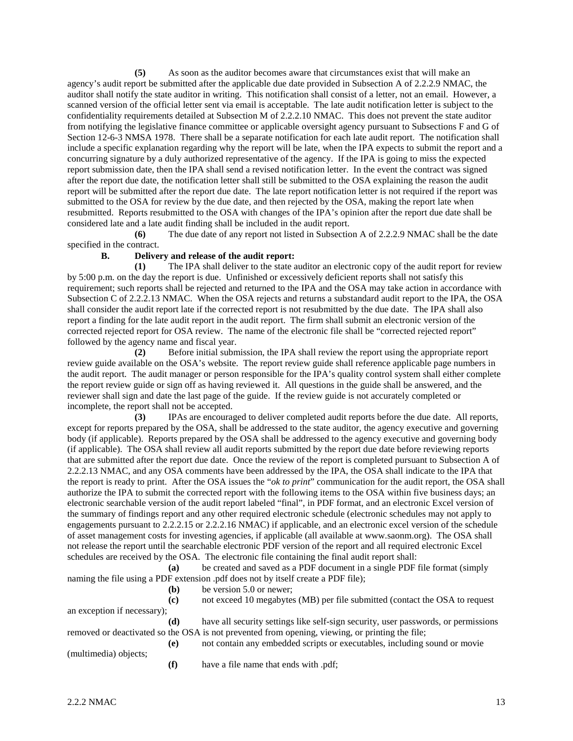**(5)** As soon as the auditor becomes aware that circumstances exist that will make an agency's audit report be submitted after the applicable due date provided in Subsection A of 2.2.2.9 NMAC, the auditor shall notify the state auditor in writing. This notification shall consist of a letter, not an email. However, a scanned version of the official letter sent via email is acceptable. The late audit notification letter is subject to the confidentiality requirements detailed at Subsection M of 2.2.2.10 NMAC. This does not prevent the state auditor from notifying the legislative finance committee or applicable oversight agency pursuant to Subsections F and G of Section 12-6-3 NMSA 1978. There shall be a separate notification for each late audit report. The notification shall include a specific explanation regarding why the report will be late, when the IPA expects to submit the report and a concurring signature by a duly authorized representative of the agency. If the IPA is going to miss the expected report submission date, then the IPA shall send a revised notification letter. In the event the contract was signed after the report due date, the notification letter shall still be submitted to the OSA explaining the reason the audit report will be submitted after the report due date. The late report notification letter is not required if the report was submitted to the OSA for review by the due date, and then rejected by the OSA, making the report late when resubmitted. Reports resubmitted to the OSA with changes of the IPA's opinion after the report due date shall be considered late and a late audit finding shall be included in the audit report.

**(6)** The due date of any report not listed in Subsection A of 2.2.2.9 NMAC shall be the date specified in the contract.

**B. Delivery and release of the audit report:**

**(1)** The IPA shall deliver to the state auditor an electronic copy of the audit report for review by 5:00 p.m. on the day the report is due. Unfinished or excessively deficient reports shall not satisfy this requirement; such reports shall be rejected and returned to the IPA and the OSA may take action in accordance with Subsection C of 2.2.2.13 NMAC. When the OSA rejects and returns a substandard audit report to the IPA, the OSA shall consider the audit report late if the corrected report is not resubmitted by the due date. The IPA shall also report a finding for the late audit report in the audit report. The firm shall submit an electronic version of the corrected rejected report for OSA review. The name of the electronic file shall be "corrected rejected report" followed by the agency name and fiscal year.

**(2)** Before initial submission, the IPA shall review the report using the appropriate report review guide available on the OSA's website. The report review guide shall reference applicable page numbers in the audit report. The audit manager or person responsible for the IPA's quality control system shall either complete the report review guide or sign off as having reviewed it. All questions in the guide shall be answered, and the reviewer shall sign and date the last page of the guide. If the review guide is not accurately completed or incomplete, the report shall not be accepted.

**(3)** IPAs are encouraged to deliver completed audit reports before the due date. All reports, except for reports prepared by the OSA, shall be addressed to the state auditor, the agency executive and governing body (if applicable). Reports prepared by the OSA shall be addressed to the agency executive and governing body (if applicable). The OSA shall review all audit reports submitted by the report due date before reviewing reports that are submitted after the report due date. Once the review of the report is completed pursuant to Subsection A of 2.2.2.13 NMAC, and any OSA comments have been addressed by the IPA, the OSA shall indicate to the IPA that the report is ready to print. After the OSA issues the "*ok to print*" communication for the audit report, the OSA shall authorize the IPA to submit the corrected report with the following items to the OSA within five business days; an electronic searchable version of the audit report labeled "final", in PDF format, and an electronic Excel version of the summary of findings report and any other required electronic schedule (electronic schedules may not apply to engagements pursuant to 2.2.2.15 or 2.2.2.16 NMAC) if applicable, and an electronic excel version of the schedule of asset management costs for investing agencies, if applicable (all available at www.saonm.org). The OSA shall not release the report until the searchable electronic PDF version of the report and all required electronic Excel schedules are received by the OSA. The electronic file containing the final audit report shall:

**(a)** be created and saved as a PDF document in a single PDF file format (simply naming the file using a PDF extension .pdf does not by itself create a PDF file);

**(b)** be version 5.0 or newer;

**(c)** not exceed 10 megabytes (MB) per file submitted (contact the OSA to request an exception if necessary);

**(d)** have all security settings like self-sign security, user passwords, or permissions removed or deactivated so the OSA is not prevented from opening, viewing, or printing the file;

**(e)** not contain any embedded scripts or executables, including sound or movie (multimedia) objects;

**(f)** have a file name that ends with .pdf;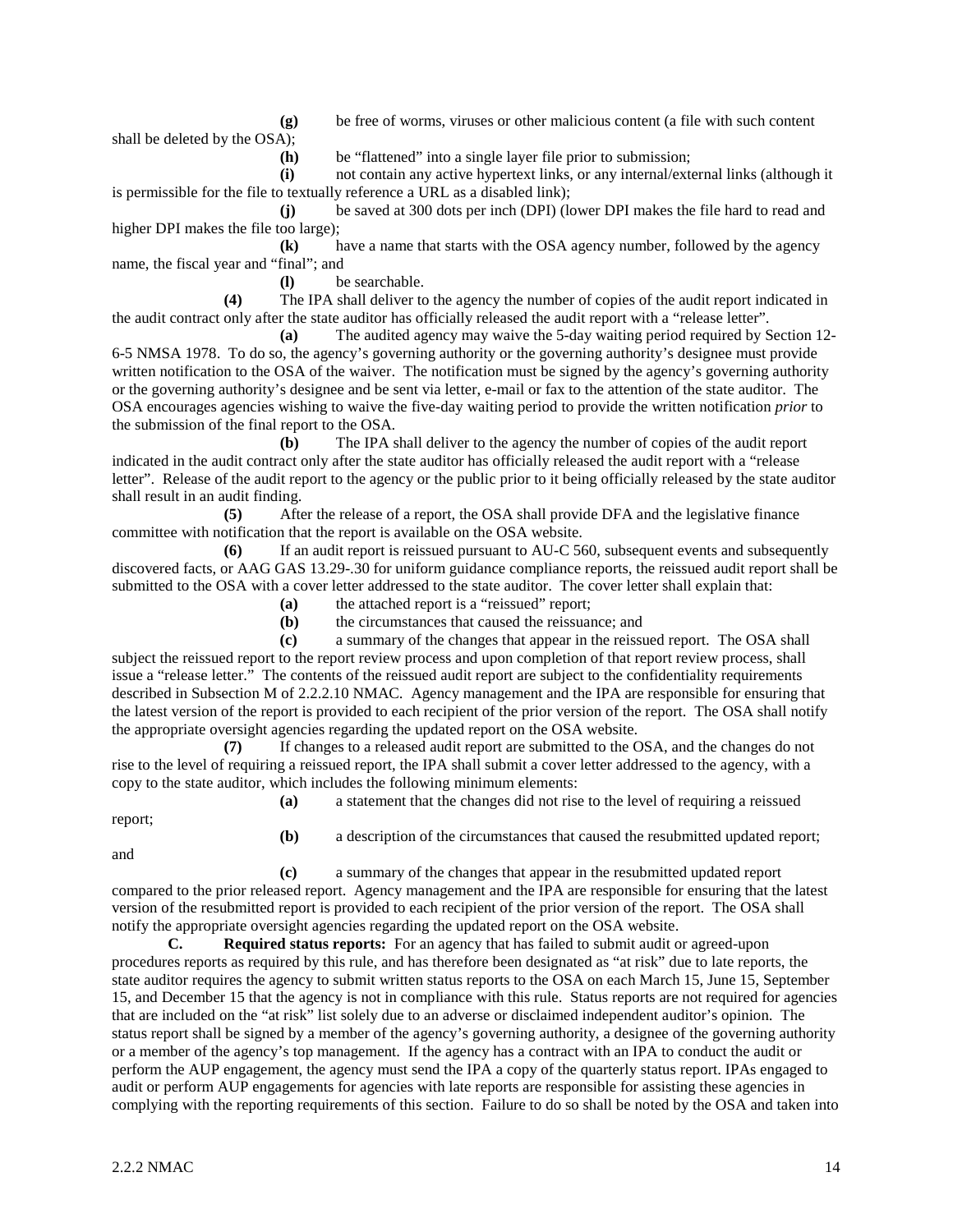**(g)** be free of worms, viruses or other malicious content (a file with such content shall be deleted by the OSA);

**(h)** be "flattened" into a single layer file prior to submission;

**(i)** not contain any active hypertext links, or any internal/external links (although it is permissible for the file to textually reference a URL as a disabled link);

**(j)** be saved at 300 dots per inch (DPI) (lower DPI makes the file hard to read and higher DPI makes the file too large);

**(k)** have a name that starts with the OSA agency number, followed by the agency name, the fiscal year and "final"; and

**(l)** be searchable.

**(4)** The IPA shall deliver to the agency the number of copies of the audit report indicated in the audit contract only after the state auditor has officially released the audit report with a "release letter".

**(a)** The audited agency may waive the 5-day waiting period required by Section 12-6-5 NMSA 1978. To do so, the agency's governing authority or the governing authority's designee must provide written notification to the OSA of the waiver. The notification must be signed by the agency's governing authority or the governing authority's designee and be sent via letter, e-mail or fax to the attention of the state auditor. The OSA encourages agencies wishing to waive the five-day waiting period to provide the written notification *prior* to the submission of the final report to the OSA.

**(b)** The IPA shall deliver to the agency the number of copies of the audit report indicated in the audit contract only after the state auditor has officially released the audit report with a "release letter". Release of the audit report to the agency or the public prior to it being officially released by the state auditor shall result in an audit finding.

**(5)** After the release of a report, the OSA shall provide DFA and the legislative finance committee with notification that the report is available on the OSA website.

**(6)** If an audit report is reissued pursuant to AU-C 560, subsequent events and subsequently discovered facts, or AAG GAS 13.29-.30 for uniform guidance compliance reports, the reissued audit report shall be submitted to the OSA with a cover letter addressed to the state auditor. The cover letter shall explain that:

**(a)** the attached report is a "reissued" report;

**(b)** the circumstances that caused the reissuance; and

**(c)** a summary of the changes that appear in the reissued report. The OSA shall subject the reissued report to the report review process and upon completion of that report review process, shall issue a "release letter." The contents of the reissued audit report are subject to the confidentiality requirements described in Subsection M of 2.2.2.10 NMAC. Agency management and the IPA are responsible for ensuring that the latest version of the report is provided to each recipient of the prior version of the report. The OSA shall notify the appropriate oversight agencies regarding the updated report on the OSA website.

**(7)** If changes to a released audit report are submitted to the OSA, and the changes do not rise to the level of requiring a reissued report, the IPA shall submit a cover letter addressed to the agency, with a copy to the state auditor, which includes the following minimum elements:

**(a)** a statement that the changes did not rise to the level of requiring a reissued report;

**(b)** a description of the circumstances that caused the resubmitted updated report; and

**(c)** a summary of the changes that appear in the resubmitted updated report compared to the prior released report. Agency management and the IPA are responsible for ensuring that the latest version of the resubmitted report is provided to each recipient of the prior version of the report. The OSA shall notify the appropriate oversight agencies regarding the updated report on the OSA website.

**C. Required status reports:** For an agency that has failed to submit audit or agreed-upon procedures reports as required by this rule, and has therefore been designated as "at risk" due to late reports, the state auditor requires the agency to submit written status reports to the OSA on each March 15, June 15, September 15, and December 15 that the agency is not in compliance with this rule. Status reports are not required for agencies that are included on the "at risk" list solely due to an adverse or disclaimed independent auditor's opinion. The status report shall be signed by a member of the agency's governing authority, a designee of the governing authority or a member of the agency's top management. If the agency has a contract with an IPA to conduct the audit or perform the AUP engagement, the agency must send the IPA a copy of the quarterly status report. IPAs engaged to audit or perform AUP engagements for agencies with late reports are responsible for assisting these agencies in complying with the reporting requirements of this section. Failure to do so shall be noted by the OSA and taken into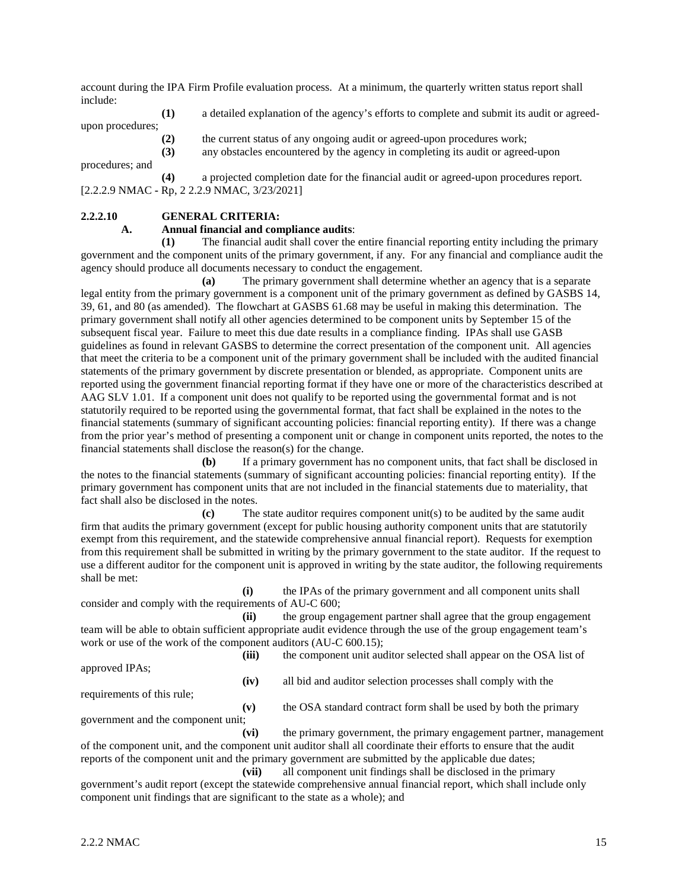account during the IPA Firm Profile evaluation process. At a minimum, the quarterly written status report shall include:

**(1)** a detailed explanation of the agency's efforts to complete and submit its audit or agreed-upon procedures;

**(2)** the current status of any ongoing audit or agreed-upon procedures work;

**(3)** any obstacles encountered by the agency in completing its audit or agreed-upon procedures; and

**(4)** a projected completion date for the financial audit or agreed-upon procedures report.

[2.2.2.9 NMAC - Rp, 2 2.2.9 NMAC, 3/23/2021]

**2.2.2.10 GENERAL CRITERIA:**

**A. Annual financial and compliance audits**:

**(1)** The financial audit shall cover the entire financial reporting entity including the primary government and the component units of the primary government, if any. For any financial and compliance audit the agency should produce all documents necessary to conduct the engagement.

**(a)** The primary government shall determine whether an agency that is a separate legal entity from the primary government is a component unit of the primary government as defined by GASBS 14, 39, 61, and 80 (as amended). The flowchart at GASBS 61.68 may be useful in making this determination. The primary government shall notify all other agencies determined to be component units by September 15 of the subsequent fiscal year. Failure to meet this due date results in a compliance finding. IPAs shall use GASB guidelines as found in relevant GASBS to determine the correct presentation of the component unit. All agencies that meet the criteria to be a component unit of the primary government shall be included with the audited financial statements of the primary government by discrete presentation or blended, as appropriate. Component units are reported using the government financial reporting format if they have one or more of the characteristics described at AAG SLV 1.01. If a component unit does not qualify to be reported using the governmental format and is not statutorily required to be reported using the governmental format, that fact shall be explained in the notes to the financial statements (summary of significant accounting policies: financial reporting entity). If there was a change from the prior year's method of presenting a component unit or change in component units reported, the notes to the financial statements shall disclose the reason(s) for the change.

**(b)** If a primary government has no component units, that fact shall be disclosed in the notes to the financial statements (summary of significant accounting policies: financial reporting entity). If the primary government has component units that are not included in the financial statements due to materiality, that fact shall also be disclosed in the notes.

**(c)** The state auditor requires component unit(s) to be audited by the same audit firm that audits the primary government (except for public housing authority component units that are statutorily exempt from this requirement, and the statewide comprehensive annual financial report). Requests for exemption from this requirement shall be submitted in writing by the primary government to the state auditor. If the request to use a different auditor for the component unit is approved in writing by the state auditor, the following requirements shall be met:

**(i)** the IPAs of the primary government and all component units shall consider and comply with the requirements of AU-C 600;

**(ii)** the group engagement partner shall agree that the group engagement team will be able to obtain sufficient appropriate audit evidence through the use of the group engagement team's work or use of the work of the component auditors (AU-C 600.15);

**(iii)** the component unit auditor selected shall appear on the OSA list of approved IPAs;

**(iv)** all bid and auditor selection processes shall comply with the requirements of this rule;

**(v)** the OSA standard contract form shall be used by both the primary government and the component unit;

**(vi)** the primary government, the primary engagement partner, management of the component unit, and the component unit auditor shall all coordinate their efforts to ensure that the audit reports of the component unit and the primary government are submitted by the applicable due dates;

**(vii)** all component unit findings shall be disclosed in the primary government's audit report (except the statewide comprehensive annual financial report, which shall include only component unit findings that are significant to the state as a whole); and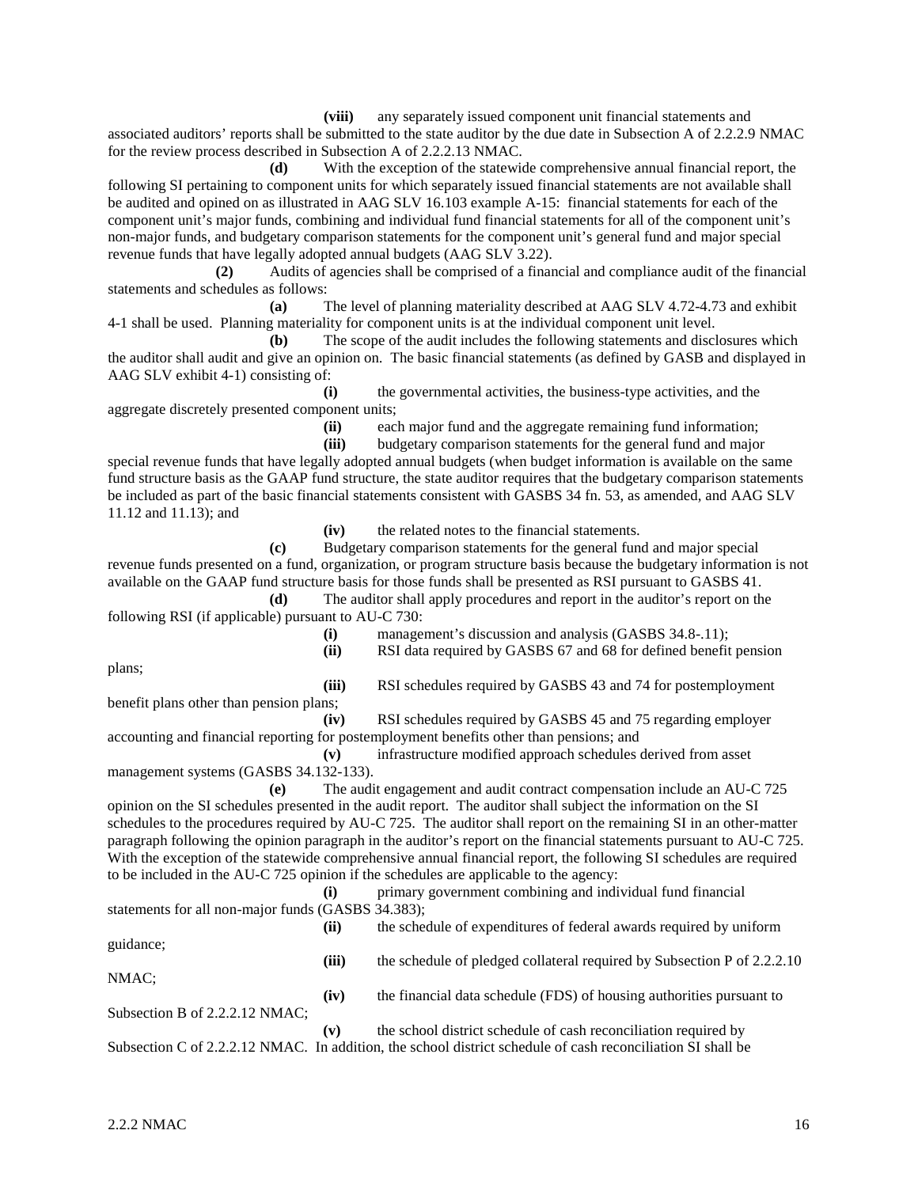**(viii)** any separately issued component unit financial statements and associated auditors' reports shall be submitted to the state auditor by the due date in Subsection A of 2.2.2.9 NMAC for the review process described in Subsection A of 2.2.2.13 NMAC.

**(d)** With the exception of the statewide comprehensive annual financial report, the following SI pertaining to component units for which separately issued financial statements are not available shall be audited and opined on as illustrated in AAG SLV 16.103 example A-15: financial statements for each of the component unit's major funds, combining and individual fund financial statements for all of the component unit's non-major funds, and budgetary comparison statements for the component unit's general fund and major special revenue funds that have legally adopted annual budgets (AAG SLV 3.22).

**(2)** Audits of agencies shall be comprised of a financial and compliance audit of the financial statements and schedules as follows:

**(a)** The level of planning materiality described at AAG SLV 4.72-4.73 and exhibit 4-1 shall be used. Planning materiality for component units is at the individual component unit level.

**(b)** The scope of the audit includes the following statements and disclosures which the auditor shall audit and give an opinion on. The basic financial statements (as defined by GASB and displayed in AAG SLV exhibit 4-1) consisting of:

**(i)** the governmental activities, the business-type activities, and the aggregate discretely presented component units;

**(ii)** each major fund and the aggregate remaining fund information;

**(iii)** budgetary comparison statements for the general fund and major special revenue funds that have legally adopted annual budgets (when budget information is available on the same fund structure basis as the GAAP fund structure, the state auditor requires that the budgetary comparison statements be included as part of the basic financial statements consistent with GASBS 34 fn. 53, as amended, and AAG SLV 11.12 and 11.13); and

**(iv)** the related notes to the financial statements.

**(c)** Budgetary comparison statements for the general fund and major special revenue funds presented on a fund, organization, or program structure basis because the budgetary information is not available on the GAAP fund structure basis for those funds shall be presented as RSI pursuant to GASBS 41.

**(d)** The auditor shall apply procedures and report in the auditor's report on the following RSI (if applicable) pursuant to AU-C 730:

**(i)** management's discussion and analysis (GASBS 34.8-.11);

**(ii)** RSI data required by GASBS 67 and 68 for defined benefit pension plans;

**(iii)** RSI schedules required by GASBS 43 and 74 for postemployment benefit plans other than pension plans;

**(iv)** RSI schedules required by GASBS 45 and 75 regarding employer accounting and financial reporting for postemployment benefits other than pensions; and

**(v)** infrastructure modified approach schedules derived from asset management systems (GASBS 34.132-133).

**(e)** The audit engagement and audit contract compensation include an AU-C 725 opinion on the SI schedules presented in the audit report. The auditor shall subject the information on the SI schedules to the procedures required by AU-C 725. The auditor shall report on the remaining SI in an other-matter paragraph following the opinion paragraph in the auditor's report on the financial statements pursuant to AU-C 725. With the exception of the statewide comprehensive annual financial report, the following SI schedules are required to be included in the AU-C 725 opinion if the schedules are applicable to the agency:

**(i)** primary government combining and individual fund financial statements for all non-major funds (GASBS 34.383);

**(ii)** the schedule of expenditures of federal awards required by uniform guidance;

**(iii)** the schedule of pledged collateral required by Subsection P of 2.2.2.10 NMAC;

**(iv)** the financial data schedule (FDS) of housing authorities pursuant to Subsection B of 2.2.2.12 NMAC;

**(v)** the school district schedule of cash reconciliation required by Subsection C of 2.2.2.12 NMAC. In addition, the school district schedule of cash reconciliation SI shall be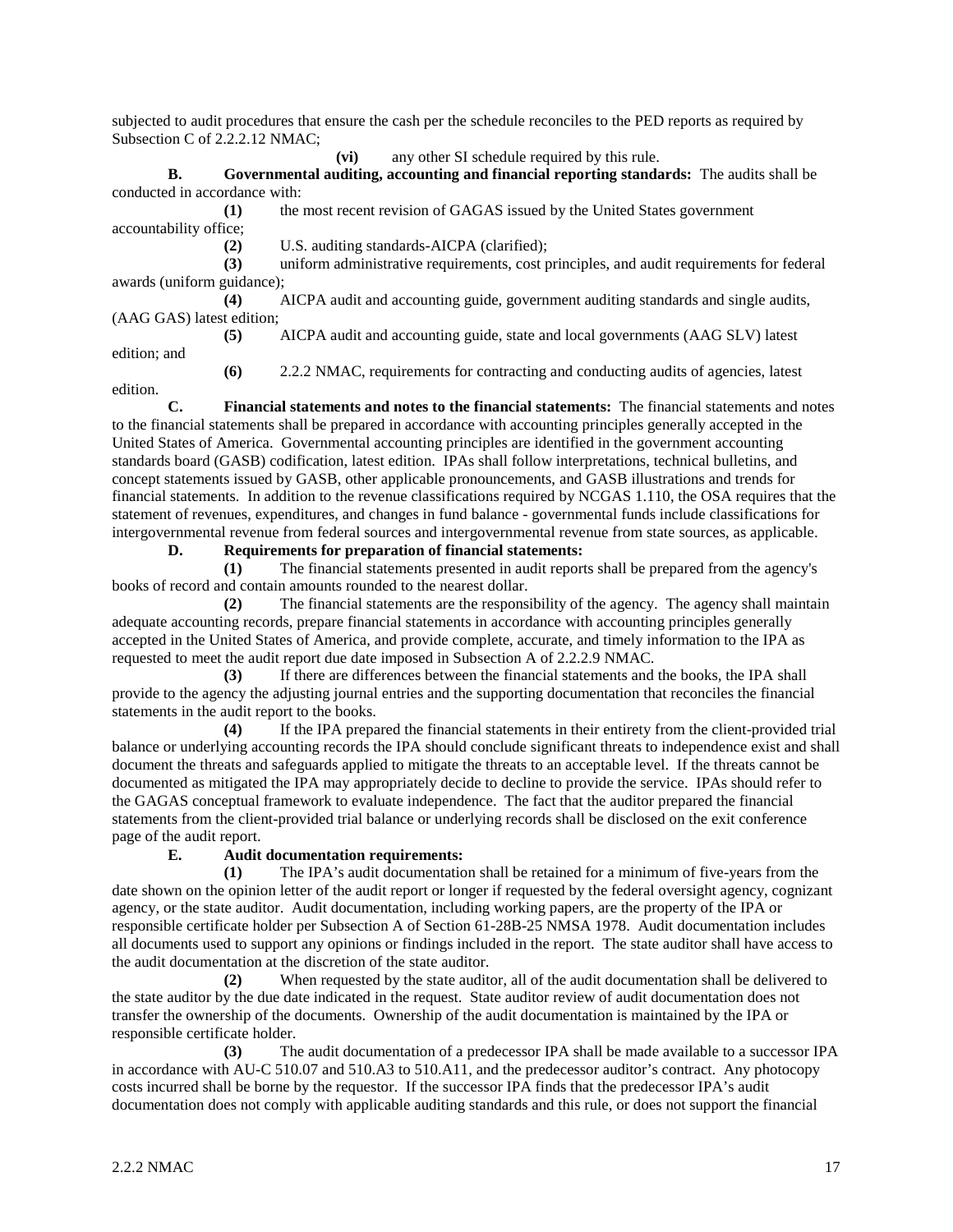subjected to audit procedures that ensure the cash per the schedule reconciles to the PED reports as required by Subsection C of 2.2.2.12 NMAC;

**(vi)** any other SI schedule required by this rule.

**B. Governmental auditing, accounting and financial reporting standards:** The audits shall be conducted in accordance with:

**(1)** the most recent revision of GAGAS issued by the United States government accountability office;

**(2)** U.S. auditing standards-AICPA (clarified);

**(3)** uniform administrative requirements, cost principles, and audit requirements for federal awards (uniform guidance);

**(4)** AICPA audit and accounting guide, government auditing standards and single audits, (AAG GAS) latest edition;

**(5)** AICPA audit and accounting guide, state and local governments (AAG SLV) latest edition; and

**(6)** 2.2.2 NMAC, requirements for contracting and conducting audits of agencies, latest edition.

**C. Financial statements and notes to the financial statements:** The financial statements and notes to the financial statements shall be prepared in accordance with accounting principles generally accepted in the United States of America. Governmental accounting principles are identified in the government accounting standards board (GASB) codification, latest edition. IPAs shall follow interpretations, technical bulletins, and concept statements issued by GASB, other applicable pronouncements, and GASB illustrations and trends for financial statements. In addition to the revenue classifications required by NCGAS 1.110, the OSA requires that the statement of revenues, expenditures, and changes in fund balance - governmental funds include classifications for intergovernmental revenue from federal sources and intergovernmental revenue from state sources, as applicable.

**D. Requirements for preparation of financial statements:**

**(1)** The financial statements presented in audit reports shall be prepared from the agency's books of record and contain amounts rounded to the nearest dollar.

**(2)** The financial statements are the responsibility of the agency. The agency shall maintain adequate accounting records, prepare financial statements in accordance with accounting principles generally accepted in the United States of America, and provide complete, accurate, and timely information to the IPA as requested to meet the audit report due date imposed in Subsection A of 2.2.2.9 NMAC.

**(3)** If there are differences between the financial statements and the books, the IPA shall provide to the agency the adjusting journal entries and the supporting documentation that reconciles the financial statements in the audit report to the books.

**(4)** If the IPA prepared the financial statements in their entirety from the client-provided trial balance or underlying accounting records the IPA should conclude significant threats to independence exist and shall document the threats and safeguards applied to mitigate the threats to an acceptable level. If the threats cannot be documented as mitigated the IPA may appropriately decide to decline to provide the service. IPAs should refer to the GAGAS conceptual framework to evaluate independence. The fact that the auditor prepared the financial statements from the client-provided trial balance or underlying records shall be disclosed on the exit conference page of the audit report.

**E. Audit documentation requirements:**

**(1)** The IPA's audit documentation shall be retained for a minimum of five-years from the date shown on the opinion letter of the audit report or longer if requested by the federal oversight agency, cognizant agency, or the state auditor. Audit documentation, including working papers, are the property of the IPA or responsible certificate holder per Subsection A of Section 61-28B-25 NMSA 1978. Audit documentation includes all documents used to support any opinions or findings included in the report. The state auditor shall have access to the audit documentation at the discretion of the state auditor.

**(2)** When requested by the state auditor, all of the audit documentation shall be delivered to the state auditor by the due date indicated in the request. State auditor review of audit documentation does not transfer the ownership of the documents. Ownership of the audit documentation is maintained by the IPA or responsible certificate holder.

**(3)** The audit documentation of a predecessor IPA shall be made available to a successor IPA in accordance with AU-C 510.07 and 510.A3 to 510.A11, and the predecessor auditor's contract. Any photocopy costs incurred shall be borne by the requestor. If the successor IPA finds that the predecessor IPA's audit documentation does not comply with applicable auditing standards and this rule, or does not support the financial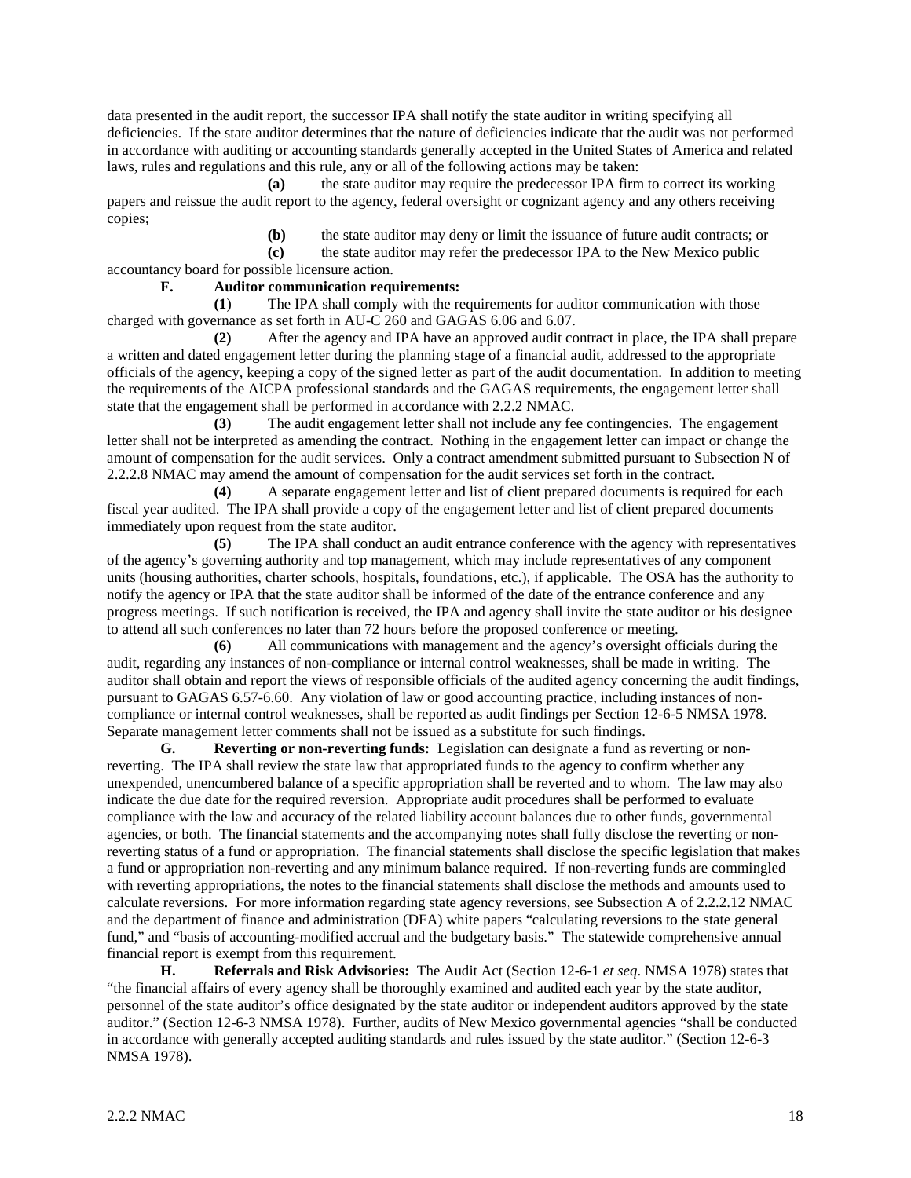data presented in the audit report, the successor IPA shall notify the state auditor in writing specifying all deficiencies. If the state auditor determines that the nature of deficiencies indicate that the audit was not performed in accordance with auditing or accounting standards generally accepted in the United States of America and related laws, rules and regulations and this rule, any or all of the following actions may be taken:

**(a)** the state auditor may require the predecessor IPA firm to correct its working papers and reissue the audit report to the agency, federal oversight or cognizant agency and any others receiving copies;

**(b)** the state auditor may deny or limit the issuance of future audit contracts; or

**(c)** the state auditor may refer the predecessor IPA to the New Mexico public accountancy board for possible licensure action.

**F. Auditor communication requirements:**

**(1)** The IPA shall comply with the requirements for auditor communication with those charged with governance as set forth in AU-C 260 and GAGAS 6.06 and 6.07.

**(2)** After the agency and IPA have an approved audit contract in place, the IPA shall prepare a written and dated engagement letter during the planning stage of a financial audit, addressed to the appropriate officials of the agency, keeping a copy of the signed letter as part of the audit documentation. In addition to meeting the requirements of the AICPA professional standards and the GAGAS requirements, the engagement letter shall state that the engagement shall be performed in accordance with 2.2.2 NMAC.

**(3)** The audit engagement letter shall not include any fee contingencies. The engagement letter shall not be interpreted as amending the contract. Nothing in the engagement letter can impact or change the amount of compensation for the audit services. Only a contract amendment submitted pursuant to Subsection N of 2.2.2.8 NMAC may amend the amount of compensation for the audit services set forth in the contract.

**(4)** A separate engagement letter and list of client prepared documents is required for each fiscal year audited. The IPA shall provide a copy of the engagement letter and list of client prepared documents immediately upon request from the state auditor.

**(5)** The IPA shall conduct an audit entrance conference with the agency with representatives of the agency's governing authority and top management, which may include representatives of any component units (housing authorities, charter schools, hospitals, foundations, etc.), if applicable. The OSA has the authority to notify the agency or IPA that the state auditor shall be informed of the date of the entrance conference and any progress meetings. If such notification is received, the IPA and agency shall invite the state auditor or his designee to attend all such conferences no later than 72 hours before the proposed conference or meeting.

**(6)** All communications with management and the agency's oversight officials during the audit, regarding any instances of non-compliance or internal control weaknesses, shall be made in writing. The auditor shall obtain and report the views of responsible officials of the audited agency concerning the audit findings, pursuant to GAGAS 6.57-6.60. Any violation of law or good accounting practice, including instances of non-compliance or internal control weaknesses, shall be reported as audit findings per Section 12-6-5 NMSA 1978. Separate management letter comments shall not be issued as a substitute for such findings.

**G. Reverting or non-reverting funds:** Legislation can designate a fund as reverting or non-reverting. The IPA shall review the state law that appropriated funds to the agency to confirm whether any unexpended, unencumbered balance of a specific appropriation shall be reverted and to whom. The law may also indicate the due date for the required reversion. Appropriate audit procedures shall be performed to evaluate compliance with the law and accuracy of the related liability account balances due to other funds, governmental agencies, or both. The financial statements and the accompanying notes shall fully disclose the reverting or non-reverting status of a fund or appropriation. The financial statements shall disclose the specific legislation that makes a fund or appropriation non-reverting and any minimum balance required. If non-reverting funds are commingled with reverting appropriations, the notes to the financial statements shall disclose the methods and amounts used to calculate reversions. For more information regarding state agency reversions, see Subsection A of 2.2.2.12 NMAC and the department of finance and administration (DFA) white papers "calculating reversions to the state general fund," and "basis of accounting-modified accrual and the budgetary basis." The statewide comprehensive annual financial report is exempt from this requirement.

**H. Referrals and Risk Advisories:** The Audit Act (Section 12-6-1 *et seq*. NMSA 1978) states that "the financial affairs of every agency shall be thoroughly examined and audited each year by the state auditor, personnel of the state auditor's office designated by the state auditor or independent auditors approved by the state auditor." (Section 12-6-3 NMSA 1978). Further, audits of New Mexico governmental agencies "shall be conducted in accordance with generally accepted auditing standards and rules issued by the state auditor." (Section 12-6-3 NMSA 1978).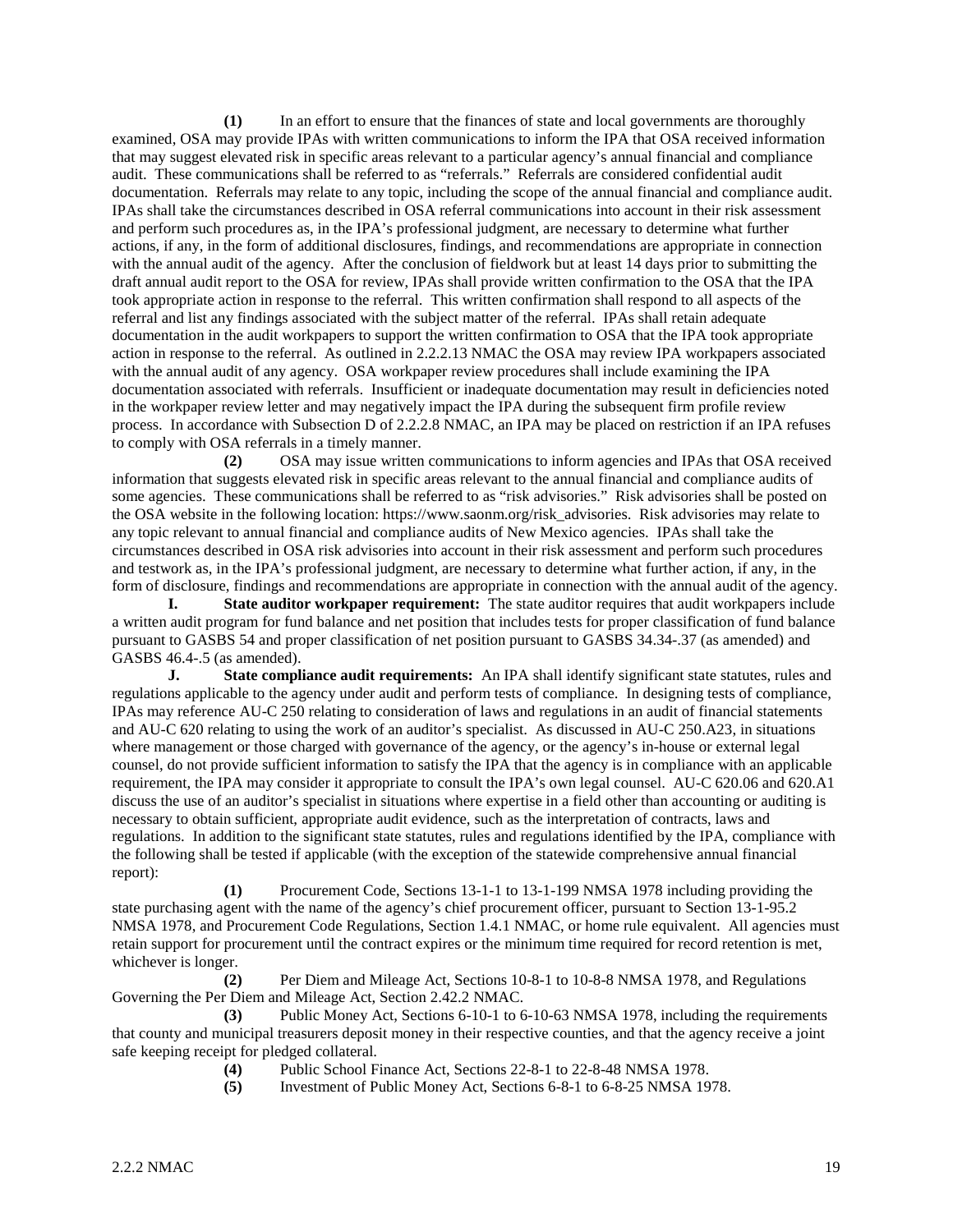**(1)** In an effort to ensure that the finances of state and local governments are thoroughly examined, OSA may provide IPAs with written communications to inform the IPA that OSA received information that may suggest elevated risk in specific areas relevant to a particular agency's annual financial and compliance audit. These communications shall be referred to as "referrals." Referrals are considered confidential audit documentation. Referrals may relate to any topic, including the scope of the annual financial and compliance audit. IPAs shall take the circumstances described in OSA referral communications into account in their risk assessment and perform such procedures as, in the IPA's professional judgment, are necessary to determine what further actions, if any, in the form of additional disclosures, findings, and recommendations are appropriate in connection with the annual audit of the agency. After the conclusion of fieldwork but at least 14 days prior to submitting the draft annual audit report to the OSA for review, IPAs shall provide written confirmation to the OSA that the IPA took appropriate action in response to the referral. This written confirmation shall respond to all aspects of the referral and list any findings associated with the subject matter of the referral. IPAs shall retain adequate documentation in the audit workpapers to support the written confirmation to OSA that the IPA took appropriate action in response to the referral. As outlined in 2.2.2.13 NMAC the OSA may review IPA workpapers associated with the annual audit of any agency. OSA workpaper review procedures shall include examining the IPA documentation associated with referrals. Insufficient or inadequate documentation may result in deficiencies noted in the workpaper review letter and may negatively impact the IPA during the subsequent firm profile review process. In accordance with Subsection D of 2.2.2.8 NMAC, an IPA may be placed on restriction if an IPA refuses to comply with OSA referrals in a timely manner.

**(2)** OSA may issue written communications to inform agencies and IPAs that OSA received information that suggests elevated risk in specific areas relevant to the annual financial and compliance audits of some agencies. These communications shall be referred to as "risk advisories." Risk advisories shall be posted on the OSA website in the following location: https://www.saonm.org/risk_advisories. Risk advisories may relate to any topic relevant to annual financial and compliance audits of New Mexico agencies. IPAs shall take the circumstances described in OSA risk advisories into account in their risk assessment and perform such procedures and testwork as, in the IPA's professional judgment, are necessary to determine what further action, if any, in the form of disclosure, findings and recommendations are appropriate in connection with the annual audit of the agency.

**I. State auditor workpaper requirement:** The state auditor requires that audit workpapers include a written audit program for fund balance and net position that includes tests for proper classification of fund balance pursuant to GASBS 54 and proper classification of net position pursuant to GASBS 34.34-.37 (as amended) and GASBS 46.4-.5 (as amended).

**J. State compliance audit requirements:** An IPA shall identify significant state statutes, rules and regulations applicable to the agency under audit and perform tests of compliance. In designing tests of compliance, IPAs may reference AU-C 250 relating to consideration of laws and regulations in an audit of financial statements and AU-C 620 relating to using the work of an auditor's specialist. As discussed in AU-C 250.A23, in situations where management or those charged with governance of the agency, or the agency's in-house or external legal counsel, do not provide sufficient information to satisfy the IPA that the agency is in compliance with an applicable requirement, the IPA may consider it appropriate to consult the IPA's own legal counsel. AU-C 620.06 and 620.A1 discuss the use of an auditor's specialist in situations where expertise in a field other than accounting or auditing is necessary to obtain sufficient, appropriate audit evidence, such as the interpretation of contracts, laws and regulations. In addition to the significant state statutes, rules and regulations identified by the IPA, compliance with the following shall be tested if applicable (with the exception of the statewide comprehensive annual financial report):

**(1)** Procurement Code, Sections 13-1-1 to 13-1-199 NMSA 1978 including providing the state purchasing agent with the name of the agency's chief procurement officer, pursuant to Section 13-1-95.2 NMSA 1978, and Procurement Code Regulations, Section 1.4.1 NMAC, or home rule equivalent. All agencies must retain support for procurement until the contract expires or the minimum time required for record retention is met, whichever is longer.

**(2)** Per Diem and Mileage Act, Sections 10-8-1 to 10-8-8 NMSA 1978, and Regulations Governing the Per Diem and Mileage Act, Section 2.42.2 NMAC.

**(3)** Public Money Act, Sections 6-10-1 to 6-10-63 NMSA 1978, including the requirements that county and municipal treasurers deposit money in their respective counties, and that the agency receive a joint safe keeping receipt for pledged collateral.

**(4)** Public School Finance Act, Sections 22-8-1 to 22-8-48 NMSA 1978.

**(5)** Investment of Public Money Act, Sections 6-8-1 to 6-8-25 NMSA 1978.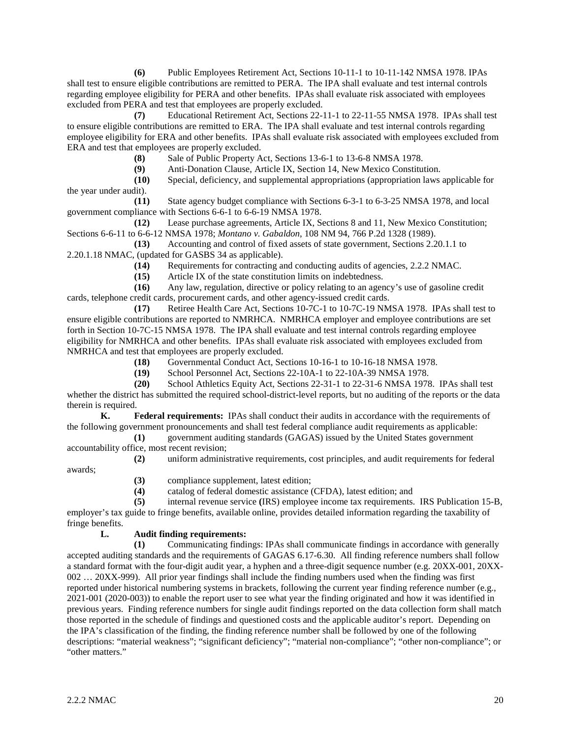**(6)** Public Employees Retirement Act, Sections 10-11-1 to 10-11-142 NMSA 1978. IPAs shall test to ensure eligible contributions are remitted to PERA. The IPA shall evaluate and test internal controls regarding employee eligibility for PERA and other benefits. IPAs shall evaluate risk associated with employees excluded from PERA and test that employees are properly excluded.

**(7)** Educational Retirement Act, Sections 22-11-1 to 22-11-55 NMSA 1978. IPAs shall test to ensure eligible contributions are remitted to ERA. The IPA shall evaluate and test internal controls regarding employee eligibility for ERA and other benefits. IPAs shall evaluate risk associated with employees excluded from ERA and test that employees are properly excluded.

**(8)** Sale of Public Property Act, Sections 13-6-1 to 13-6-8 NMSA 1978.

**(9)** Anti-Donation Clause, Article IX, Section 14, New Mexico Constitution.

**(10)** Special, deficiency, and supplemental appropriations (appropriation laws applicable for the year under audit).

**(11)** State agency budget compliance with Sections 6-3-1 to 6-3-25 NMSA 1978, and local government compliance with Sections 6-6-1 to 6-6-19 NMSA 1978.

**(12)** Lease purchase agreements, Article IX, Sections 8 and 11, New Mexico Constitution; Sections 6-6-11 to 6-6-12 NMSA 1978; *Montano v. Gabaldon*, 108 NM 94, 766 P.2d 1328 (1989).

**(13)** Accounting and control of fixed assets of state government, Sections 2.20.1.1 to 2.20.1.18 NMAC, (updated for GASBS 34 as applicable).

**(14)** Requirements for contracting and conducting audits of agencies, 2.2.2 NMAC.

**(15)** Article IX of the state constitution limits on indebtedness.

**(16)** Any law, regulation, directive or policy relating to an agency's use of gasoline credit cards, telephone credit cards, procurement cards, and other agency-issued credit cards.

**(17)** Retiree Health Care Act, Sections 10-7C-1 to 10-7C-19 NMSA 1978. IPAs shall test to ensure eligible contributions are reported to NMRHCA. NMRHCA employer and employee contributions are set forth in Section 10-7C-15 NMSA 1978. The IPA shall evaluate and test internal controls regarding employee eligibility for NMRHCA and other benefits. IPAs shall evaluate risk associated with employees excluded from NMRHCA and test that employees are properly excluded.

**(18)** Governmental Conduct Act, Sections 10-16-1 to 10-16-18 NMSA 1978.

**(19)** School Personnel Act, Sections 22-10A-1 to 22-10A-39 NMSA 1978.

**(20)** School Athletics Equity Act, Sections 22-31-1 to 22-31-6 NMSA 1978. IPAs shall test whether the district has submitted the required school-district-level reports, but no auditing of the reports or the data therein is required.

**K. Federal requirements:** IPAs shall conduct their audits in accordance with the requirements of the following government pronouncements and shall test federal compliance audit requirements as applicable:

**(1)** government auditing standards (GAGAS) issued by the United States government accountability office, most recent revision;

**(2)** uniform administrative requirements, cost principles, and audit requirements for federal awards;

**(3)** compliance supplement, latest edition;

**(4)** catalog of federal domestic assistance (CFDA), latest edition; and

**(5)** internal revenue service (IRS) employee income tax requirements. IRS Publication 15-B, employer's tax guide to fringe benefits, available online, provides detailed information regarding the taxability of fringe benefits.

**L. Audit finding requirements:**

**(1)** Communicating findings: IPAs shall communicate findings in accordance with generally accepted auditing standards and the requirements of GAGAS 6.17-6.30. All finding reference numbers shall follow a standard format with the four-digit audit year, a hyphen and a three-digit sequence number (e.g. 20XX-001, 20XX-002 … 20XX-999). All prior year findings shall include the finding numbers used when the finding was first reported under historical numbering systems in brackets, following the current year finding reference number (e.g., 2021-001 (2020-003)) to enable the report user to see what year the finding originated and how it was identified in previous years. Finding reference numbers for single audit findings reported on the data collection form shall match those reported in the schedule of findings and questioned costs and the applicable auditor's report. Depending on the IPA's classification of the finding, the finding reference number shall be followed by one of the following descriptions: "material weakness"; "significant deficiency"; "material non-compliance"; "other non-compliance"; or "other matters."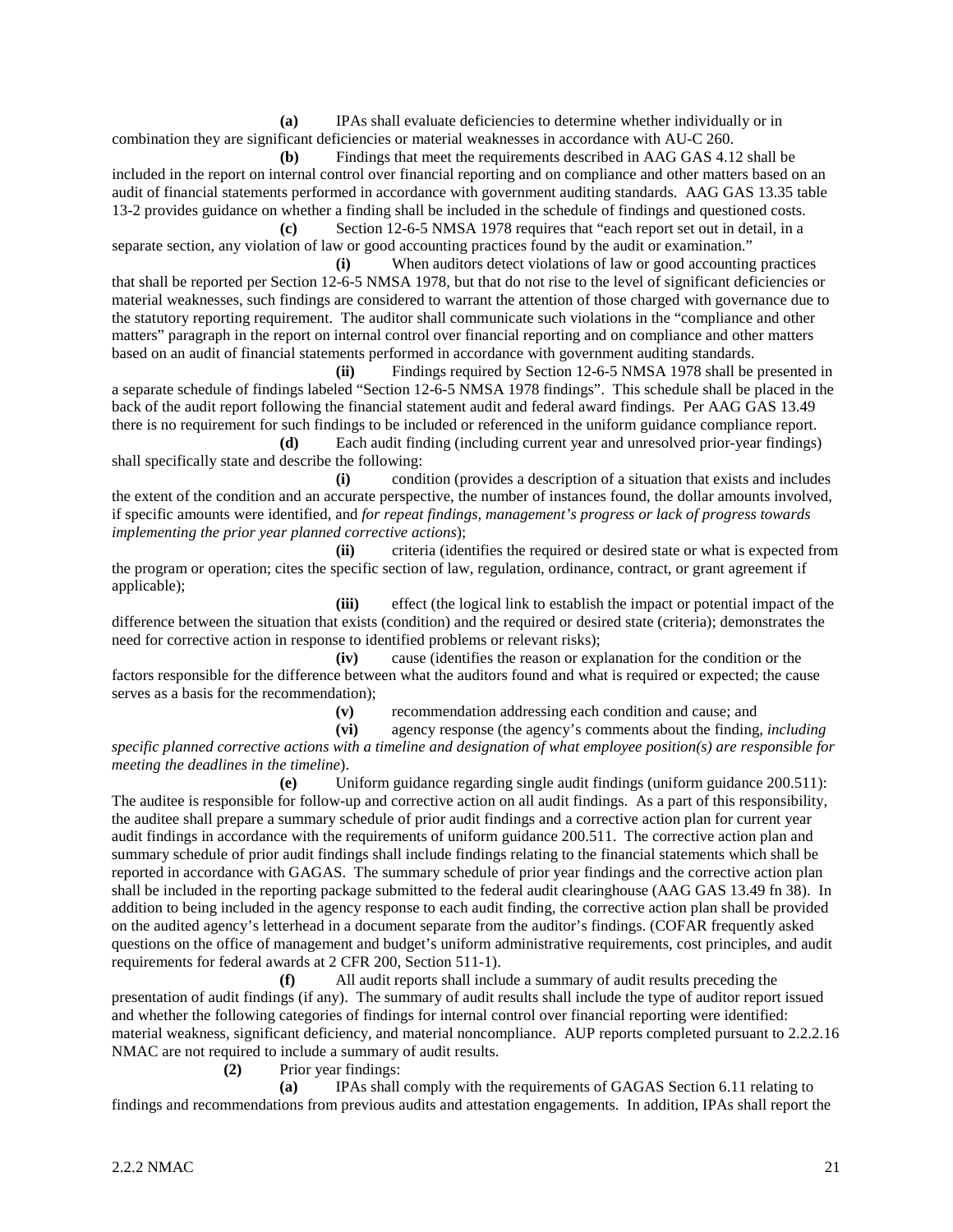**(a)** IPAs shall evaluate deficiencies to determine whether individually or in combination they are significant deficiencies or material weaknesses in accordance with AU-C 260.

**(b)** Findings that meet the requirements described in AAG GAS 4.12 shall be included in the report on internal control over financial reporting and on compliance and other matters based on an audit of financial statements performed in accordance with government auditing standards. AAG GAS 13.35 table 13-2 provides guidance on whether a finding shall be included in the schedule of findings and questioned costs.

**(c)** Section 12-6-5 NMSA 1978 requires that "each report set out in detail, in a separate section, any violation of law or good accounting practices found by the audit or examination."

**(i)** When auditors detect violations of law or good accounting practices that shall be reported per Section 12-6-5 NMSA 1978, but that do not rise to the level of significant deficiencies or material weaknesses, such findings are considered to warrant the attention of those charged with governance due to the statutory reporting requirement. The auditor shall communicate such violations in the "compliance and other matters" paragraph in the report on internal control over financial reporting and on compliance and other matters based on an audit of financial statements performed in accordance with government auditing standards.

**(ii)** Findings required by Section 12-6-5 NMSA 1978 shall be presented in a separate schedule of findings labeled "Section 12-6-5 NMSA 1978 findings". This schedule shall be placed in the back of the audit report following the financial statement audit and federal award findings. Per AAG GAS 13.49 there is no requirement for such findings to be included or referenced in the uniform guidance compliance report.

**(d)** Each audit finding (including current year and unresolved prior-year findings) shall specifically state and describe the following:

**(i)** condition (provides a description of a situation that exists and includes the extent of the condition and an accurate perspective, the number of instances found, the dollar amounts involved, if specific amounts were identified, and *for repeat findings, management's progress or lack of progress towards implementing the prior year planned corrective actions*);

**(ii)** criteria (identifies the required or desired state or what is expected from the program or operation; cites the specific section of law, regulation, ordinance, contract, or grant agreement if applicable);

**(iii)** effect (the logical link to establish the impact or potential impact of the difference between the situation that exists (condition) and the required or desired state (criteria); demonstrates the need for corrective action in response to identified problems or relevant risks);

**(iv)** cause (identifies the reason or explanation for the condition or the factors responsible for the difference between what the auditors found and what is required or expected; the cause serves as a basis for the recommendation);

**(v)** recommendation addressing each condition and cause; and

**(vi)** agency response (the agency's comments about the finding, *including specific planned corrective actions with a timeline and designation of what employee position(s) are responsible for meeting the deadlines in the timeline*).

**(e)** Uniform guidance regarding single audit findings (uniform guidance 200.511): The auditee is responsible for follow-up and corrective action on all audit findings. As a part of this responsibility, the auditee shall prepare a summary schedule of prior audit findings and a corrective action plan for current year audit findings in accordance with the requirements of uniform guidance 200.511. The corrective action plan and summary schedule of prior audit findings shall include findings relating to the financial statements which shall be reported in accordance with GAGAS. The summary schedule of prior year findings and the corrective action plan shall be included in the reporting package submitted to the federal audit clearinghouse (AAG GAS 13.49 fn 38). In addition to being included in the agency response to each audit finding, the corrective action plan shall be provided on the audited agency's letterhead in a document separate from the auditor's findings. (COFAR frequently asked questions on the office of management and budget's uniform administrative requirements, cost principles, and audit requirements for federal awards at 2 CFR 200, Section 511-1).

**(f)** All audit reports shall include a summary of audit results preceding the presentation of audit findings (if any). The summary of audit results shall include the type of auditor report issued and whether the following categories of findings for internal control over financial reporting were identified: material weakness, significant deficiency, and material noncompliance. AUP reports completed pursuant to 2.2.2.16 NMAC are not required to include a summary of audit results.

**(2)** Prior year findings:

**(a)** IPAs shall comply with the requirements of GAGAS Section 6.11 relating to findings and recommendations from previous audits and attestation engagements. In addition, IPAs shall report the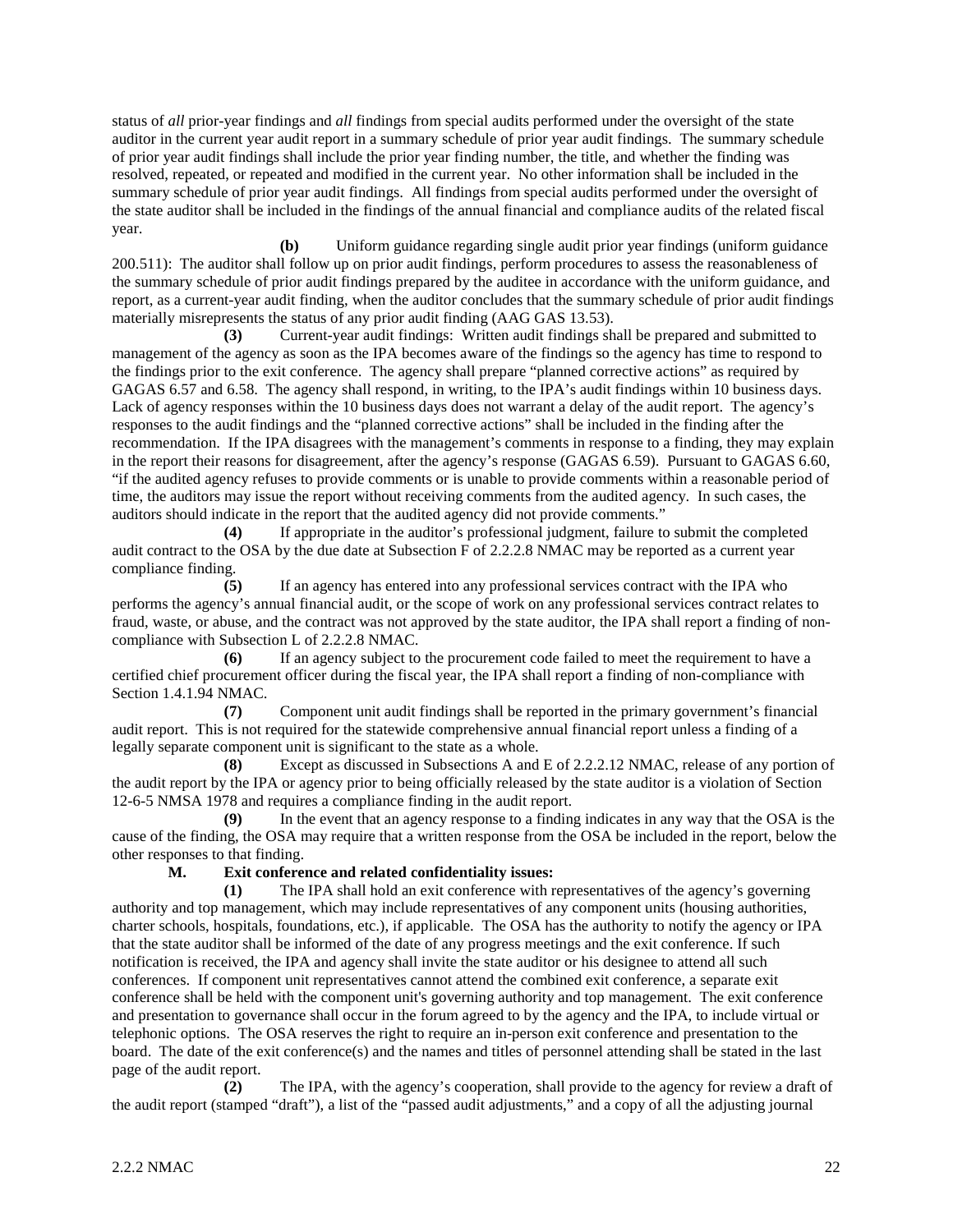status of *all* prior-year findings and *all* findings from special audits performed under the oversight of the state auditor in the current year audit report in a summary schedule of prior year audit findings. The summary schedule of prior year audit findings shall include the prior year finding number, the title, and whether the finding was resolved, repeated, or repeated and modified in the current year. No other information shall be included in the summary schedule of prior year audit findings. All findings from special audits performed under the oversight of the state auditor shall be included in the findings of the annual financial and compliance audits of the related fiscal year.

**(b)** Uniform guidance regarding single audit prior year findings (uniform guidance 200.511): The auditor shall follow up on prior audit findings, perform procedures to assess the reasonableness of the summary schedule of prior audit findings prepared by the auditee in accordance with the uniform guidance, and report, as a current-year audit finding, when the auditor concludes that the summary schedule of prior audit findings materially misrepresents the status of any prior audit finding (AAG GAS 13.53).

**(3)** Current-year audit findings: Written audit findings shall be prepared and submitted to management of the agency as soon as the IPA becomes aware of the findings so the agency has time to respond to the findings prior to the exit conference. The agency shall prepare "planned corrective actions" as required by GAGAS 6.57 and 6.58. The agency shall respond, in writing, to the IPA's audit findings within 10 business days. Lack of agency responses within the 10 business days does not warrant a delay of the audit report. The agency's responses to the audit findings and the "planned corrective actions" shall be included in the finding after the recommendation. If the IPA disagrees with the management's comments in response to a finding, they may explain in the report their reasons for disagreement, after the agency's response (GAGAS 6.59). Pursuant to GAGAS 6.60, "if the audited agency refuses to provide comments or is unable to provide comments within a reasonable period of time, the auditors may issue the report without receiving comments from the audited agency. In such cases, the auditors should indicate in the report that the audited agency did not provide comments."

**(4)** If appropriate in the auditor's professional judgment, failure to submit the completed audit contract to the OSA by the due date at Subsection F of 2.2.2.8 NMAC may be reported as a current year compliance finding.

**(5)** If an agency has entered into any professional services contract with the IPA who performs the agency's annual financial audit, or the scope of work on any professional services contract relates to fraud, waste, or abuse, and the contract was not approved by the state auditor, the IPA shall report a finding of non-compliance with Subsection L of 2.2.2.8 NMAC.

**(6)** If an agency subject to the procurement code failed to meet the requirement to have a certified chief procurement officer during the fiscal year, the IPA shall report a finding of non-compliance with Section 1.4.1.94 NMAC.

**(7)** Component unit audit findings shall be reported in the primary government's financial audit report. This is not required for the statewide comprehensive annual financial report unless a finding of a legally separate component unit is significant to the state as a whole.

**(8)** Except as discussed in Subsections A and E of 2.2.2.12 NMAC, release of any portion of the audit report by the IPA or agency prior to being officially released by the state auditor is a violation of Section 12-6-5 NMSA 1978 and requires a compliance finding in the audit report.

**(9)** In the event that an agency response to a finding indicates in any way that the OSA is the cause of the finding, the OSA may require that a written response from the OSA be included in the report, below the other responses to that finding.

**M. Exit conference and related confidentiality issues:**

**(1)** The IPA shall hold an exit conference with representatives of the agency's governing authority and top management, which may include representatives of any component units (housing authorities, charter schools, hospitals, foundations, etc.), if applicable. The OSA has the authority to notify the agency or IPA that the state auditor shall be informed of the date of any progress meetings and the exit conference. If such notification is received, the IPA and agency shall invite the state auditor or his designee to attend all such conferences. If component unit representatives cannot attend the combined exit conference, a separate exit conference shall be held with the component unit's governing authority and top management. The exit conference and presentation to governance shall occur in the forum agreed to by the agency and the IPA, to include virtual or telephonic options. The OSA reserves the right to require an in-person exit conference and presentation to the board. The date of the exit conference(s) and the names and titles of personnel attending shall be stated in the last page of the audit report.

**(2)** The IPA, with the agency's cooperation, shall provide to the agency for review a draft of the audit report (stamped "draft"), a list of the "passed audit adjustments," and a copy of all the adjusting journal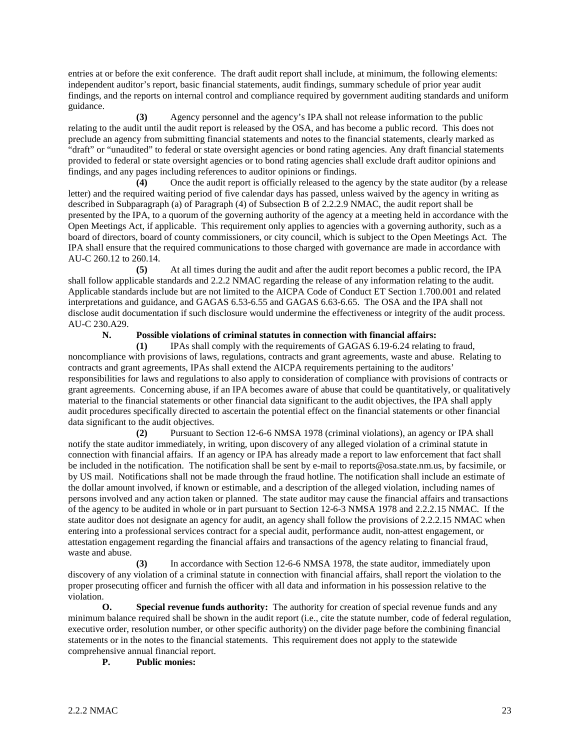entries at or before the exit conference. The draft audit report shall include, at minimum, the following elements: independent auditor's report, basic financial statements, audit findings, summary schedule of prior year audit findings, and the reports on internal control and compliance required by government auditing standards and uniform guidance.

**(3)** Agency personnel and the agency's IPA shall not release information to the public relating to the audit until the audit report is released by the OSA, and has become a public record. This does not preclude an agency from submitting financial statements and notes to the financial statements, clearly marked as "draft" or "unaudited" to federal or state oversight agencies or bond rating agencies. Any draft financial statements provided to federal or state oversight agencies or to bond rating agencies shall exclude draft auditor opinions and findings, and any pages including references to auditor opinions or findings.

**(4)** Once the audit report is officially released to the agency by the state auditor (by a release letter) and the required waiting period of five calendar days has passed, unless waived by the agency in writing as described in Subparagraph (a) of Paragraph (4) of Subsection B of 2.2.2.9 NMAC, the audit report shall be presented by the IPA, to a quorum of the governing authority of the agency at a meeting held in accordance with the Open Meetings Act, if applicable. This requirement only applies to agencies with a governing authority, such as a board of directors, board of county commissioners, or city council, which is subject to the Open Meetings Act. The IPA shall ensure that the required communications to those charged with governance are made in accordance with AU-C 260.12 to 260.14.

**(5)** At all times during the audit and after the audit report becomes a public record, the IPA shall follow applicable standards and 2.2.2 NMAC regarding the release of any information relating to the audit. Applicable standards include but are not limited to the AICPA Code of Conduct ET Section 1.700.001 and related interpretations and guidance, and GAGAS 6.53-6.55 and GAGAS 6.63-6.65. The OSA and the IPA shall not disclose audit documentation if such disclosure would undermine the effectiveness or integrity of the audit process. AU-C 230.A29.

**N. Possible violations of criminal statutes in connection with financial affairs:**

**(1)** IPAs shall comply with the requirements of GAGAS 6.19-6.24 relating to fraud, noncompliance with provisions of laws, regulations, contracts and grant agreements, waste and abuse. Relating to contracts and grant agreements, IPAs shall extend the AICPA requirements pertaining to the auditors' responsibilities for laws and regulations to also apply to consideration of compliance with provisions of contracts or grant agreements. Concerning abuse, if an IPA becomes aware of abuse that could be quantitatively, or qualitatively material to the financial statements or other financial data significant to the audit objectives, the IPA shall apply audit procedures specifically directed to ascertain the potential effect on the financial statements or other financial data significant to the audit objectives.

**(2)** Pursuant to Section 12-6-6 NMSA 1978 (criminal violations), an agency or IPA shall notify the state auditor immediately, in writing, upon discovery of any alleged violation of a criminal statute in connection with financial affairs. If an agency or IPA has already made a report to law enforcement that fact shall be included in the notification. The notification shall be sent by e-mail to reports@osa.state.nm.us, by facsimile, or by US mail. Notifications shall not be made through the fraud hotline. The notification shall include an estimate of the dollar amount involved, if known or estimable, and a description of the alleged violation, including names of persons involved and any action taken or planned. The state auditor may cause the financial affairs and transactions of the agency to be audited in whole or in part pursuant to Section 12-6-3 NMSA 1978 and 2.2.2.15 NMAC. If the state auditor does not designate an agency for audit, an agency shall follow the provisions of 2.2.2.15 NMAC when entering into a professional services contract for a special audit, performance audit, non-attest engagement, or attestation engagement regarding the financial affairs and transactions of the agency relating to financial fraud, waste and abuse.

**(3)** In accordance with Section 12-6-6 NMSA 1978, the state auditor, immediately upon discovery of any violation of a criminal statute in connection with financial affairs, shall report the violation to the proper prosecuting officer and furnish the officer with all data and information in his possession relative to the violation.

**O. Special revenue funds authority:** The authority for creation of special revenue funds and any minimum balance required shall be shown in the audit report (i.e., cite the statute number, code of federal regulation, executive order, resolution number, or other specific authority) on the divider page before the combining financial statements or in the notes to the financial statements. This requirement does not apply to the statewide comprehensive annual financial report.

**P. Public monies:**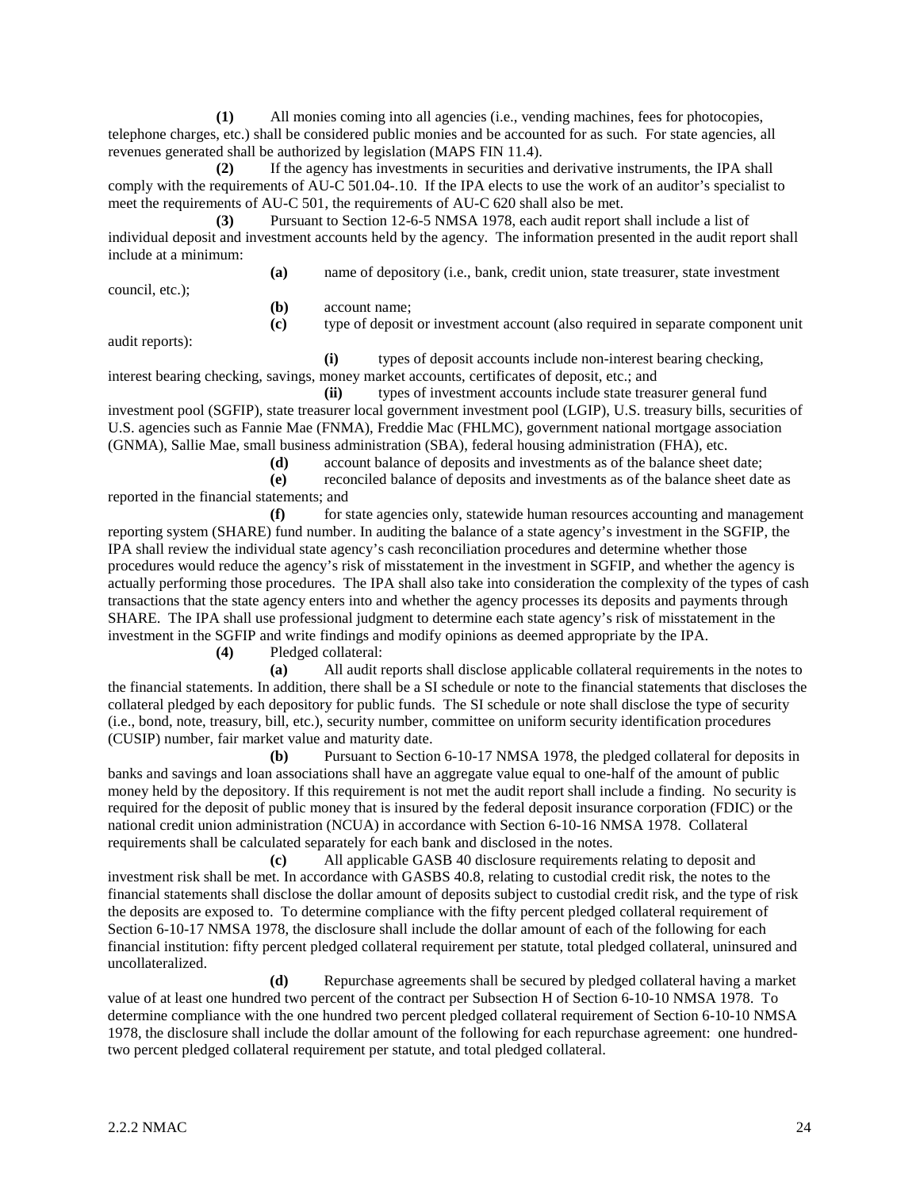**(1)** All monies coming into all agencies (i.e., vending machines, fees for photocopies, telephone charges, etc.) shall be considered public monies and be accounted for as such. For state agencies, all revenues generated shall be authorized by legislation (MAPS FIN 11.4).

**(2)** If the agency has investments in securities and derivative instruments, the IPA shall comply with the requirements of AU-C 501.04-.10. If the IPA elects to use the work of an auditor's specialist to meet the requirements of AU-C 501, the requirements of AU-C 620 shall also be met.

**(3)** Pursuant to Section 12-6-5 NMSA 1978, each audit report shall include a list of individual deposit and investment accounts held by the agency. The information presented in the audit report shall include at a minimum:

**(a)** name of depository (i.e., bank, credit union, state treasurer, state investment council, etc.);

**(b)** account name;

**(c)** type of deposit or investment account (also required in separate component unit audit reports):

**(i)** types of deposit accounts include non-interest bearing checking, interest bearing checking, savings, money market accounts, certificates of deposit, etc.; and

**(ii)** types of investment accounts include state treasurer general fund investment pool (SGFIP), state treasurer local government investment pool (LGIP), U.S. treasury bills, securities of U.S. agencies such as Fannie Mae (FNMA), Freddie Mac (FHLMC), government national mortgage association (GNMA), Sallie Mae, small business administration (SBA), federal housing administration (FHA), etc.

**(d)** account balance of deposits and investments as of the balance sheet date;

**(e)** reconciled balance of deposits and investments as of the balance sheet date as reported in the financial statements; and

**(f)** for state agencies only, statewide human resources accounting and management reporting system (SHARE) fund number. In auditing the balance of a state agency's investment in the SGFIP, the IPA shall review the individual state agency's cash reconciliation procedures and determine whether those procedures would reduce the agency's risk of misstatement in the investment in SGFIP, and whether the agency is actually performing those procedures. The IPA shall also take into consideration the complexity of the types of cash transactions that the state agency enters into and whether the agency processes its deposits and payments through SHARE. The IPA shall use professional judgment to determine each state agency's risk of misstatement in the investment in the SGFIP and write findings and modify opinions as deemed appropriate by the IPA.

**(4)** Pledged collateral:

**(a)** All audit reports shall disclose applicable collateral requirements in the notes to the financial statements. In addition, there shall be a SI schedule or note to the financial statements that discloses the collateral pledged by each depository for public funds. The SI schedule or note shall disclose the type of security (i.e., bond, note, treasury, bill, etc.), security number, committee on uniform security identification procedures (CUSIP) number, fair market value and maturity date.

**(b)** Pursuant to Section 6-10-17 NMSA 1978, the pledged collateral for deposits in banks and savings and loan associations shall have an aggregate value equal to one-half of the amount of public money held by the depository. If this requirement is not met the audit report shall include a finding. No security is required for the deposit of public money that is insured by the federal deposit insurance corporation (FDIC) or the national credit union administration (NCUA) in accordance with Section 6-10-16 NMSA 1978. Collateral requirements shall be calculated separately for each bank and disclosed in the notes.

**(c)** All applicable GASB 40 disclosure requirements relating to deposit and investment risk shall be met. In accordance with GASBS 40.8, relating to custodial credit risk, the notes to the financial statements shall disclose the dollar amount of deposits subject to custodial credit risk, and the type of risk the deposits are exposed to. To determine compliance with the fifty percent pledged collateral requirement of Section 6-10-17 NMSA 1978, the disclosure shall include the dollar amount of each of the following for each financial institution: fifty percent pledged collateral requirement per statute, total pledged collateral, uninsured and uncollateralized.

**(d)** Repurchase agreements shall be secured by pledged collateral having a market value of at least one hundred two percent of the contract per Subsection H of Section 6-10-10 NMSA 1978. To determine compliance with the one hundred two percent pledged collateral requirement of Section 6-10-10 NMSA 1978, the disclosure shall include the dollar amount of the following for each repurchase agreement: one hundred-two percent pledged collateral requirement per statute, and total pledged collateral.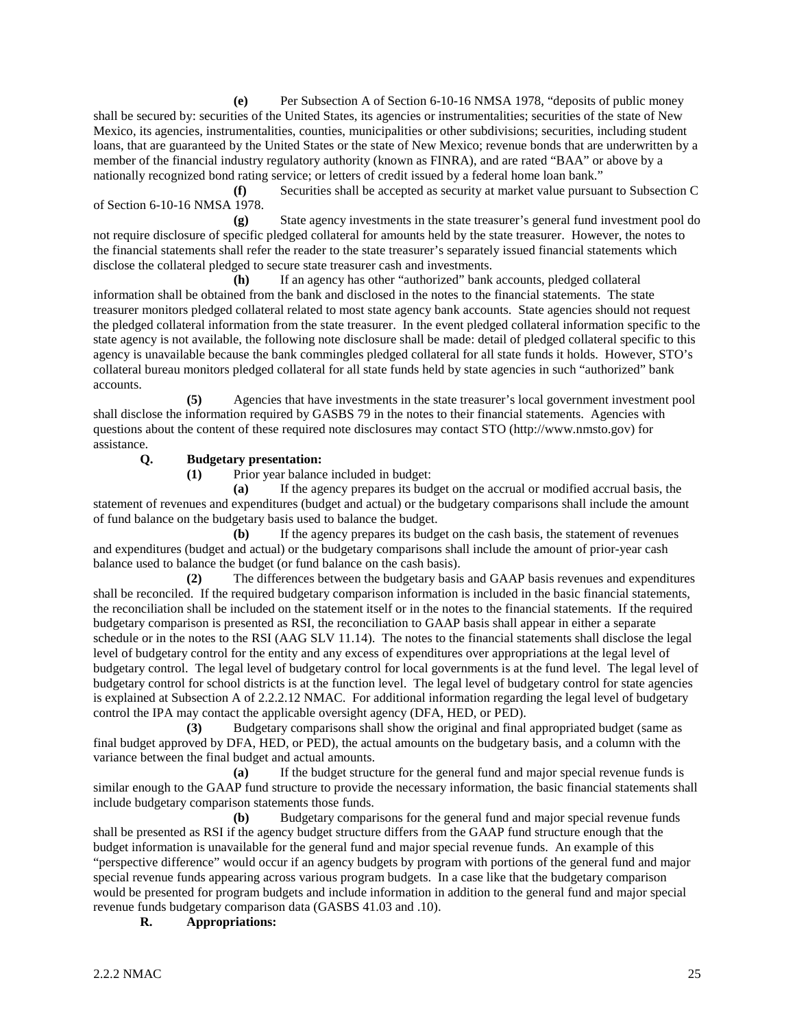**(e)** Per Subsection A of Section 6-10-16 NMSA 1978, "deposits of public money shall be secured by: securities of the United States, its agencies or instrumentalities; securities of the state of New Mexico, its agencies, instrumentalities, counties, municipalities or other subdivisions; securities, including student loans, that are guaranteed by the United States or the state of New Mexico; revenue bonds that are underwritten by a member of the financial industry regulatory authority (known as FINRA), and are rated "BAA" or above by a nationally recognized bond rating service; or letters of credit issued by a federal home loan bank."

**(f)** Securities shall be accepted as security at market value pursuant to Subsection C of Section 6-10-16 NMSA 1978.

**(g)** State agency investments in the state treasurer's general fund investment pool do not require disclosure of specific pledged collateral for amounts held by the state treasurer. However, the notes to the financial statements shall refer the reader to the state treasurer's separately issued financial statements which disclose the collateral pledged to secure state treasurer cash and investments.

**(h)** If an agency has other "authorized" bank accounts, pledged collateral information shall be obtained from the bank and disclosed in the notes to the financial statements. The state treasurer monitors pledged collateral related to most state agency bank accounts. State agencies should not request the pledged collateral information from the state treasurer. In the event pledged collateral information specific to the state agency is not available, the following note disclosure shall be made: detail of pledged collateral specific to this agency is unavailable because the bank commingles pledged collateral for all state funds it holds. However, STO's collateral bureau monitors pledged collateral for all state funds held by state agencies in such "authorized" bank accounts.

**(5)** Agencies that have investments in the state treasurer's local government investment pool shall disclose the information required by GASBS 79 in the notes to their financial statements. Agencies with questions about the content of these required note disclosures may contact STO (http://www.nmsto.gov) for assistance.

**Q. Budgetary presentation:**

**(1)** Prior year balance included in budget:

**(a)** If the agency prepares its budget on the accrual or modified accrual basis, the statement of revenues and expenditures (budget and actual) or the budgetary comparisons shall include the amount of fund balance on the budgetary basis used to balance the budget.

**(b)** If the agency prepares its budget on the cash basis, the statement of revenues and expenditures (budget and actual) or the budgetary comparisons shall include the amount of prior-year cash balance used to balance the budget (or fund balance on the cash basis).

**(2)** The differences between the budgetary basis and GAAP basis revenues and expenditures shall be reconciled. If the required budgetary comparison information is included in the basic financial statements, the reconciliation shall be included on the statement itself or in the notes to the financial statements. If the required budgetary comparison is presented as RSI, the reconciliation to GAAP basis shall appear in either a separate schedule or in the notes to the RSI (AAG SLV 11.14). The notes to the financial statements shall disclose the legal level of budgetary control for the entity and any excess of expenditures over appropriations at the legal level of budgetary control. The legal level of budgetary control for local governments is at the fund level. The legal level of budgetary control for school districts is at the function level. The legal level of budgetary control for state agencies is explained at Subsection A of 2.2.2.12 NMAC. For additional information regarding the legal level of budgetary control the IPA may contact the applicable oversight agency (DFA, HED, or PED).

**(3)** Budgetary comparisons shall show the original and final appropriated budget (same as final budget approved by DFA, HED, or PED), the actual amounts on the budgetary basis, and a column with the variance between the final budget and actual amounts.

**(a)** If the budget structure for the general fund and major special revenue funds is similar enough to the GAAP fund structure to provide the necessary information, the basic financial statements shall include budgetary comparison statements those funds.

**(b)** Budgetary comparisons for the general fund and major special revenue funds shall be presented as RSI if the agency budget structure differs from the GAAP fund structure enough that the budget information is unavailable for the general fund and major special revenue funds. An example of this "perspective difference" would occur if an agency budgets by program with portions of the general fund and major special revenue funds appearing across various program budgets. In a case like that the budgetary comparison would be presented for program budgets and include information in addition to the general fund and major special revenue funds budgetary comparison data (GASBS 41.03 and .10).

**R. Appropriations:**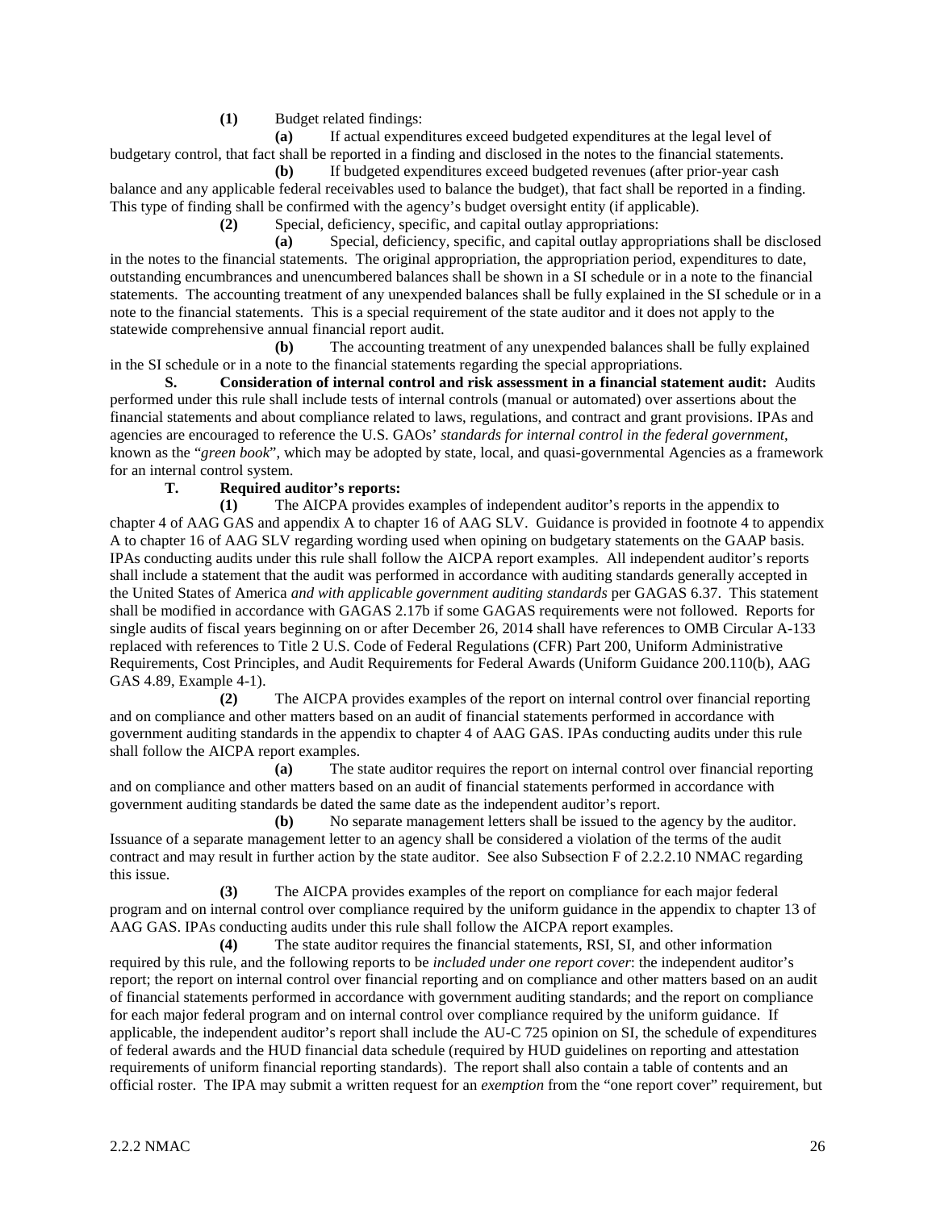**(1)** Budget related findings:

**(a)** If actual expenditures exceed budgeted expenditures at the legal level of budgetary control, that fact shall be reported in a finding and disclosed in the notes to the financial statements.

**(b)** If budgeted expenditures exceed budgeted revenues (after prior-year cash balance and any applicable federal receivables used to balance the budget), that fact shall be reported in a finding. This type of finding shall be confirmed with the agency's budget oversight entity (if applicable).

**(2)** Special, deficiency, specific, and capital outlay appropriations:

**(a)** Special, deficiency, specific, and capital outlay appropriations shall be disclosed in the notes to the financial statements. The original appropriation, the appropriation period, expenditures to date, outstanding encumbrances and unencumbered balances shall be shown in a SI schedule or in a note to the financial statements. The accounting treatment of any unexpended balances shall be fully explained in the SI schedule or in a note to the financial statements. This is a special requirement of the state auditor and it does not apply to the statewide comprehensive annual financial report audit.

**(b)** The accounting treatment of any unexpended balances shall be fully explained in the SI schedule or in a note to the financial statements regarding the special appropriations.

**S. Consideration of internal control and risk assessment in a financial statement audit:** Audits performed under this rule shall include tests of internal controls (manual or automated) over assertions about the financial statements and about compliance related to laws, regulations, and contract and grant provisions. IPAs and agencies are encouraged to reference the U.S. GAOs' *standards for internal control in the federal government*, known as the "*green book*", which may be adopted by state, local, and quasi-governmental Agencies as a framework for an internal control system.

**T. Required auditor's reports:**

**(1)** The AICPA provides examples of independent auditor's reports in the appendix to chapter 4 of AAG GAS and appendix A to chapter 16 of AAG SLV. Guidance is provided in footnote 4 to appendix A to chapter 16 of AAG SLV regarding wording used when opining on budgetary statements on the GAAP basis. IPAs conducting audits under this rule shall follow the AICPA report examples. All independent auditor's reports shall include a statement that the audit was performed in accordance with auditing standards generally accepted in the United States of America *and with applicable government auditing standards* per GAGAS 6.37. This statement shall be modified in accordance with GAGAS 2.17b if some GAGAS requirements were not followed. Reports for single audits of fiscal years beginning on or after December 26, 2014 shall have references to OMB Circular A-133 replaced with references to Title 2 U.S. Code of Federal Regulations (CFR) Part 200, Uniform Administrative Requirements, Cost Principles, and Audit Requirements for Federal Awards (Uniform Guidance 200.110(b), AAG GAS 4.89, Example 4-1).

**(2)** The AICPA provides examples of the report on internal control over financial reporting and on compliance and other matters based on an audit of financial statements performed in accordance with government auditing standards in the appendix to chapter 4 of AAG GAS. IPAs conducting audits under this rule shall follow the AICPA report examples.

**(a)** The state auditor requires the report on internal control over financial reporting and on compliance and other matters based on an audit of financial statements performed in accordance with government auditing standards be dated the same date as the independent auditor's report.

**(b)** No separate management letters shall be issued to the agency by the auditor. Issuance of a separate management letter to an agency shall be considered a violation of the terms of the audit contract and may result in further action by the state auditor. See also Subsection F of 2.2.2.10 NMAC regarding this issue.

**(3)** The AICPA provides examples of the report on compliance for each major federal program and on internal control over compliance required by the uniform guidance in the appendix to chapter 13 of AAG GAS. IPAs conducting audits under this rule shall follow the AICPA report examples.

**(4)** The state auditor requires the financial statements, RSI, SI, and other information required by this rule, and the following reports to be *included under one report cover*: the independent auditor's report; the report on internal control over financial reporting and on compliance and other matters based on an audit of financial statements performed in accordance with government auditing standards; and the report on compliance for each major federal program and on internal control over compliance required by the uniform guidance. If applicable, the independent auditor's report shall include the AU-C 725 opinion on SI, the schedule of expenditures of federal awards and the HUD financial data schedule (required by HUD guidelines on reporting and attestation requirements of uniform financial reporting standards). The report shall also contain a table of contents and an official roster. The IPA may submit a written request for an *exemption* from the "one report cover" requirement, but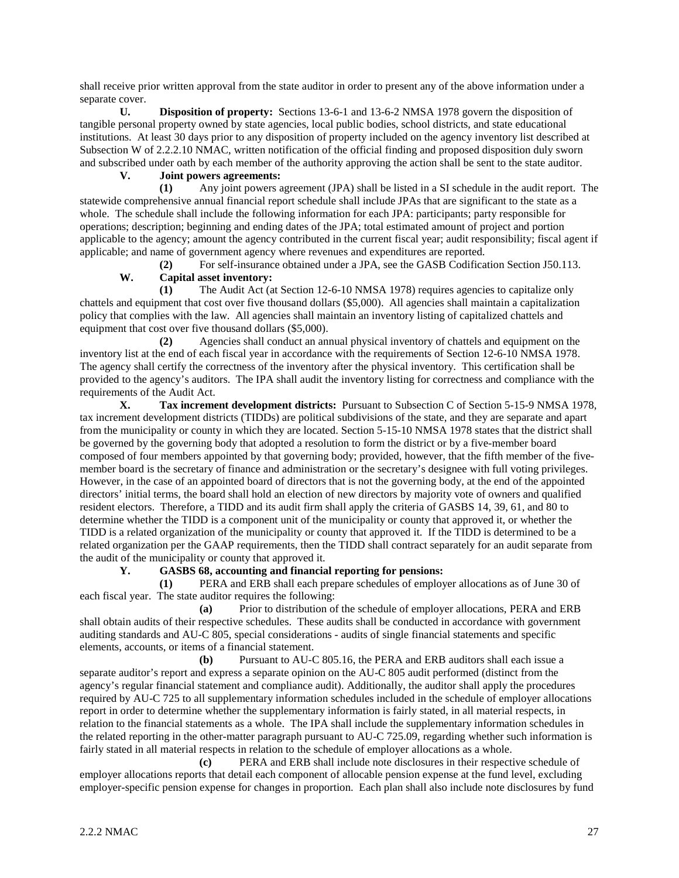shall receive prior written approval from the state auditor in order to present any of the above information under a separate cover.

**U. Disposition of property:** Sections 13-6-1 and 13-6-2 NMSA 1978 govern the disposition of tangible personal property owned by state agencies, local public bodies, school districts, and state educational institutions. At least 30 days prior to any disposition of property included on the agency inventory list described at Subsection W of 2.2.2.10 NMAC, written notification of the official finding and proposed disposition duly sworn and subscribed under oath by each member of the authority approving the action shall be sent to the state auditor.

**V. Joint powers agreements:**

**(1)** Any joint powers agreement (JPA) shall be listed in a SI schedule in the audit report. The statewide comprehensive annual financial report schedule shall include JPAs that are significant to the state as a whole. The schedule shall include the following information for each JPA: participants; party responsible for operations; description; beginning and ending dates of the JPA; total estimated amount of project and portion applicable to the agency; amount the agency contributed in the current fiscal year; audit responsibility; fiscal agent if applicable; and name of government agency where revenues and expenditures are reported.

**(2)** For self-insurance obtained under a JPA, see the GASB Codification Section J50.113.

**W. Capital asset inventory:**

**(1)** The Audit Act (at Section 12-6-10 NMSA 1978) requires agencies to capitalize only chattels and equipment that cost over five thousand dollars ($5,000). All agencies shall maintain a capitalization policy that complies with the law. All agencies shall maintain an inventory listing of capitalized chattels and equipment that cost over five thousand dollars ($5,000).

**(2)** Agencies shall conduct an annual physical inventory of chattels and equipment on the inventory list at the end of each fiscal year in accordance with the requirements of Section 12-6-10 NMSA 1978. The agency shall certify the correctness of the inventory after the physical inventory. This certification shall be provided to the agency's auditors. The IPA shall audit the inventory listing for correctness and compliance with the requirements of the Audit Act.

**X. Tax increment development districts:** Pursuant to Subsection C of Section 5-15-9 NMSA 1978, tax increment development districts (TIDDs) are political subdivisions of the state, and they are separate and apart from the municipality or county in which they are located. Section 5-15-10 NMSA 1978 states that the district shall be governed by the governing body that adopted a resolution to form the district or by a five-member board composed of four members appointed by that governing body; provided, however, that the fifth member of the five-member board is the secretary of finance and administration or the secretary's designee with full voting privileges. However, in the case of an appointed board of directors that is not the governing body, at the end of the appointed directors' initial terms, the board shall hold an election of new directors by majority vote of owners and qualified resident electors. Therefore, a TIDD and its audit firm shall apply the criteria of GASBS 14, 39, 61, and 80 to determine whether the TIDD is a component unit of the municipality or county that approved it, or whether the TIDD is a related organization of the municipality or county that approved it. If the TIDD is determined to be a related organization per the GAAP requirements, then the TIDD shall contract separately for an audit separate from the audit of the municipality or county that approved it.

**Y. GASBS 68, accounting and financial reporting for pensions:**

**(1)** PERA and ERB shall each prepare schedules of employer allocations as of June 30 of each fiscal year. The state auditor requires the following:

**(a)** Prior to distribution of the schedule of employer allocations, PERA and ERB shall obtain audits of their respective schedules. These audits shall be conducted in accordance with government auditing standards and AU-C 805, special considerations - audits of single financial statements and specific elements, accounts, or items of a financial statement.

**(b)** Pursuant to AU-C 805.16, the PERA and ERB auditors shall each issue a separate auditor's report and express a separate opinion on the AU-C 805 audit performed (distinct from the agency's regular financial statement and compliance audit). Additionally, the auditor shall apply the procedures required by AU-C 725 to all supplementary information schedules included in the schedule of employer allocations report in order to determine whether the supplementary information is fairly stated, in all material respects, in relation to the financial statements as a whole. The IPA shall include the supplementary information schedules in the related reporting in the other-matter paragraph pursuant to AU-C 725.09, regarding whether such information is fairly stated in all material respects in relation to the schedule of employer allocations as a whole.

**(c)** PERA and ERB shall include note disclosures in their respective schedule of employer allocations reports that detail each component of allocable pension expense at the fund level, excluding employer-specific pension expense for changes in proportion. Each plan shall also include note disclosures by fund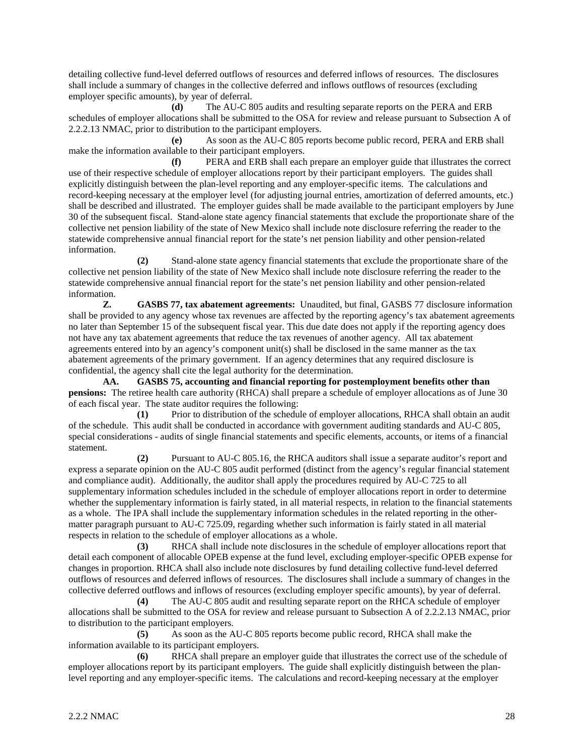detailing collective fund-level deferred outflows of resources and deferred inflows of resources. The disclosures shall include a summary of changes in the collective deferred and inflows outflows of resources (excluding employer specific amounts), by year of deferral.

**(d)** The AU-C 805 audits and resulting separate reports on the PERA and ERB schedules of employer allocations shall be submitted to the OSA for review and release pursuant to Subsection A of 2.2.2.13 NMAC, prior to distribution to the participant employers.

**(e)** As soon as the AU-C 805 reports become public record, PERA and ERB shall make the information available to their participant employers.

**(f)** PERA and ERB shall each prepare an employer guide that illustrates the correct use of their respective schedule of employer allocations report by their participant employers. The guides shall explicitly distinguish between the plan-level reporting and any employer-specific items. The calculations and record-keeping necessary at the employer level (for adjusting journal entries, amortization of deferred amounts, etc.) shall be described and illustrated. The employer guides shall be made available to the participant employers by June 30 of the subsequent fiscal. Stand-alone state agency financial statements that exclude the proportionate share of the collective net pension liability of the state of New Mexico shall include note disclosure referring the reader to the statewide comprehensive annual financial report for the state's net pension liability and other pension-related information.

**(2)** Stand-alone state agency financial statements that exclude the proportionate share of the collective net pension liability of the state of New Mexico shall include note disclosure referring the reader to the statewide comprehensive annual financial report for the state's net pension liability and other pension-related information.

**Z. GASBS 77, tax abatement agreements:** Unaudited, but final, GASBS 77 disclosure information shall be provided to any agency whose tax revenues are affected by the reporting agency's tax abatement agreements no later than September 15 of the subsequent fiscal year. This due date does not apply if the reporting agency does not have any tax abatement agreements that reduce the tax revenues of another agency. All tax abatement agreements entered into by an agency's component unit(s) shall be disclosed in the same manner as the tax abatement agreements of the primary government. If an agency determines that any required disclosure is confidential, the agency shall cite the legal authority for the determination.

**AA. GASBS 75, accounting and financial reporting for postemployment benefits other than pensions:** The retiree health care authority (RHCA) shall prepare a schedule of employer allocations as of June 30 of each fiscal year. The state auditor requires the following:

**(1)** Prior to distribution of the schedule of employer allocations, RHCA shall obtain an audit of the schedule. This audit shall be conducted in accordance with government auditing standards and AU-C 805, special considerations - audits of single financial statements and specific elements, accounts, or items of a financial statement.

**(2)** Pursuant to AU-C 805.16, the RHCA auditors shall issue a separate auditor's report and express a separate opinion on the AU-C 805 audit performed (distinct from the agency's regular financial statement and compliance audit). Additionally, the auditor shall apply the procedures required by AU-C 725 to all supplementary information schedules included in the schedule of employer allocations report in order to determine whether the supplementary information is fairly stated, in all material respects, in relation to the financial statements as a whole. The IPA shall include the supplementary information schedules in the related reporting in the other-matter paragraph pursuant to AU-C 725.09, regarding whether such information is fairly stated in all material respects in relation to the schedule of employer allocations as a whole.

**(3)** RHCA shall include note disclosures in the schedule of employer allocations report that detail each component of allocable OPEB expense at the fund level, excluding employer-specific OPEB expense for changes in proportion. RHCA shall also include note disclosures by fund detailing collective fund-level deferred outflows of resources and deferred inflows of resources. The disclosures shall include a summary of changes in the collective deferred outflows and inflows of resources (excluding employer specific amounts), by year of deferral.

**(4)** The AU-C 805 audit and resulting separate report on the RHCA schedule of employer allocations shall be submitted to the OSA for review and release pursuant to Subsection A of 2.2.2.13 NMAC, prior to distribution to the participant employers.

**(5)** As soon as the AU-C 805 reports become public record, RHCA shall make the information available to its participant employers.

**(6)** RHCA shall prepare an employer guide that illustrates the correct use of the schedule of employer allocations report by its participant employers. The guide shall explicitly distinguish between the plan-level reporting and any employer-specific items. The calculations and record-keeping necessary at the employer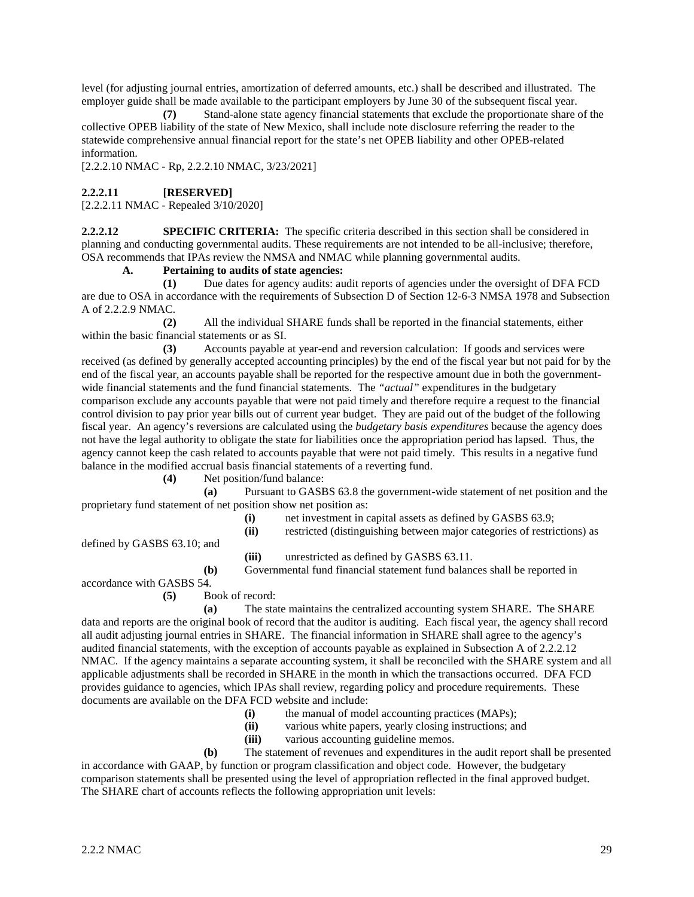level (for adjusting journal entries, amortization of deferred amounts, etc.) shall be described and illustrated. The employer guide shall be made available to the participant employers by June 30 of the subsequent fiscal year.

**(7)** Stand-alone state agency financial statements that exclude the proportionate share of the collective OPEB liability of the state of New Mexico, shall include note disclosure referring the reader to the statewide comprehensive annual financial report for the state's net OPEB liability and other OPEB-related information.

[2.2.2.10 NMAC - Rp, 2.2.2.10 NMAC, 3/23/2021]

**2.2.2.11 [RESERVED]**

[2.2.2.11 NMAC - Repealed 3/10/2020]

**2.2.2.12 SPECIFIC CRITERIA:** The specific criteria described in this section shall be considered in planning and conducting governmental audits. These requirements are not intended to be all-inclusive; therefore, OSA recommends that IPAs review the NMSA and NMAC while planning governmental audits.

**A. Pertaining to audits of state agencies:**

**(1)** Due dates for agency audits: audit reports of agencies under the oversight of DFA FCD are due to OSA in accordance with the requirements of Subsection D of Section 12-6-3 NMSA 1978 and Subsection A of 2.2.2.9 NMAC.

**(2)** All the individual SHARE funds shall be reported in the financial statements, either within the basic financial statements or as SI.

**(3)** Accounts payable at year-end and reversion calculation: If goods and services were received (as defined by generally accepted accounting principles) by the end of the fiscal year but not paid for by the end of the fiscal year, an accounts payable shall be reported for the respective amount due in both the government-wide financial statements and the fund financial statements. The *"actual"* expenditures in the budgetary comparison exclude any accounts payable that were not paid timely and therefore require a request to the financial control division to pay prior year bills out of current year budget. They are paid out of the budget of the following fiscal year. An agency's reversions are calculated using the *budgetary basis expenditures* because the agency does not have the legal authority to obligate the state for liabilities once the appropriation period has lapsed. Thus, the agency cannot keep the cash related to accounts payable that were not paid timely. This results in a negative fund balance in the modified accrual basis financial statements of a reverting fund.

**(4)** Net position/fund balance:

**(a)** Pursuant to GASBS 63.8 the government-wide statement of net position and the proprietary fund statement of net position show net position as:

**(i)** net investment in capital assets as defined by GASBS 63.9;

**(ii)** restricted (distinguishing between major categories of restrictions) as defined by GASBS 63.10; and

**(iii)** unrestricted as defined by GASBS 63.11.

**(b)** Governmental fund financial statement fund balances shall be reported in accordance with GASBS 54.

**(5)** Book of record:

**(a)** The state maintains the centralized accounting system SHARE. The SHARE data and reports are the original book of record that the auditor is auditing. Each fiscal year, the agency shall record all audit adjusting journal entries in SHARE. The financial information in SHARE shall agree to the agency's audited financial statements, with the exception of accounts payable as explained in Subsection A of 2.2.2.12 NMAC. If the agency maintains a separate accounting system, it shall be reconciled with the SHARE system and all applicable adjustments shall be recorded in SHARE in the month in which the transactions occurred. DFA FCD provides guidance to agencies, which IPAs shall review, regarding policy and procedure requirements. These documents are available on the DFA FCD website and include:

**(i)** the manual of model accounting practices (MAPs);

**(ii)** various white papers, yearly closing instructions; and

**(iii)** various accounting guideline memos.

**(b)** The statement of revenues and expenditures in the audit report shall be presented in accordance with GAAP, by function or program classification and object code. However, the budgetary comparison statements shall be presented using the level of appropriation reflected in the final approved budget. The SHARE chart of accounts reflects the following appropriation unit levels: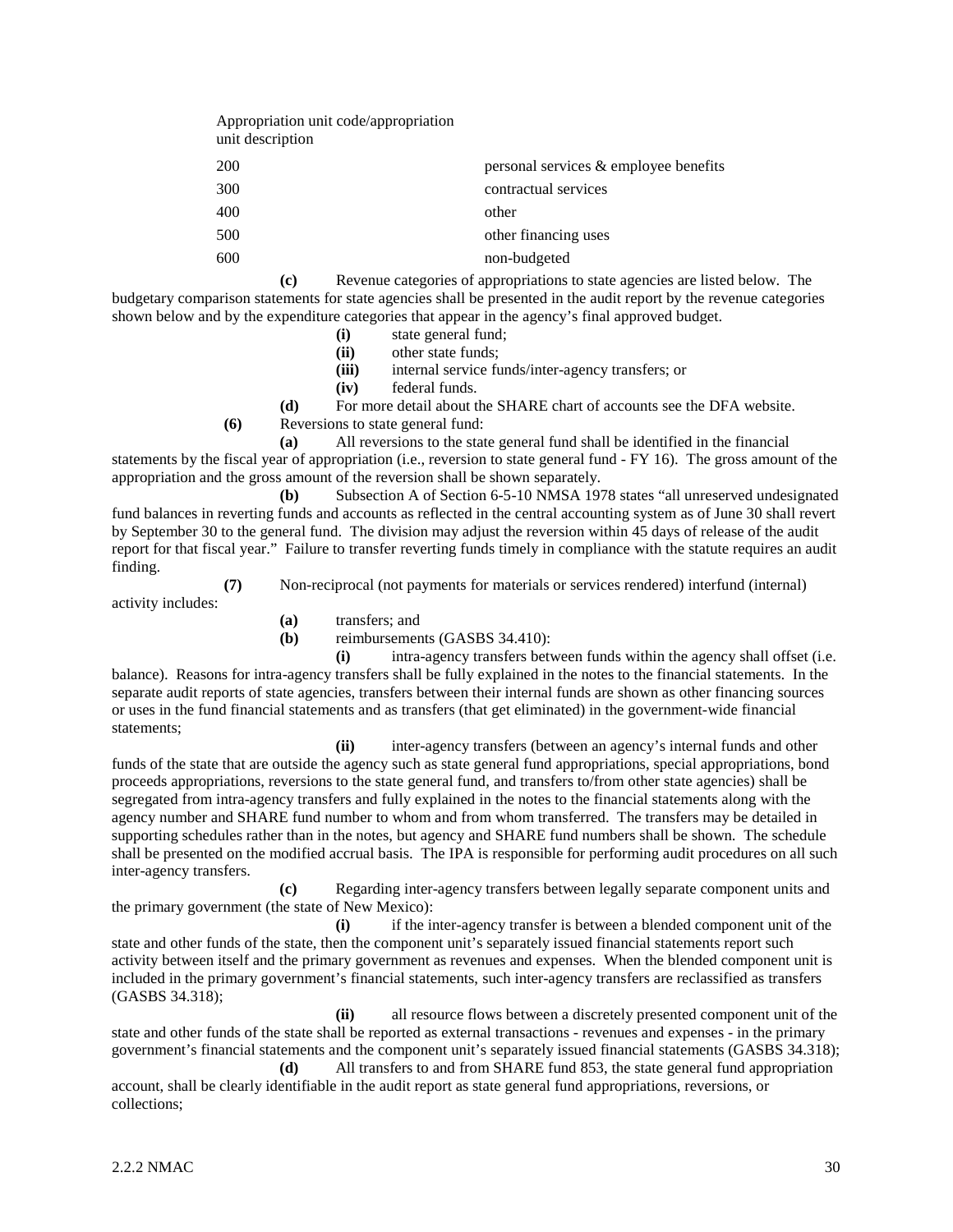| Appropriation unit code/appropriation unit description | |
|---|---|
| 200 | personal services & employee benefits |
| 300 | contractual services |
| 400 | other |
| 500 | other financing uses |
| 600 | non-budgeted |

**(c)** Revenue categories of appropriations to state agencies are listed below. The budgetary comparison statements for state agencies shall be presented in the audit report by the revenue categories shown below and by the expenditure categories that appear in the agency's final approved budget.

**(i)** state general fund;
**(ii)** other state funds;
**(iii)** internal service funds/inter-agency transfers; or
**(iv)** federal funds.

**(d)** For more detail about the SHARE chart of accounts see the DFA website.

**(6)** Reversions to state general fund:

**(a)** All reversions to the state general fund shall be identified in the financial statements by the fiscal year of appropriation (i.e., reversion to state general fund - FY 16). The gross amount of the appropriation and the gross amount of the reversion shall be shown separately.

**(b)** Subsection A of Section 6-5-10 NMSA 1978 states "all unreserved undesignated fund balances in reverting funds and accounts as reflected in the central accounting system as of June 30 shall revert by September 30 to the general fund. The division may adjust the reversion within 45 days of release of the audit report for that fiscal year." Failure to transfer reverting funds timely in compliance with the statute requires an audit finding.

**(7)** Non-reciprocal (not payments for materials or services rendered) interfund (internal) activity includes:

**(a)** transfers; and
**(b)** reimbursements (GASBS 34.410):

**(i)** intra-agency transfers between funds within the agency shall offset (i.e. balance). Reasons for intra-agency transfers shall be fully explained in the notes to the financial statements. In the separate audit reports of state agencies, transfers between their internal funds are shown as other financing sources or uses in the fund financial statements and as transfers (that get eliminated) in the government-wide financial statements;

**(ii)** inter-agency transfers (between an agency's internal funds and other funds of the state that are outside the agency such as state general fund appropriations, special appropriations, bond proceeds appropriations, reversions to the state general fund, and transfers to/from other state agencies) shall be segregated from intra-agency transfers and fully explained in the notes to the financial statements along with the agency number and SHARE fund number to whom and from whom transferred. The transfers may be detailed in supporting schedules rather than in the notes, but agency and SHARE fund numbers shall be shown. The schedule shall be presented on the modified accrual basis. The IPA is responsible for performing audit procedures on all such inter-agency transfers.

**(c)** Regarding inter-agency transfers between legally separate component units and the primary government (the state of New Mexico):

**(i)** if the inter-agency transfer is between a blended component unit of the state and other funds of the state, then the component unit's separately issued financial statements report such activity between itself and the primary government as revenues and expenses. When the blended component unit is included in the primary government's financial statements, such inter-agency transfers are reclassified as transfers (GASBS 34.318);

**(ii)** all resource flows between a discretely presented component unit of the state and other funds of the state shall be reported as external transactions - revenues and expenses - in the primary government's financial statements and the component unit's separately issued financial statements (GASBS 34.318);

**(d)** All transfers to and from SHARE fund 853, the state general fund appropriation account, shall be clearly identifiable in the audit report as state general fund appropriations, reversions, or collections;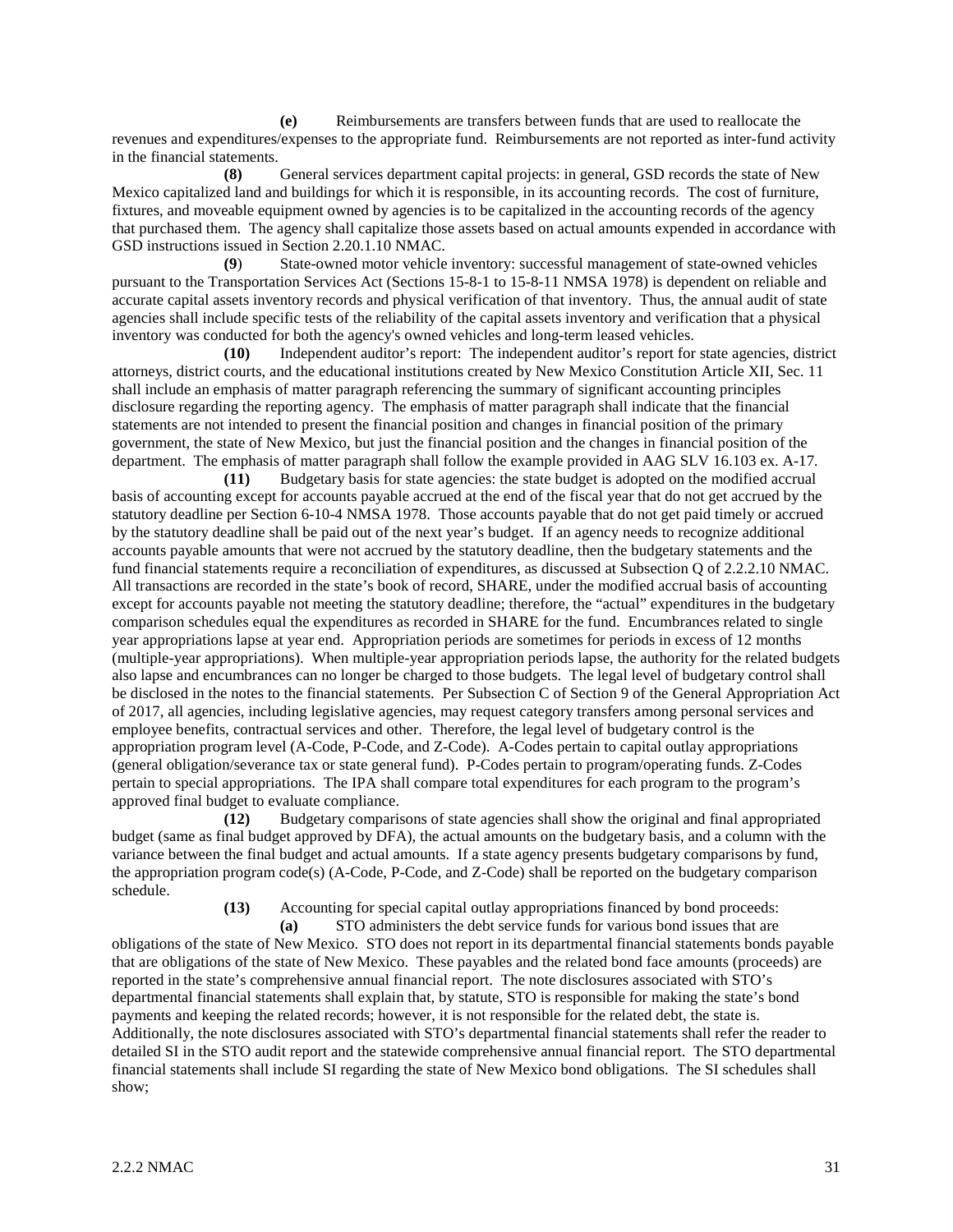**(e)** Reimbursements are transfers between funds that are used to reallocate the revenues and expenditures/expenses to the appropriate fund. Reimbursements are not reported as inter-fund activity in the financial statements.

**(8)** General services department capital projects: in general, GSD records the state of New Mexico capitalized land and buildings for which it is responsible, in its accounting records. The cost of furniture, fixtures, and moveable equipment owned by agencies is to be capitalized in the accounting records of the agency that purchased them. The agency shall capitalize those assets based on actual amounts expended in accordance with GSD instructions issued in Section 2.20.1.10 NMAC.

**(9)** State-owned motor vehicle inventory: successful management of state-owned vehicles pursuant to the Transportation Services Act (Sections 15-8-1 to 15-8-11 NMSA 1978) is dependent on reliable and accurate capital assets inventory records and physical verification of that inventory. Thus, the annual audit of state agencies shall include specific tests of the reliability of the capital assets inventory and verification that a physical inventory was conducted for both the agency's owned vehicles and long-term leased vehicles.

**(10)** Independent auditor's report: The independent auditor's report for state agencies, district attorneys, district courts, and the educational institutions created by New Mexico Constitution Article XII, Sec. 11 shall include an emphasis of matter paragraph referencing the summary of significant accounting principles disclosure regarding the reporting agency. The emphasis of matter paragraph shall indicate that the financial statements are not intended to present the financial position and changes in financial position of the primary government, the state of New Mexico, but just the financial position and the changes in financial position of the department. The emphasis of matter paragraph shall follow the example provided in AAG SLV 16.103 ex. A-17.

**(11)** Budgetary basis for state agencies: the state budget is adopted on the modified accrual basis of accounting except for accounts payable accrued at the end of the fiscal year that do not get accrued by the statutory deadline per Section 6-10-4 NMSA 1978. Those accounts payable that do not get paid timely or accrued by the statutory deadline shall be paid out of the next year's budget. If an agency needs to recognize additional accounts payable amounts that were not accrued by the statutory deadline, then the budgetary statements and the fund financial statements require a reconciliation of expenditures, as discussed at Subsection Q of 2.2.2.10 NMAC. All transactions are recorded in the state's book of record, SHARE, under the modified accrual basis of accounting except for accounts payable not meeting the statutory deadline; therefore, the "actual" expenditures in the budgetary comparison schedules equal the expenditures as recorded in SHARE for the fund. Encumbrances related to single year appropriations lapse at year end. Appropriation periods are sometimes for periods in excess of 12 months (multiple-year appropriations). When multiple-year appropriation periods lapse, the authority for the related budgets also lapse and encumbrances can no longer be charged to those budgets. The legal level of budgetary control shall be disclosed in the notes to the financial statements. Per Subsection C of Section 9 of the General Appropriation Act of 2017, all agencies, including legislative agencies, may request category transfers among personal services and employee benefits, contractual services and other. Therefore, the legal level of budgetary control is the appropriation program level (A-Code, P-Code, and Z-Code). A-Codes pertain to capital outlay appropriations (general obligation/severance tax or state general fund). P-Codes pertain to program/operating funds. Z-Codes pertain to special appropriations. The IPA shall compare total expenditures for each program to the program's approved final budget to evaluate compliance.

**(12)** Budgetary comparisons of state agencies shall show the original and final appropriated budget (same as final budget approved by DFA), the actual amounts on the budgetary basis, and a column with the variance between the final budget and actual amounts. If a state agency presents budgetary comparisons by fund, the appropriation program code(s) (A-Code, P-Code, and Z-Code) shall be reported on the budgetary comparison schedule.

**(13)** Accounting for special capital outlay appropriations financed by bond proceeds:

**(a)** STO administers the debt service funds for various bond issues that are obligations of the state of New Mexico. STO does not report in its departmental financial statements bonds payable that are obligations of the state of New Mexico. These payables and the related bond face amounts (proceeds) are reported in the state's comprehensive annual financial report. The note disclosures associated with STO's departmental financial statements shall explain that, by statute, STO is responsible for making the state's bond payments and keeping the related records; however, it is not responsible for the related debt, the state is. Additionally, the note disclosures associated with STO's departmental financial statements shall refer the reader to detailed SI in the STO audit report and the statewide comprehensive annual financial report. The STO departmental financial statements shall include SI regarding the state of New Mexico bond obligations. The SI schedules shall show;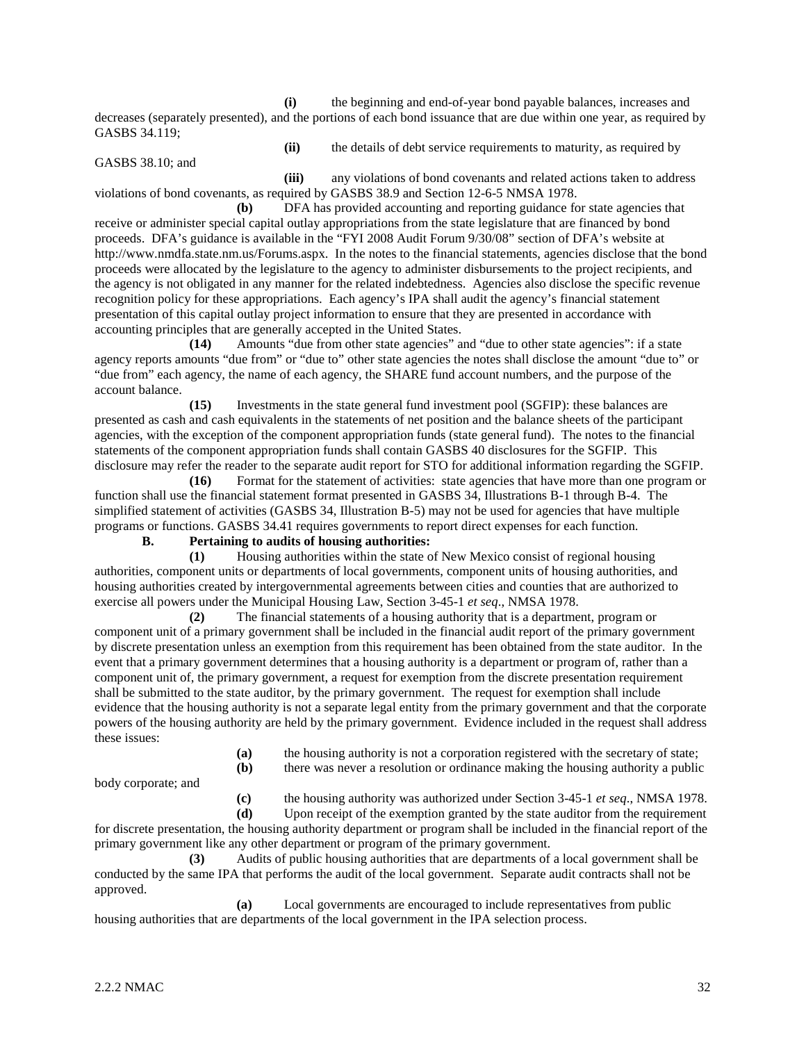**(i)** the beginning and end-of-year bond payable balances, increases and decreases (separately presented), and the portions of each bond issuance that are due within one year, as required by GASBS 34.119;

**(ii)** the details of debt service requirements to maturity, as required by GASBS 38.10; and

**(iii)** any violations of bond covenants and related actions taken to address violations of bond covenants, as required by GASBS 38.9 and Section 12-6-5 NMSA 1978.

**(b)** DFA has provided accounting and reporting guidance for state agencies that receive or administer special capital outlay appropriations from the state legislature that are financed by bond proceeds. DFA's guidance is available in the "FYI 2008 Audit Forum 9/30/08" section of DFA's website at http://www.nmdfa.state.nm.us/Forums.aspx. In the notes to the financial statements, agencies disclose that the bond proceeds were allocated by the legislature to the agency to administer disbursements to the project recipients, and the agency is not obligated in any manner for the related indebtedness. Agencies also disclose the specific revenue recognition policy for these appropriations. Each agency's IPA shall audit the agency's financial statement presentation of this capital outlay project information to ensure that they are presented in accordance with accounting principles that are generally accepted in the United States.

**(14)** Amounts "due from other state agencies" and "due to other state agencies": if a state agency reports amounts "due from" or "due to" other state agencies the notes shall disclose the amount "due to" or "due from" each agency, the name of each agency, the SHARE fund account numbers, and the purpose of the account balance.

**(15)** Investments in the state general fund investment pool (SGFIP): these balances are presented as cash and cash equivalents in the statements of net position and the balance sheets of the participant agencies, with the exception of the component appropriation funds (state general fund). The notes to the financial statements of the component appropriation funds shall contain GASBS 40 disclosures for the SGFIP. This disclosure may refer the reader to the separate audit report for STO for additional information regarding the SGFIP.

**(16)** Format for the statement of activities: state agencies that have more than one program or function shall use the financial statement format presented in GASBS 34, Illustrations B-1 through B-4. The simplified statement of activities (GASBS 34, Illustration B-5) may not be used for agencies that have multiple programs or functions. GASBS 34.41 requires governments to report direct expenses for each function.

**B. Pertaining to audits of housing authorities:**

**(1)** Housing authorities within the state of New Mexico consist of regional housing authorities, component units or departments of local governments, component units of housing authorities, and housing authorities created by intergovernmental agreements between cities and counties that are authorized to exercise all powers under the Municipal Housing Law, Section 3-45-1 *et seq*., NMSA 1978.

**(2)** The financial statements of a housing authority that is a department, program or component unit of a primary government shall be included in the financial audit report of the primary government by discrete presentation unless an exemption from this requirement has been obtained from the state auditor. In the event that a primary government determines that a housing authority is a department or program of, rather than a component unit of, the primary government, a request for exemption from the discrete presentation requirement shall be submitted to the state auditor, by the primary government. The request for exemption shall include evidence that the housing authority is not a separate legal entity from the primary government and that the corporate powers of the housing authority are held by the primary government. Evidence included in the request shall address these issues:

**(a)** the housing authority is not a corporation registered with the secretary of state;

**(b)** there was never a resolution or ordinance making the housing authority a public body corporate; and

**(c)** the housing authority was authorized under Section 3-45-1 *et seq*., NMSA 1978.

**(d)** Upon receipt of the exemption granted by the state auditor from the requirement for discrete presentation, the housing authority department or program shall be included in the financial report of the primary government like any other department or program of the primary government.

**(3)** Audits of public housing authorities that are departments of a local government shall be conducted by the same IPA that performs the audit of the local government. Separate audit contracts shall not be approved.

**(a)** Local governments are encouraged to include representatives from public housing authorities that are departments of the local government in the IPA selection process.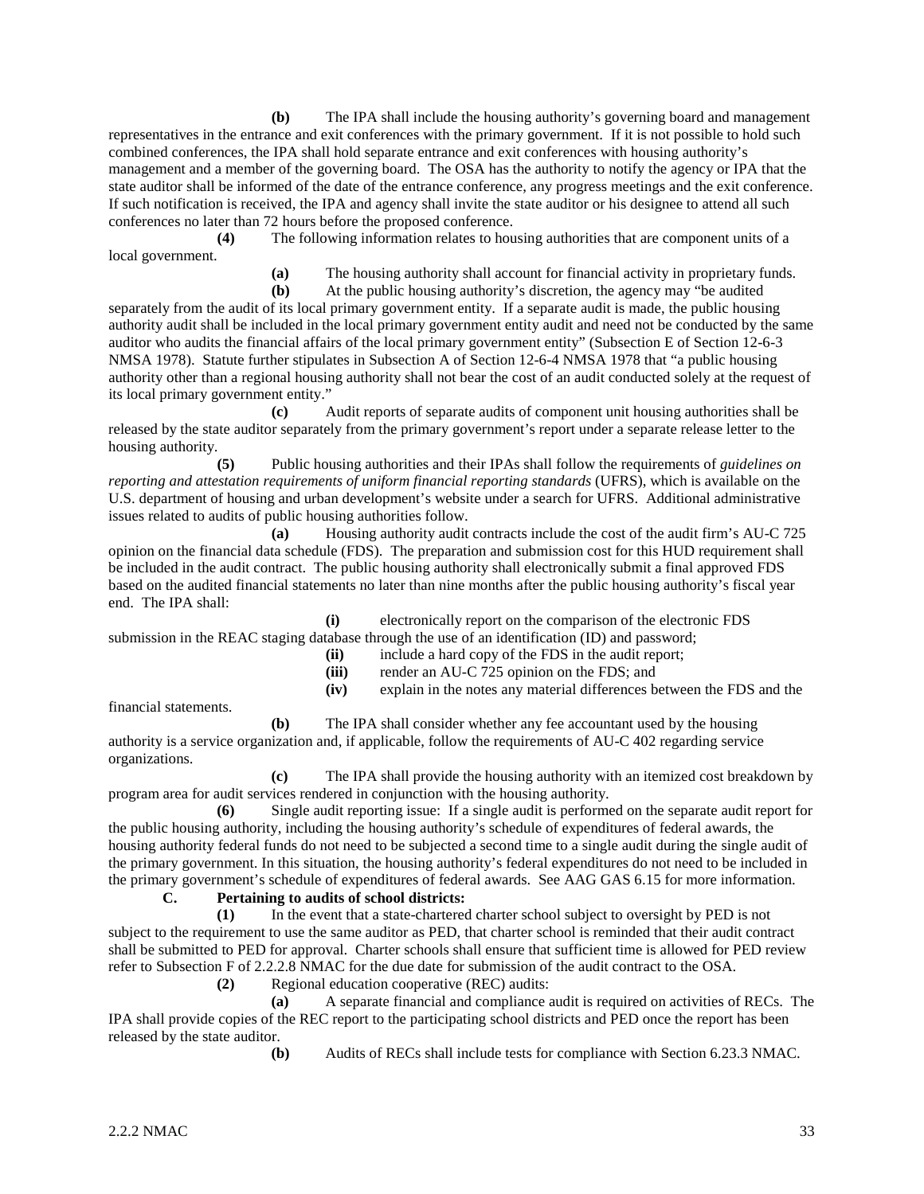**(b)** The IPA shall include the housing authority's governing board and management representatives in the entrance and exit conferences with the primary government. If it is not possible to hold such combined conferences, the IPA shall hold separate entrance and exit conferences with housing authority's management and a member of the governing board. The OSA has the authority to notify the agency or IPA that the state auditor shall be informed of the date of the entrance conference, any progress meetings and the exit conference. If such notification is received, the IPA and agency shall invite the state auditor or his designee to attend all such conferences no later than 72 hours before the proposed conference.

**(4)** The following information relates to housing authorities that are component units of a local government.

**(a)** The housing authority shall account for financial activity in proprietary funds.

**(b)** At the public housing authority's discretion, the agency may "be audited separately from the audit of its local primary government entity. If a separate audit is made, the public housing authority audit shall be included in the local primary government entity audit and need not be conducted by the same auditor who audits the financial affairs of the local primary government entity" (Subsection E of Section 12-6-3 NMSA 1978). Statute further stipulates in Subsection A of Section 12-6-4 NMSA 1978 that "a public housing authority other than a regional housing authority shall not bear the cost of an audit conducted solely at the request of its local primary government entity."

**(c)** Audit reports of separate audits of component unit housing authorities shall be released by the state auditor separately from the primary government's report under a separate release letter to the housing authority.

**(5)** Public housing authorities and their IPAs shall follow the requirements of *guidelines on reporting and attestation requirements of uniform financial reporting standards* (UFRS), which is available on the U.S. department of housing and urban development's website under a search for UFRS. Additional administrative issues related to audits of public housing authorities follow.

**(a)** Housing authority audit contracts include the cost of the audit firm's AU-C 725 opinion on the financial data schedule (FDS). The preparation and submission cost for this HUD requirement shall be included in the audit contract. The public housing authority shall electronically submit a final approved FDS based on the audited financial statements no later than nine months after the public housing authority's fiscal year end. The IPA shall:

**(i)** electronically report on the comparison of the electronic FDS submission in the REAC staging database through the use of an identification (ID) and password;

**(ii)** include a hard copy of the FDS in the audit report;

**(iii)** render an AU-C 725 opinion on the FDS; and

**(iv)** explain in the notes any material differences between the FDS and the financial statements.

**(b)** The IPA shall consider whether any fee accountant used by the housing authority is a service organization and, if applicable, follow the requirements of AU-C 402 regarding service organizations.

**(c)** The IPA shall provide the housing authority with an itemized cost breakdown by program area for audit services rendered in conjunction with the housing authority.

**(6)** Single audit reporting issue: If a single audit is performed on the separate audit report for the public housing authority, including the housing authority's schedule of expenditures of federal awards, the housing authority federal funds do not need to be subjected a second time to a single audit during the single audit of the primary government. In this situation, the housing authority's federal expenditures do not need to be included in the primary government's schedule of expenditures of federal awards. See AAG GAS 6.15 for more information.

**C. Pertaining to audits of school districts:**

**(1)** In the event that a state-chartered charter school subject to oversight by PED is not subject to the requirement to use the same auditor as PED, that charter school is reminded that their audit contract shall be submitted to PED for approval. Charter schools shall ensure that sufficient time is allowed for PED review refer to Subsection F of 2.2.2.8 NMAC for the due date for submission of the audit contract to the OSA.

**(2)** Regional education cooperative (REC) audits:

**(a)** A separate financial and compliance audit is required on activities of RECs. The IPA shall provide copies of the REC report to the participating school districts and PED once the report has been released by the state auditor.

**(b)** Audits of RECs shall include tests for compliance with Section 6.23.3 NMAC.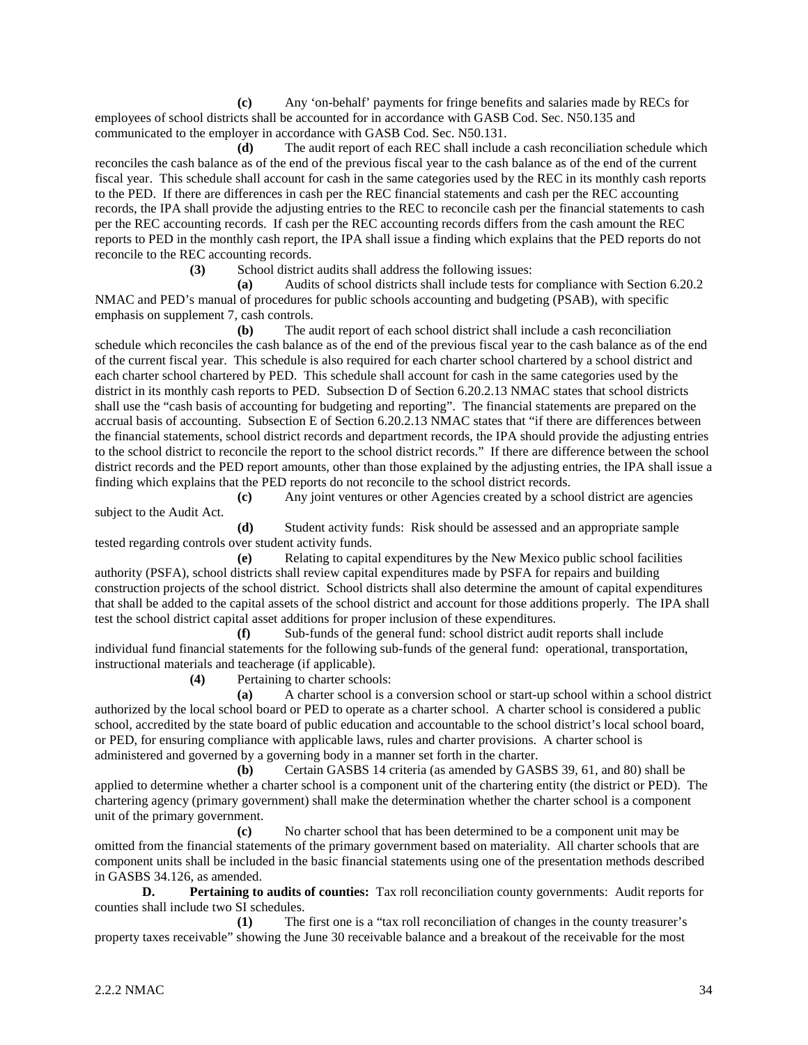**(c)** Any 'on-behalf' payments for fringe benefits and salaries made by RECs for employees of school districts shall be accounted for in accordance with GASB Cod. Sec. N50.135 and communicated to the employer in accordance with GASB Cod. Sec. N50.131.

**(d)** The audit report of each REC shall include a cash reconciliation schedule which reconciles the cash balance as of the end of the previous fiscal year to the cash balance as of the end of the current fiscal year. This schedule shall account for cash in the same categories used by the REC in its monthly cash reports to the PED. If there are differences in cash per the REC financial statements and cash per the REC accounting records, the IPA shall provide the adjusting entries to the REC to reconcile cash per the financial statements to cash per the REC accounting records. If cash per the REC accounting records differs from the cash amount the REC reports to PED in the monthly cash report, the IPA shall issue a finding which explains that the PED reports do not reconcile to the REC accounting records.

**(3)** School district audits shall address the following issues:

**(a)** Audits of school districts shall include tests for compliance with Section 6.20.2 NMAC and PED's manual of procedures for public schools accounting and budgeting (PSAB), with specific emphasis on supplement 7, cash controls.

**(b)** The audit report of each school district shall include a cash reconciliation schedule which reconciles the cash balance as of the end of the previous fiscal year to the cash balance as of the end of the current fiscal year. This schedule is also required for each charter school chartered by a school district and each charter school chartered by PED. This schedule shall account for cash in the same categories used by the district in its monthly cash reports to PED. Subsection D of Section 6.20.2.13 NMAC states that school districts shall use the "cash basis of accounting for budgeting and reporting". The financial statements are prepared on the accrual basis of accounting. Subsection E of Section 6.20.2.13 NMAC states that "if there are differences between the financial statements, school district records and department records, the IPA should provide the adjusting entries to the school district to reconcile the report to the school district records." If there are difference between the school district records and the PED report amounts, other than those explained by the adjusting entries, the IPA shall issue a finding which explains that the PED reports do not reconcile to the school district records.

**(c)** Any joint ventures or other Agencies created by a school district are agencies subject to the Audit Act.

**(d)** Student activity funds: Risk should be assessed and an appropriate sample tested regarding controls over student activity funds.

**(e)** Relating to capital expenditures by the New Mexico public school facilities authority (PSFA), school districts shall review capital expenditures made by PSFA for repairs and building construction projects of the school district. School districts shall also determine the amount of capital expenditures that shall be added to the capital assets of the school district and account for those additions properly. The IPA shall test the school district capital asset additions for proper inclusion of these expenditures.

**(f)** Sub-funds of the general fund: school district audit reports shall include individual fund financial statements for the following sub-funds of the general fund: operational, transportation, instructional materials and teacherage (if applicable).

**(4)** Pertaining to charter schools:

**(a)** A charter school is a conversion school or start-up school within a school district authorized by the local school board or PED to operate as a charter school. A charter school is considered a public school, accredited by the state board of public education and accountable to the school district's local school board, or PED, for ensuring compliance with applicable laws, rules and charter provisions. A charter school is administered and governed by a governing body in a manner set forth in the charter.

**(b)** Certain GASBS 14 criteria (as amended by GASBS 39, 61, and 80) shall be applied to determine whether a charter school is a component unit of the chartering entity (the district or PED). The chartering agency (primary government) shall make the determination whether the charter school is a component unit of the primary government.

**(c)** No charter school that has been determined to be a component unit may be omitted from the financial statements of the primary government based on materiality. All charter schools that are component units shall be included in the basic financial statements using one of the presentation methods described in GASBS 34.126, as amended.

**D. Pertaining to audits of counties:** Tax roll reconciliation county governments: Audit reports for counties shall include two SI schedules.

**(1)** The first one is a "tax roll reconciliation of changes in the county treasurer's property taxes receivable" showing the June 30 receivable balance and a breakout of the receivable for the most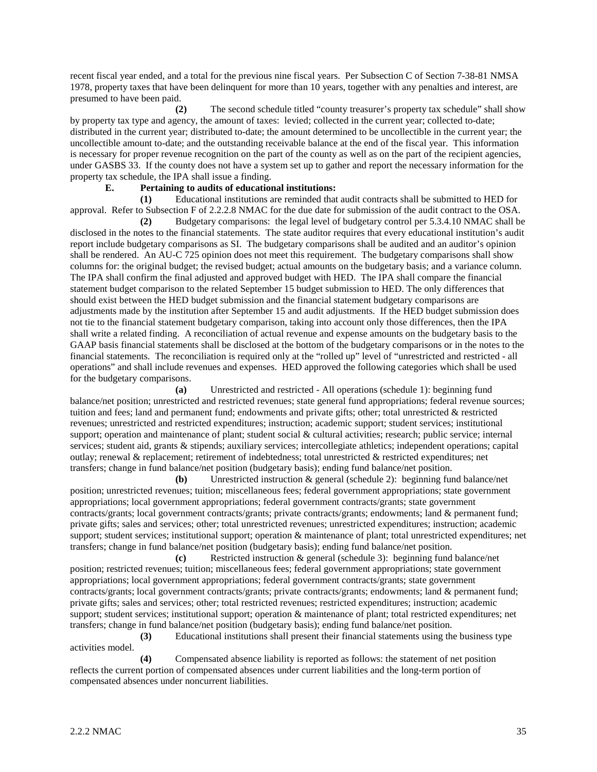recent fiscal year ended, and a total for the previous nine fiscal years. Per Subsection C of Section 7-38-81 NMSA 1978, property taxes that have been delinquent for more than 10 years, together with any penalties and interest, are presumed to have been paid.

**(2)** The second schedule titled "county treasurer's property tax schedule" shall show by property tax type and agency, the amount of taxes: levied; collected in the current year; collected to-date; distributed in the current year; distributed to-date; the amount determined to be uncollectible in the current year; the uncollectible amount to-date; and the outstanding receivable balance at the end of the fiscal year. This information is necessary for proper revenue recognition on the part of the county as well as on the part of the recipient agencies, under GASBS 33. If the county does not have a system set up to gather and report the necessary information for the property tax schedule, the IPA shall issue a finding.

**E. Pertaining to audits of educational institutions:**

**(1)** Educational institutions are reminded that audit contracts shall be submitted to HED for approval. Refer to Subsection F of 2.2.2.8 NMAC for the due date for submission of the audit contract to the OSA.

**(2)** Budgetary comparisons: the legal level of budgetary control per 5.3.4.10 NMAC shall be disclosed in the notes to the financial statements. The state auditor requires that every educational institution's audit report include budgetary comparisons as SI. The budgetary comparisons shall be audited and an auditor's opinion shall be rendered. An AU-C 725 opinion does not meet this requirement. The budgetary comparisons shall show columns for: the original budget; the revised budget; actual amounts on the budgetary basis; and a variance column. The IPA shall confirm the final adjusted and approved budget with HED. The IPA shall compare the financial statement budget comparison to the related September 15 budget submission to HED. The only differences that should exist between the HED budget submission and the financial statement budgetary comparisons are adjustments made by the institution after September 15 and audit adjustments. If the HED budget submission does not tie to the financial statement budgetary comparison, taking into account only those differences, then the IPA shall write a related finding. A reconciliation of actual revenue and expense amounts on the budgetary basis to the GAAP basis financial statements shall be disclosed at the bottom of the budgetary comparisons or in the notes to the financial statements. The reconciliation is required only at the "rolled up" level of "unrestricted and restricted - all operations" and shall include revenues and expenses. HED approved the following categories which shall be used for the budgetary comparisons.

**(a)** Unrestricted and restricted - All operations (schedule 1): beginning fund balance/net position; unrestricted and restricted revenues; state general fund appropriations; federal revenue sources; tuition and fees; land and permanent fund; endowments and private gifts; other; total unrestricted & restricted revenues; unrestricted and restricted expenditures; instruction; academic support; student services; institutional support; operation and maintenance of plant; student social & cultural activities; research; public service; internal services; student aid, grants & stipends; auxiliary services; intercollegiate athletics; independent operations; capital outlay; renewal & replacement; retirement of indebtedness; total unrestricted & restricted expenditures; net transfers; change in fund balance/net position (budgetary basis); ending fund balance/net position.

**(b)** Unrestricted instruction & general (schedule 2): beginning fund balance/net position; unrestricted revenues; tuition; miscellaneous fees; federal government appropriations; state government appropriations; local government appropriations; federal government contracts/grants; state government contracts/grants; local government contracts/grants; private contracts/grants; endowments; land & permanent fund; private gifts; sales and services; other; total unrestricted revenues; unrestricted expenditures; instruction; academic support; student services; institutional support; operation & maintenance of plant; total unrestricted expenditures; net transfers; change in fund balance/net position (budgetary basis); ending fund balance/net position.

**(c)** Restricted instruction & general (schedule 3): beginning fund balance/net position; restricted revenues; tuition; miscellaneous fees; federal government appropriations; state government appropriations; local government appropriations; federal government contracts/grants; state government contracts/grants; local government contracts/grants; private contracts/grants; endowments; land & permanent fund; private gifts; sales and services; other; total restricted revenues; restricted expenditures; instruction; academic support; student services; institutional support; operation & maintenance of plant; total restricted expenditures; net transfers; change in fund balance/net position (budgetary basis); ending fund balance/net position.

**(3)** Educational institutions shall present their financial statements using the business type activities model.

**(4)** Compensated absence liability is reported as follows: the statement of net position reflects the current portion of compensated absences under current liabilities and the long-term portion of compensated absences under noncurrent liabilities.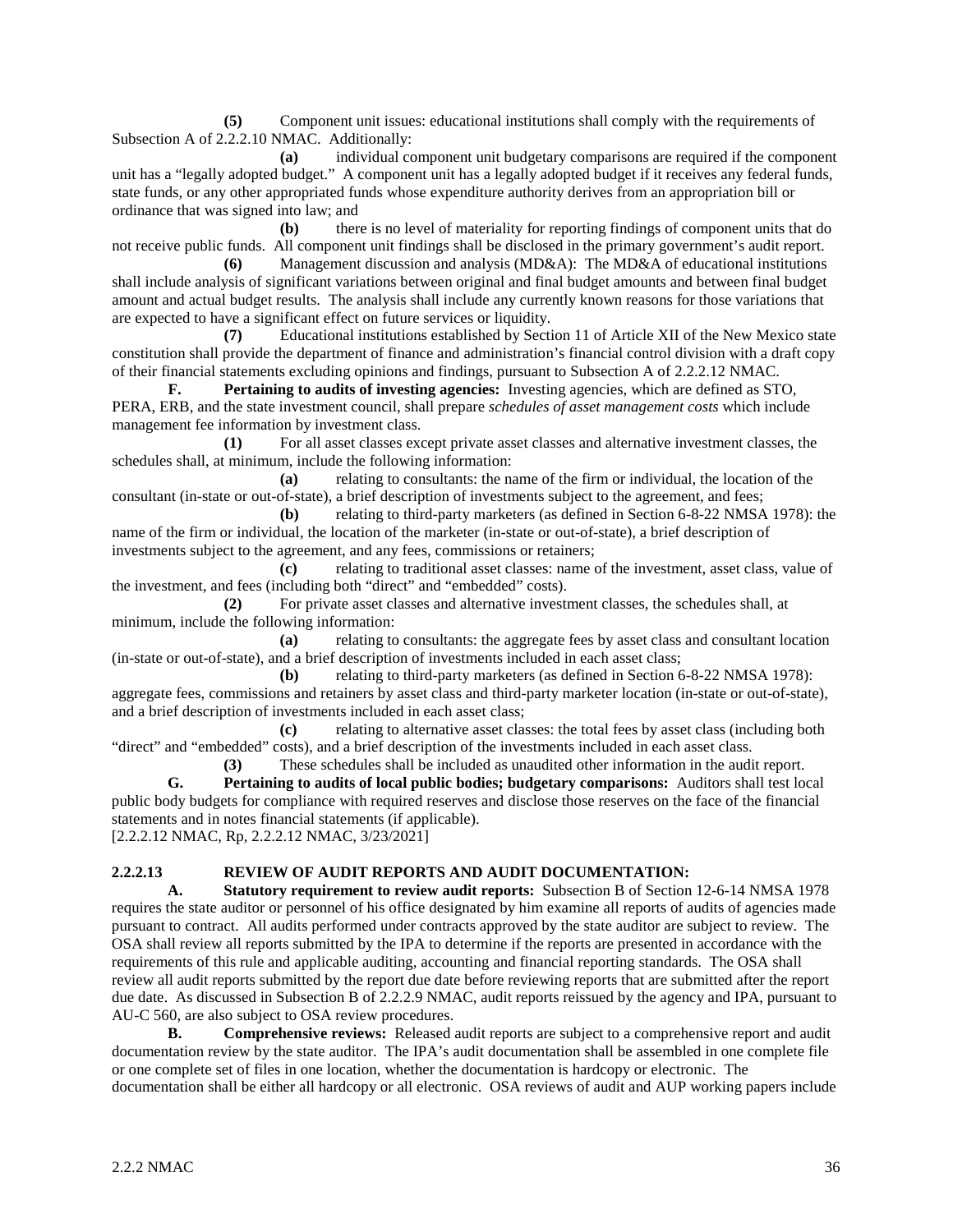**(5)** Component unit issues: educational institutions shall comply with the requirements of Subsection A of 2.2.2.10 NMAC. Additionally:

**(a)** individual component unit budgetary comparisons are required if the component unit has a "legally adopted budget." A component unit has a legally adopted budget if it receives any federal funds, state funds, or any other appropriated funds whose expenditure authority derives from an appropriation bill or ordinance that was signed into law; and

**(b)** there is no level of materiality for reporting findings of component units that do not receive public funds. All component unit findings shall be disclosed in the primary government's audit report.

**(6)** Management discussion and analysis (MD&A): The MD&A of educational institutions shall include analysis of significant variations between original and final budget amounts and between final budget amount and actual budget results. The analysis shall include any currently known reasons for those variations that are expected to have a significant effect on future services or liquidity.

**(7)** Educational institutions established by Section 11 of Article XII of the New Mexico state constitution shall provide the department of finance and administration's financial control division with a draft copy of their financial statements excluding opinions and findings, pursuant to Subsection A of 2.2.2.12 NMAC.

**F. Pertaining to audits of investing agencies:** Investing agencies, which are defined as STO, PERA, ERB, and the state investment council, shall prepare *schedules of asset management costs* which include management fee information by investment class.

**(1)** For all asset classes except private asset classes and alternative investment classes, the schedules shall, at minimum, include the following information:

**(a)** relating to consultants: the name of the firm or individual, the location of the consultant (in-state or out-of-state), a brief description of investments subject to the agreement, and fees;

**(b)** relating to third-party marketers (as defined in Section 6-8-22 NMSA 1978): the name of the firm or individual, the location of the marketer (in-state or out-of-state), a brief description of investments subject to the agreement, and any fees, commissions or retainers;

**(c)** relating to traditional asset classes: name of the investment, asset class, value of the investment, and fees (including both "direct" and "embedded" costs).

**(2)** For private asset classes and alternative investment classes, the schedules shall, at minimum, include the following information:

**(a)** relating to consultants: the aggregate fees by asset class and consultant location (in-state or out-of-state), and a brief description of investments included in each asset class;

**(b)** relating to third-party marketers (as defined in Section 6-8-22 NMSA 1978): aggregate fees, commissions and retainers by asset class and third-party marketer location (in-state or out-of-state), and a brief description of investments included in each asset class;

**(c)** relating to alternative asset classes: the total fees by asset class (including both "direct" and "embedded" costs), and a brief description of the investments included in each asset class.

**(3)** These schedules shall be included as unaudited other information in the audit report.

**G. Pertaining to audits of local public bodies; budgetary comparisons:** Auditors shall test local public body budgets for compliance with required reserves and disclose those reserves on the face of the financial statements and in notes financial statements (if applicable).

[2.2.2.12 NMAC, Rp, 2.2.2.12 NMAC, 3/23/2021]

**2.2.2.13 REVIEW OF AUDIT REPORTS AND AUDIT DOCUMENTATION:**

**A. Statutory requirement to review audit reports:** Subsection B of Section 12-6-14 NMSA 1978 requires the state auditor or personnel of his office designated by him examine all reports of audits of agencies made pursuant to contract. All audits performed under contracts approved by the state auditor are subject to review. The OSA shall review all reports submitted by the IPA to determine if the reports are presented in accordance with the requirements of this rule and applicable auditing, accounting and financial reporting standards. The OSA shall review all audit reports submitted by the report due date before reviewing reports that are submitted after the report due date. As discussed in Subsection B of 2.2.2.9 NMAC, audit reports reissued by the agency and IPA, pursuant to AU-C 560, are also subject to OSA review procedures.

**B. Comprehensive reviews:** Released audit reports are subject to a comprehensive report and audit documentation review by the state auditor. The IPA's audit documentation shall be assembled in one complete file or one complete set of files in one location, whether the documentation is hardcopy or electronic. The documentation shall be either all hardcopy or all electronic. OSA reviews of audit and AUP working papers include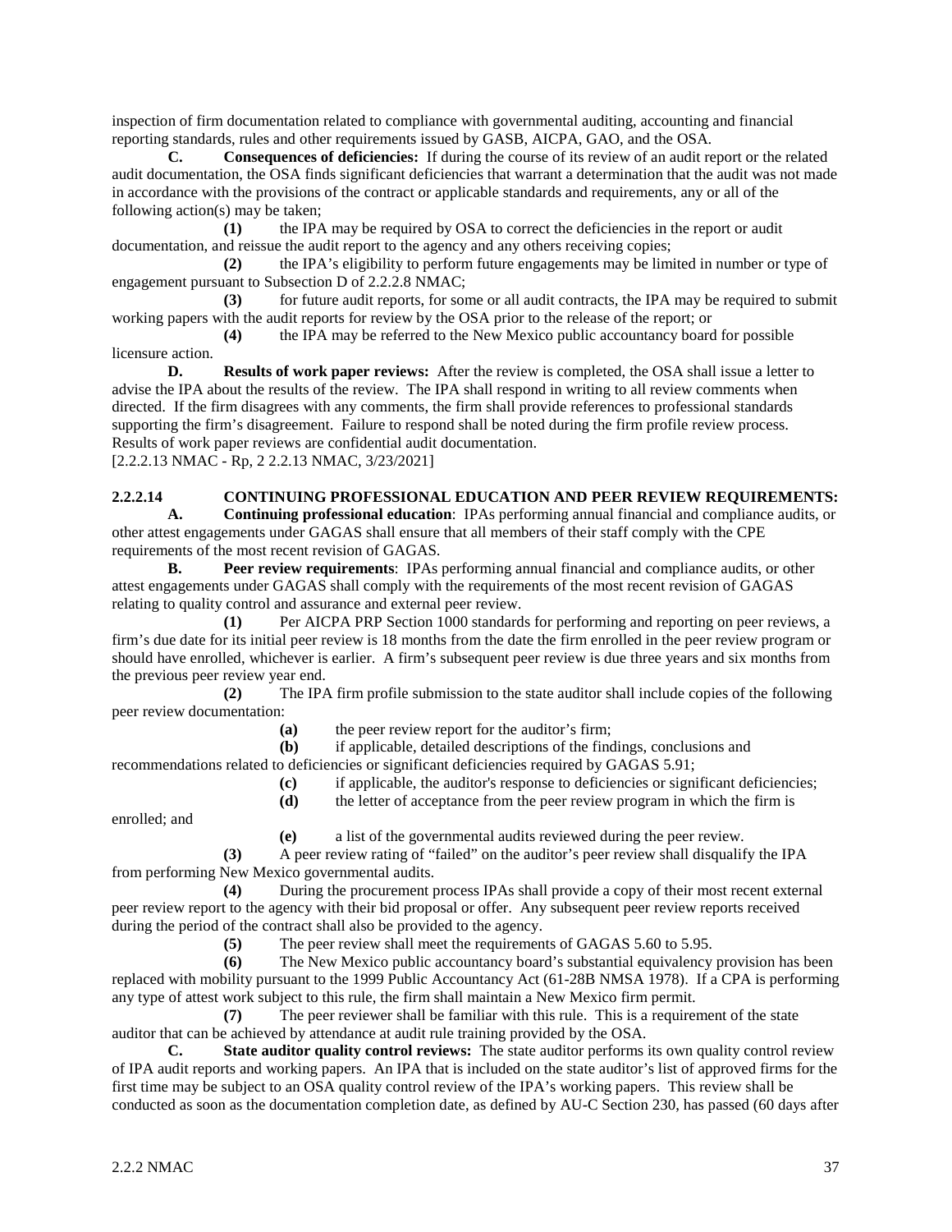inspection of firm documentation related to compliance with governmental auditing, accounting and financial reporting standards, rules and other requirements issued by GASB, AICPA, GAO, and the OSA.

**C. Consequences of deficiencies:** If during the course of its review of an audit report or the related audit documentation, the OSA finds significant deficiencies that warrant a determination that the audit was not made in accordance with the provisions of the contract or applicable standards and requirements, any or all of the following action(s) may be taken;

**(1)** the IPA may be required by OSA to correct the deficiencies in the report or audit documentation, and reissue the audit report to the agency and any others receiving copies;

**(2)** the IPA's eligibility to perform future engagements may be limited in number or type of engagement pursuant to Subsection D of 2.2.2.8 NMAC;

**(3)** for future audit reports, for some or all audit contracts, the IPA may be required to submit working papers with the audit reports for review by the OSA prior to the release of the report; or

**(4)** the IPA may be referred to the New Mexico public accountancy board for possible licensure action.

**D. Results of work paper reviews:** After the review is completed, the OSA shall issue a letter to advise the IPA about the results of the review. The IPA shall respond in writing to all review comments when directed. If the firm disagrees with any comments, the firm shall provide references to professional standards supporting the firm's disagreement. Failure to respond shall be noted during the firm profile review process. Results of work paper reviews are confidential audit documentation.

[2.2.2.13 NMAC - Rp, 2 2.2.13 NMAC, 3/23/2021]

**2.2.2.14 CONTINUING PROFESSIONAL EDUCATION AND PEER REVIEW REQUIREMENTS:**

**A. Continuing professional education**: IPAs performing annual financial and compliance audits, or other attest engagements under GAGAS shall ensure that all members of their staff comply with the CPE requirements of the most recent revision of GAGAS.

**B. Peer review requirements**: IPAs performing annual financial and compliance audits, or other attest engagements under GAGAS shall comply with the requirements of the most recent revision of GAGAS relating to quality control and assurance and external peer review.

**(1)** Per AICPA PRP Section 1000 standards for performing and reporting on peer reviews, a firm's due date for its initial peer review is 18 months from the date the firm enrolled in the peer review program or should have enrolled, whichever is earlier. A firm's subsequent peer review is due three years and six months from the previous peer review year end.

**(2)** The IPA firm profile submission to the state auditor shall include copies of the following peer review documentation:

**(a)** the peer review report for the auditor's firm;

**(b)** if applicable, detailed descriptions of the findings, conclusions and recommendations related to deficiencies or significant deficiencies required by GAGAS 5.91;

**(c)** if applicable, the auditor's response to deficiencies or significant deficiencies;

**(d)** the letter of acceptance from the peer review program in which the firm is enrolled; and

**(e)** a list of the governmental audits reviewed during the peer review.

**(3)** A peer review rating of "failed" on the auditor's peer review shall disqualify the IPA from performing New Mexico governmental audits.

**(4)** During the procurement process IPAs shall provide a copy of their most recent external peer review report to the agency with their bid proposal or offer. Any subsequent peer review reports received during the period of the contract shall also be provided to the agency.

**(5)** The peer review shall meet the requirements of GAGAS 5.60 to 5.95.

**(6)** The New Mexico public accountancy board's substantial equivalency provision has been replaced with mobility pursuant to the 1999 Public Accountancy Act (61-28B NMSA 1978). If a CPA is performing any type of attest work subject to this rule, the firm shall maintain a New Mexico firm permit.

**(7)** The peer reviewer shall be familiar with this rule. This is a requirement of the state auditor that can be achieved by attendance at audit rule training provided by the OSA.

**C. State auditor quality control reviews:** The state auditor performs its own quality control review of IPA audit reports and working papers. An IPA that is included on the state auditor's list of approved firms for the first time may be subject to an OSA quality control review of the IPA's working papers. This review shall be conducted as soon as the documentation completion date, as defined by AU-C Section 230, has passed (60 days after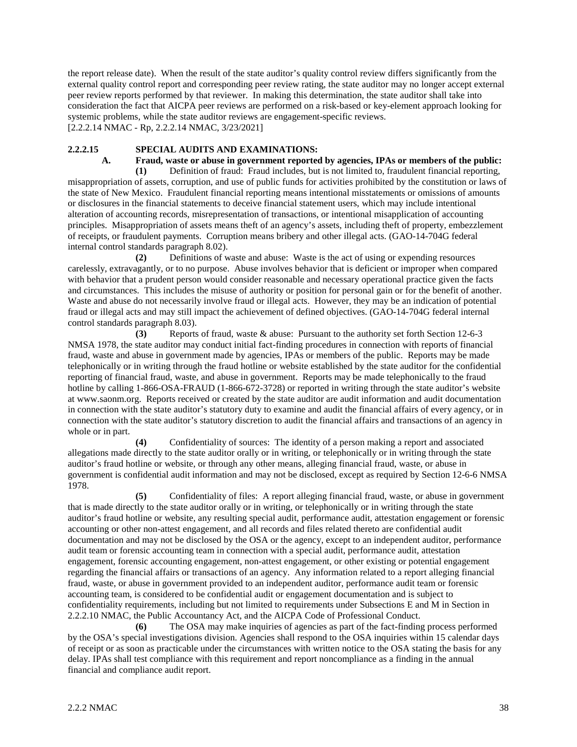the report release date). When the result of the state auditor's quality control review differs significantly from the external quality control report and corresponding peer review rating, the state auditor may no longer accept external peer review reports performed by that reviewer. In making this determination, the state auditor shall take into consideration the fact that AICPA peer reviews are performed on a risk-based or key-element approach looking for systemic problems, while the state auditor reviews are engagement-specific reviews.
[2.2.2.14 NMAC - Rp, 2.2.2.14 NMAC, 3/23/2021]

**2.2.2.15 SPECIAL AUDITS AND EXAMINATIONS:**

**A. Fraud, waste or abuse in government reported by agencies, IPAs or members of the public:**

**(1)** Definition of fraud: Fraud includes, but is not limited to, fraudulent financial reporting, misappropriation of assets, corruption, and use of public funds for activities prohibited by the constitution or laws of the state of New Mexico. Fraudulent financial reporting means intentional misstatements or omissions of amounts or disclosures in the financial statements to deceive financial statement users, which may include intentional alteration of accounting records, misrepresentation of transactions, or intentional misapplication of accounting principles. Misappropriation of assets means theft of an agency's assets, including theft of property, embezzlement of receipts, or fraudulent payments. Corruption means bribery and other illegal acts. (GAO-14-704G federal internal control standards paragraph 8.02).

**(2)** Definitions of waste and abuse: Waste is the act of using or expending resources carelessly, extravagantly, or to no purpose. Abuse involves behavior that is deficient or improper when compared with behavior that a prudent person would consider reasonable and necessary operational practice given the facts and circumstances. This includes the misuse of authority or position for personal gain or for the benefit of another. Waste and abuse do not necessarily involve fraud or illegal acts. However, they may be an indication of potential fraud or illegal acts and may still impact the achievement of defined objectives. (GAO-14-704G federal internal control standards paragraph 8.03).

**(3)** Reports of fraud, waste & abuse: Pursuant to the authority set forth Section 12-6-3 NMSA 1978, the state auditor may conduct initial fact-finding procedures in connection with reports of financial fraud, waste and abuse in government made by agencies, IPAs or members of the public. Reports may be made telephonically or in writing through the fraud hotline or website established by the state auditor for the confidential reporting of financial fraud, waste, and abuse in government. Reports may be made telephonically to the fraud hotline by calling 1-866-OSA-FRAUD (1-866-672-3728) or reported in writing through the state auditor's website at www.saonm.org. Reports received or created by the state auditor are audit information and audit documentation in connection with the state auditor's statutory duty to examine and audit the financial affairs of every agency, or in connection with the state auditor's statutory discretion to audit the financial affairs and transactions of an agency in whole or in part.

**(4)** Confidentiality of sources: The identity of a person making a report and associated allegations made directly to the state auditor orally or in writing, or telephonically or in writing through the state auditor's fraud hotline or website, or through any other means, alleging financial fraud, waste, or abuse in government is confidential audit information and may not be disclosed, except as required by Section 12-6-6 NMSA 1978.

**(5)** Confidentiality of files: A report alleging financial fraud, waste, or abuse in government that is made directly to the state auditor orally or in writing, or telephonically or in writing through the state auditor's fraud hotline or website, any resulting special audit, performance audit, attestation engagement or forensic accounting or other non-attest engagement, and all records and files related thereto are confidential audit documentation and may not be disclosed by the OSA or the agency, except to an independent auditor, performance audit team or forensic accounting team in connection with a special audit, performance audit, attestation engagement, forensic accounting engagement, non-attest engagement, or other existing or potential engagement regarding the financial affairs or transactions of an agency. Any information related to a report alleging financial fraud, waste, or abuse in government provided to an independent auditor, performance audit team or forensic accounting team, is considered to be confidential audit or engagement documentation and is subject to confidentiality requirements, including but not limited to requirements under Subsections E and M in Section in 2.2.2.10 NMAC, the Public Accountancy Act, and the AICPA Code of Professional Conduct.

**(6)** The OSA may make inquiries of agencies as part of the fact-finding process performed by the OSA's special investigations division. Agencies shall respond to the OSA inquiries within 15 calendar days of receipt or as soon as practicable under the circumstances with written notice to the OSA stating the basis for any delay. IPAs shall test compliance with this requirement and report noncompliance as a finding in the annual financial and compliance audit report.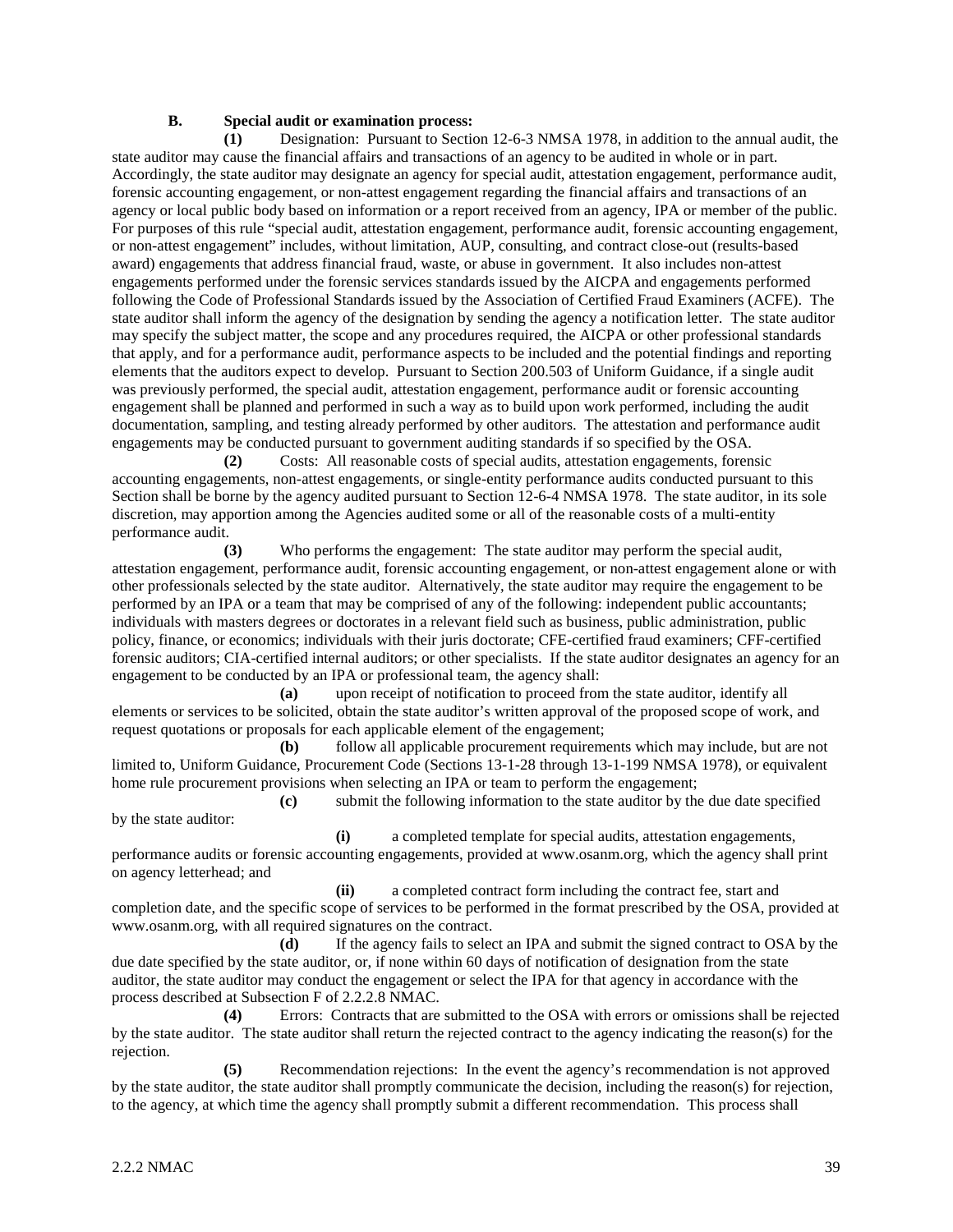**B. Special audit or examination process:**

**(1)** Designation: Pursuant to Section 12-6-3 NMSA 1978, in addition to the annual audit, the state auditor may cause the financial affairs and transactions of an agency to be audited in whole or in part. Accordingly, the state auditor may designate an agency for special audit, attestation engagement, performance audit, forensic accounting engagement, or non-attest engagement regarding the financial affairs and transactions of an agency or local public body based on information or a report received from an agency, IPA or member of the public. For purposes of this rule "special audit, attestation engagement, performance audit, forensic accounting engagement, or non-attest engagement" includes, without limitation, AUP, consulting, and contract close-out (results-based award) engagements that address financial fraud, waste, or abuse in government. It also includes non-attest engagements performed under the forensic services standards issued by the AICPA and engagements performed following the Code of Professional Standards issued by the Association of Certified Fraud Examiners (ACFE). The state auditor shall inform the agency of the designation by sending the agency a notification letter. The state auditor may specify the subject matter, the scope and any procedures required, the AICPA or other professional standards that apply, and for a performance audit, performance aspects to be included and the potential findings and reporting elements that the auditors expect to develop. Pursuant to Section 200.503 of Uniform Guidance, if a single audit was previously performed, the special audit, attestation engagement, performance audit or forensic accounting engagement shall be planned and performed in such a way as to build upon work performed, including the audit documentation, sampling, and testing already performed by other auditors. The attestation and performance audit engagements may be conducted pursuant to government auditing standards if so specified by the OSA.

**(2)** Costs: All reasonable costs of special audits, attestation engagements, forensic accounting engagements, non-attest engagements, or single-entity performance audits conducted pursuant to this Section shall be borne by the agency audited pursuant to Section 12-6-4 NMSA 1978. The state auditor, in its sole discretion, may apportion among the Agencies audited some or all of the reasonable costs of a multi-entity performance audit.

**(3)** Who performs the engagement: The state auditor may perform the special audit, attestation engagement, performance audit, forensic accounting engagement, or non-attest engagement alone or with other professionals selected by the state auditor. Alternatively, the state auditor may require the engagement to be performed by an IPA or a team that may be comprised of any of the following: independent public accountants; individuals with masters degrees or doctorates in a relevant field such as business, public administration, public policy, finance, or economics; individuals with their juris doctorate; CFE-certified fraud examiners; CFF-certified forensic auditors; CIA-certified internal auditors; or other specialists. If the state auditor designates an agency for an engagement to be conducted by an IPA or professional team, the agency shall:

**(a)** upon receipt of notification to proceed from the state auditor, identify all elements or services to be solicited, obtain the state auditor's written approval of the proposed scope of work, and request quotations or proposals for each applicable element of the engagement;

**(b)** follow all applicable procurement requirements which may include, but are not limited to, Uniform Guidance, Procurement Code (Sections 13-1-28 through 13-1-199 NMSA 1978), or equivalent home rule procurement provisions when selecting an IPA or team to perform the engagement;

**(c)** submit the following information to the state auditor by the due date specified by the state auditor:

**(i)** a completed template for special audits, attestation engagements, performance audits or forensic accounting engagements, provided at www.osanm.org, which the agency shall print on agency letterhead; and

**(ii)** a completed contract form including the contract fee, start and completion date, and the specific scope of services to be performed in the format prescribed by the OSA, provided at www.osanm.org, with all required signatures on the contract.

**(d)** If the agency fails to select an IPA and submit the signed contract to OSA by the due date specified by the state auditor, or, if none within 60 days of notification of designation from the state auditor, the state auditor may conduct the engagement or select the IPA for that agency in accordance with the process described at Subsection F of 2.2.2.8 NMAC.

**(4)** Errors: Contracts that are submitted to the OSA with errors or omissions shall be rejected by the state auditor. The state auditor shall return the rejected contract to the agency indicating the reason(s) for the rejection.

**(5)** Recommendation rejections: In the event the agency's recommendation is not approved by the state auditor, the state auditor shall promptly communicate the decision, including the reason(s) for rejection, to the agency, at which time the agency shall promptly submit a different recommendation. This process shall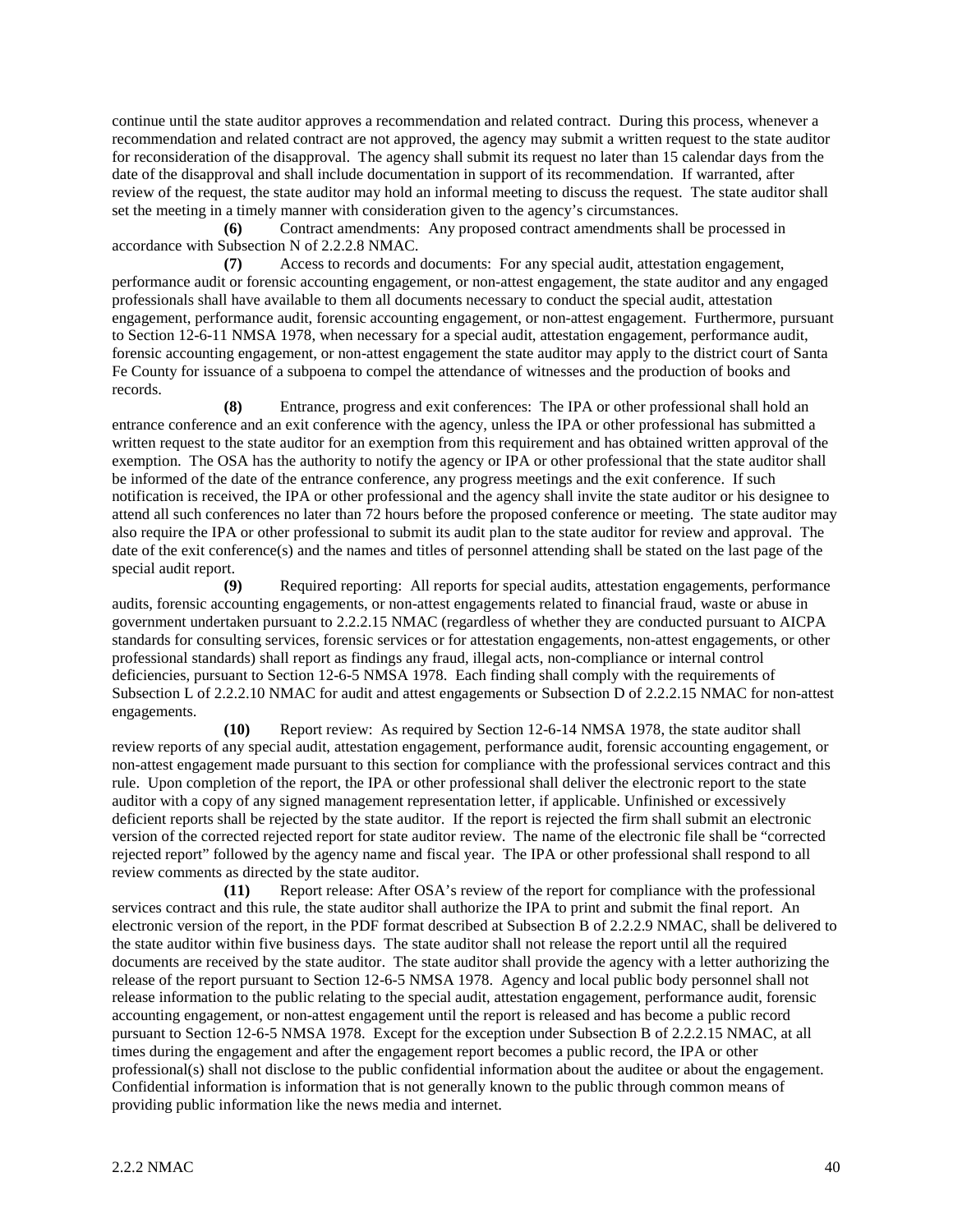continue until the state auditor approves a recommendation and related contract. During this process, whenever a recommendation and related contract are not approved, the agency may submit a written request to the state auditor for reconsideration of the disapproval. The agency shall submit its request no later than 15 calendar days from the date of the disapproval and shall include documentation in support of its recommendation. If warranted, after review of the request, the state auditor may hold an informal meeting to discuss the request. The state auditor shall set the meeting in a timely manner with consideration given to the agency's circumstances.

**(6)** Contract amendments: Any proposed contract amendments shall be processed in accordance with Subsection N of 2.2.2.8 NMAC.

**(7)** Access to records and documents: For any special audit, attestation engagement, performance audit or forensic accounting engagement, or non-attest engagement, the state auditor and any engaged professionals shall have available to them all documents necessary to conduct the special audit, attestation engagement, performance audit, forensic accounting engagement, or non-attest engagement. Furthermore, pursuant to Section 12-6-11 NMSA 1978, when necessary for a special audit, attestation engagement, performance audit, forensic accounting engagement, or non-attest engagement the state auditor may apply to the district court of Santa Fe County for issuance of a subpoena to compel the attendance of witnesses and the production of books and records.

**(8)** Entrance, progress and exit conferences: The IPA or other professional shall hold an entrance conference and an exit conference with the agency, unless the IPA or other professional has submitted a written request to the state auditor for an exemption from this requirement and has obtained written approval of the exemption. The OSA has the authority to notify the agency or IPA or other professional that the state auditor shall be informed of the date of the entrance conference, any progress meetings and the exit conference. If such notification is received, the IPA or other professional and the agency shall invite the state auditor or his designee to attend all such conferences no later than 72 hours before the proposed conference or meeting. The state auditor may also require the IPA or other professional to submit its audit plan to the state auditor for review and approval. The date of the exit conference(s) and the names and titles of personnel attending shall be stated on the last page of the special audit report.

**(9)** Required reporting: All reports for special audits, attestation engagements, performance audits, forensic accounting engagements, or non-attest engagements related to financial fraud, waste or abuse in government undertaken pursuant to 2.2.2.15 NMAC (regardless of whether they are conducted pursuant to AICPA standards for consulting services, forensic services or for attestation engagements, non-attest engagements, or other professional standards) shall report as findings any fraud, illegal acts, non-compliance or internal control deficiencies, pursuant to Section 12-6-5 NMSA 1978. Each finding shall comply with the requirements of Subsection L of 2.2.2.10 NMAC for audit and attest engagements or Subsection D of 2.2.2.15 NMAC for non-attest engagements.

**(10)** Report review: As required by Section 12-6-14 NMSA 1978, the state auditor shall review reports of any special audit, attestation engagement, performance audit, forensic accounting engagement, or non-attest engagement made pursuant to this section for compliance with the professional services contract and this rule. Upon completion of the report, the IPA or other professional shall deliver the electronic report to the state auditor with a copy of any signed management representation letter, if applicable. Unfinished or excessively deficient reports shall be rejected by the state auditor. If the report is rejected the firm shall submit an electronic version of the corrected rejected report for state auditor review. The name of the electronic file shall be "corrected rejected report" followed by the agency name and fiscal year. The IPA or other professional shall respond to all review comments as directed by the state auditor.

**(11)** Report release: After OSA's review of the report for compliance with the professional services contract and this rule, the state auditor shall authorize the IPA to print and submit the final report. An electronic version of the report, in the PDF format described at Subsection B of 2.2.2.9 NMAC, shall be delivered to the state auditor within five business days. The state auditor shall not release the report until all the required documents are received by the state auditor. The state auditor shall provide the agency with a letter authorizing the release of the report pursuant to Section 12-6-5 NMSA 1978. Agency and local public body personnel shall not release information to the public relating to the special audit, attestation engagement, performance audit, forensic accounting engagement, or non-attest engagement until the report is released and has become a public record pursuant to Section 12-6-5 NMSA 1978. Except for the exception under Subsection B of 2.2.2.15 NMAC, at all times during the engagement and after the engagement report becomes a public record, the IPA or other professional(s) shall not disclose to the public confidential information about the auditee or about the engagement. Confidential information is information that is not generally known to the public through common means of providing public information like the news media and internet.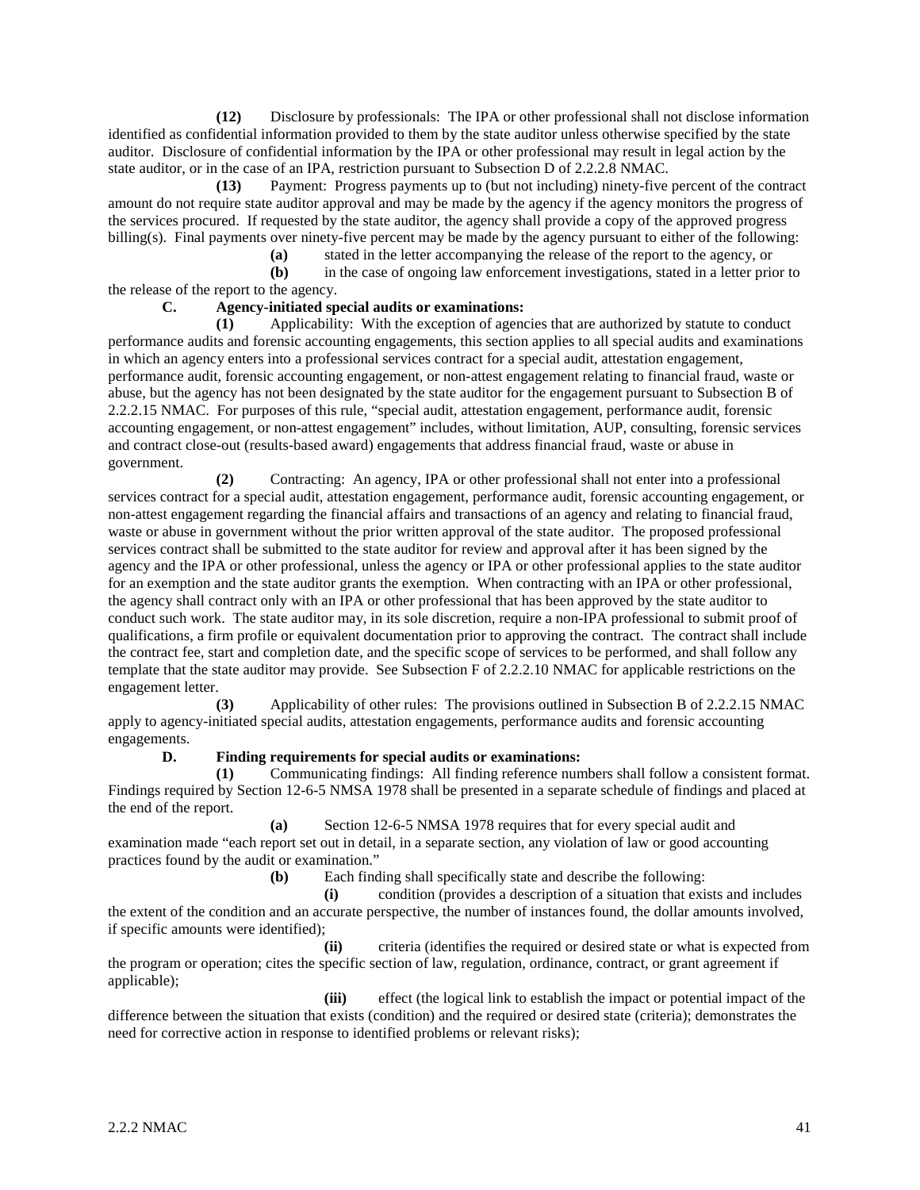**(12)** Disclosure by professionals: The IPA or other professional shall not disclose information identified as confidential information provided to them by the state auditor unless otherwise specified by the state auditor. Disclosure of confidential information by the IPA or other professional may result in legal action by the state auditor, or in the case of an IPA, restriction pursuant to Subsection D of 2.2.2.8 NMAC.

**(13)** Payment: Progress payments up to (but not including) ninety-five percent of the contract amount do not require state auditor approval and may be made by the agency if the agency monitors the progress of the services procured. If requested by the state auditor, the agency shall provide a copy of the approved progress billing(s). Final payments over ninety-five percent may be made by the agency pursuant to either of the following:

**(a)** stated in the letter accompanying the release of the report to the agency, or

**(b)** in the case of ongoing law enforcement investigations, stated in a letter prior to the release of the report to the agency.

**C. Agency-initiated special audits or examinations:**

**(1)** Applicability: With the exception of agencies that are authorized by statute to conduct performance audits and forensic accounting engagements, this section applies to all special audits and examinations in which an agency enters into a professional services contract for a special audit, attestation engagement, performance audit, forensic accounting engagement, or non-attest engagement relating to financial fraud, waste or abuse, but the agency has not been designated by the state auditor for the engagement pursuant to Subsection B of 2.2.2.15 NMAC. For purposes of this rule, "special audit, attestation engagement, performance audit, forensic accounting engagement, or non-attest engagement" includes, without limitation, AUP, consulting, forensic services and contract close-out (results-based award) engagements that address financial fraud, waste or abuse in government.

**(2)** Contracting: An agency, IPA or other professional shall not enter into a professional services contract for a special audit, attestation engagement, performance audit, forensic accounting engagement, or non-attest engagement regarding the financial affairs and transactions of an agency and relating to financial fraud, waste or abuse in government without the prior written approval of the state auditor. The proposed professional services contract shall be submitted to the state auditor for review and approval after it has been signed by the agency and the IPA or other professional, unless the agency or IPA or other professional applies to the state auditor for an exemption and the state auditor grants the exemption. When contracting with an IPA or other professional, the agency shall contract only with an IPA or other professional that has been approved by the state auditor to conduct such work. The state auditor may, in its sole discretion, require a non-IPA professional to submit proof of qualifications, a firm profile or equivalent documentation prior to approving the contract. The contract shall include the contract fee, start and completion date, and the specific scope of services to be performed, and shall follow any template that the state auditor may provide. See Subsection F of 2.2.2.10 NMAC for applicable restrictions on the engagement letter.

**(3)** Applicability of other rules: The provisions outlined in Subsection B of 2.2.2.15 NMAC apply to agency-initiated special audits, attestation engagements, performance audits and forensic accounting engagements.

**D. Finding requirements for special audits or examinations:**

**(1)** Communicating findings: All finding reference numbers shall follow a consistent format. Findings required by Section 12-6-5 NMSA 1978 shall be presented in a separate schedule of findings and placed at the end of the report.

**(a)** Section 12-6-5 NMSA 1978 requires that for every special audit and examination made "each report set out in detail, in a separate section, any violation of law or good accounting practices found by the audit or examination."

**(b)** Each finding shall specifically state and describe the following:

**(i)** condition (provides a description of a situation that exists and includes the extent of the condition and an accurate perspective, the number of instances found, the dollar amounts involved, if specific amounts were identified);

**(ii)** criteria (identifies the required or desired state or what is expected from the program or operation; cites the specific section of law, regulation, ordinance, contract, or grant agreement if applicable);

**(iii)** effect (the logical link to establish the impact or potential impact of the difference between the situation that exists (condition) and the required or desired state (criteria); demonstrates the need for corrective action in response to identified problems or relevant risks);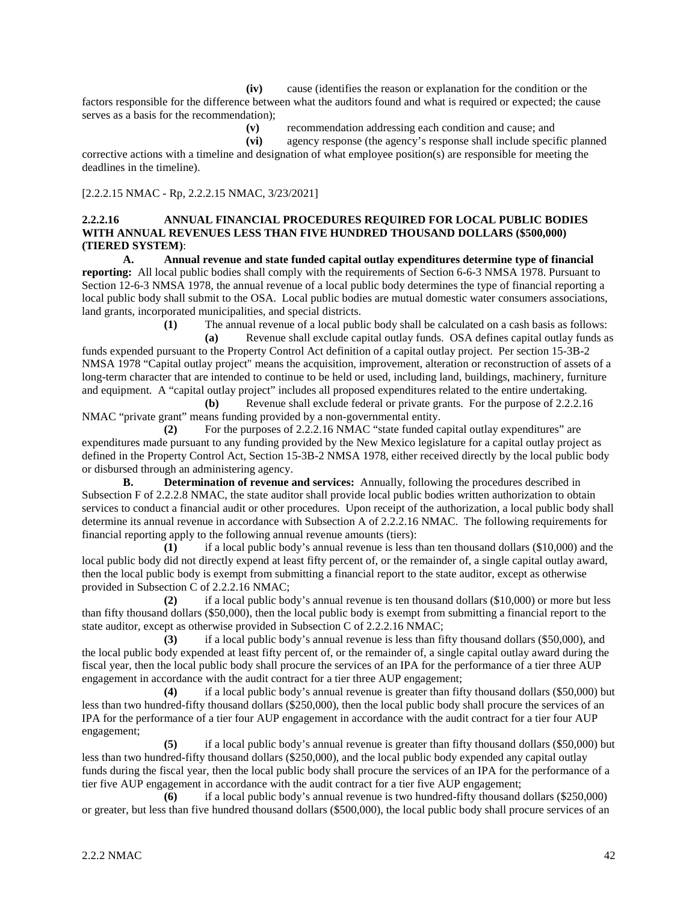**(iv)** cause (identifies the reason or explanation for the condition or the factors responsible for the difference between what the auditors found and what is required or expected; the cause serves as a basis for the recommendation);

**(v)** recommendation addressing each condition and cause; and

**(vi)** agency response (the agency's response shall include specific planned corrective actions with a timeline and designation of what employee position(s) are responsible for meeting the deadlines in the timeline).

[2.2.2.15 NMAC - Rp, 2.2.2.15 NMAC, 3/23/2021]

**2.2.2.16 ANNUAL FINANCIAL PROCEDURES REQUIRED FOR LOCAL PUBLIC BODIES WITH ANNUAL REVENUES LESS THAN FIVE HUNDRED THOUSAND DOLLARS ($500,000) (TIERED SYSTEM)**:

**A. Annual revenue and state funded capital outlay expenditures determine type of financial reporting:** All local public bodies shall comply with the requirements of Section 6-6-3 NMSA 1978. Pursuant to Section 12-6-3 NMSA 1978, the annual revenue of a local public body determines the type of financial reporting a local public body shall submit to the OSA. Local public bodies are mutual domestic water consumers associations, land grants, incorporated municipalities, and special districts.

**(1)** The annual revenue of a local public body shall be calculated on a cash basis as follows:

**(a)** Revenue shall exclude capital outlay funds. OSA defines capital outlay funds as funds expended pursuant to the Property Control Act definition of a capital outlay project. Per section 15-3B-2 NMSA 1978 "Capital outlay project" means the acquisition, improvement, alteration or reconstruction of assets of a long-term character that are intended to continue to be held or used, including land, buildings, machinery, furniture and equipment. A "capital outlay project" includes all proposed expenditures related to the entire undertaking.

**(b)** Revenue shall exclude federal or private grants. For the purpose of 2.2.2.16 NMAC "private grant" means funding provided by a non-governmental entity.

**(2)** For the purposes of 2.2.2.16 NMAC "state funded capital outlay expenditures" are expenditures made pursuant to any funding provided by the New Mexico legislature for a capital outlay project as defined in the Property Control Act, Section 15-3B-2 NMSA 1978, either received directly by the local public body or disbursed through an administering agency.

**B. Determination of revenue and services:** Annually, following the procedures described in Subsection F of 2.2.2.8 NMAC, the state auditor shall provide local public bodies written authorization to obtain services to conduct a financial audit or other procedures. Upon receipt of the authorization, a local public body shall determine its annual revenue in accordance with Subsection A of 2.2.2.16 NMAC. The following requirements for financial reporting apply to the following annual revenue amounts (tiers):

**(1)** if a local public body's annual revenue is less than ten thousand dollars ($10,000) and the local public body did not directly expend at least fifty percent of, or the remainder of, a single capital outlay award, then the local public body is exempt from submitting a financial report to the state auditor, except as otherwise provided in Subsection C of 2.2.2.16 NMAC;

**(2)** if a local public body's annual revenue is ten thousand dollars ($10,000) or more but less than fifty thousand dollars ($50,000), then the local public body is exempt from submitting a financial report to the state auditor, except as otherwise provided in Subsection C of 2.2.2.16 NMAC;

**(3)** if a local public body's annual revenue is less than fifty thousand dollars ($50,000), and the local public body expended at least fifty percent of, or the remainder of, a single capital outlay award during the fiscal year, then the local public body shall procure the services of an IPA for the performance of a tier three AUP engagement in accordance with the audit contract for a tier three AUP engagement;

**(4)** if a local public body's annual revenue is greater than fifty thousand dollars ($50,000) but less than two hundred-fifty thousand dollars ($250,000), then the local public body shall procure the services of an IPA for the performance of a tier four AUP engagement in accordance with the audit contract for a tier four AUP engagement;

**(5)** if a local public body's annual revenue is greater than fifty thousand dollars ($50,000) but less than two hundred-fifty thousand dollars ($250,000), and the local public body expended any capital outlay funds during the fiscal year, then the local public body shall procure the services of an IPA for the performance of a tier five AUP engagement in accordance with the audit contract for a tier five AUP engagement;

**(6)** if a local public body's annual revenue is two hundred-fifty thousand dollars ($250,000) or greater, but less than five hundred thousand dollars ($500,000), the local public body shall procure services of an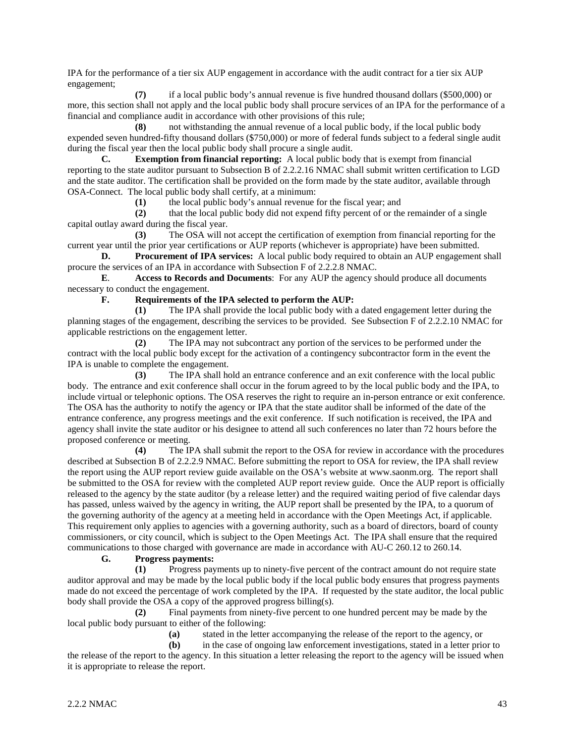IPA for the performance of a tier six AUP engagement in accordance with the audit contract for a tier six AUP engagement;

**(7)** if a local public body's annual revenue is five hundred thousand dollars ($500,000) or more, this section shall not apply and the local public body shall procure services of an IPA for the performance of a financial and compliance audit in accordance with other provisions of this rule;

**(8)** not withstanding the annual revenue of a local public body, if the local public body expended seven hundred-fifty thousand dollars ($750,000) or more of federal funds subject to a federal single audit during the fiscal year then the local public body shall procure a single audit.

**C. Exemption from financial reporting:** A local public body that is exempt from financial reporting to the state auditor pursuant to Subsection B of 2.2.2.16 NMAC shall submit written certification to LGD and the state auditor. The certification shall be provided on the form made by the state auditor, available through OSA-Connect. The local public body shall certify, at a minimum:

**(1)** the local public body's annual revenue for the fiscal year; and

**(2)** that the local public body did not expend fifty percent of or the remainder of a single capital outlay award during the fiscal year.

**(3)** The OSA will not accept the certification of exemption from financial reporting for the current year until the prior year certifications or AUP reports (whichever is appropriate) have been submitted.

**D. Procurement of IPA services:** A local public body required to obtain an AUP engagement shall procure the services of an IPA in accordance with Subsection F of 2.2.2.8 NMAC.

**E. Access to Records and Documents**: For any AUP the agency should produce all documents necessary to conduct the engagement.

**F. Requirements of the IPA selected to perform the AUP:**

**(1)** The IPA shall provide the local public body with a dated engagement letter during the planning stages of the engagement, describing the services to be provided. See Subsection F of 2.2.2.10 NMAC for applicable restrictions on the engagement letter.

**(2)** The IPA may not subcontract any portion of the services to be performed under the contract with the local public body except for the activation of a contingency subcontractor form in the event the IPA is unable to complete the engagement.

**(3)** The IPA shall hold an entrance conference and an exit conference with the local public body. The entrance and exit conference shall occur in the forum agreed to by the local public body and the IPA, to include virtual or telephonic options. The OSA reserves the right to require an in-person entrance or exit conference. The OSA has the authority to notify the agency or IPA that the state auditor shall be informed of the date of the entrance conference, any progress meetings and the exit conference. If such notification is received, the IPA and agency shall invite the state auditor or his designee to attend all such conferences no later than 72 hours before the proposed conference or meeting.

**(4)** The IPA shall submit the report to the OSA for review in accordance with the procedures described at Subsection B of 2.2.2.9 NMAC. Before submitting the report to OSA for review, the IPA shall review the report using the AUP report review guide available on the OSA's website at www.saonm.org. The report shall be submitted to the OSA for review with the completed AUP report review guide. Once the AUP report is officially released to the agency by the state auditor (by a release letter) and the required waiting period of five calendar days has passed, unless waived by the agency in writing, the AUP report shall be presented by the IPA, to a quorum of the governing authority of the agency at a meeting held in accordance with the Open Meetings Act, if applicable. This requirement only applies to agencies with a governing authority, such as a board of directors, board of county commissioners, or city council, which is subject to the Open Meetings Act. The IPA shall ensure that the required communications to those charged with governance are made in accordance with AU-C 260.12 to 260.14.

**G. Progress payments:**

**(1)** Progress payments up to ninety-five percent of the contract amount do not require state auditor approval and may be made by the local public body if the local public body ensures that progress payments made do not exceed the percentage of work completed by the IPA. If requested by the state auditor, the local public body shall provide the OSA a copy of the approved progress billing(s).

**(2)** Final payments from ninety-five percent to one hundred percent may be made by the local public body pursuant to either of the following:

**(a)** stated in the letter accompanying the release of the report to the agency, or

**(b)** in the case of ongoing law enforcement investigations, stated in a letter prior to the release of the report to the agency. In this situation a letter releasing the report to the agency will be issued when it is appropriate to release the report.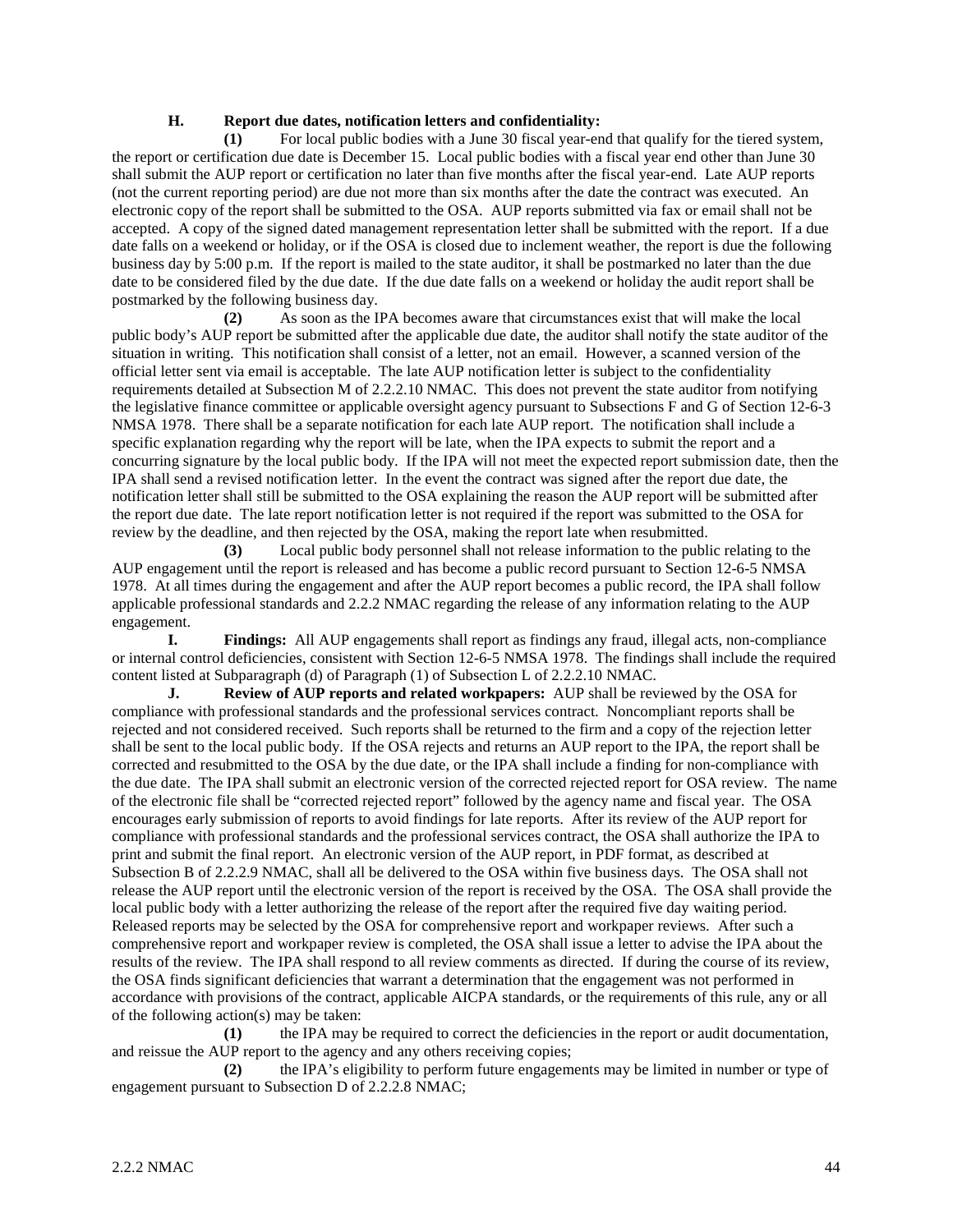**H. Report due dates, notification letters and confidentiality:**

**(1)** For local public bodies with a June 30 fiscal year-end that qualify for the tiered system, the report or certification due date is December 15. Local public bodies with a fiscal year end other than June 30 shall submit the AUP report or certification no later than five months after the fiscal year-end. Late AUP reports (not the current reporting period) are due not more than six months after the date the contract was executed. An electronic copy of the report shall be submitted to the OSA. AUP reports submitted via fax or email shall not be accepted. A copy of the signed dated management representation letter shall be submitted with the report. If a due date falls on a weekend or holiday, or if the OSA is closed due to inclement weather, the report is due the following business day by 5:00 p.m. If the report is mailed to the state auditor, it shall be postmarked no later than the due date to be considered filed by the due date. If the due date falls on a weekend or holiday the audit report shall be postmarked by the following business day.

**(2)** As soon as the IPA becomes aware that circumstances exist that will make the local public body's AUP report be submitted after the applicable due date, the auditor shall notify the state auditor of the situation in writing. This notification shall consist of a letter, not an email. However, a scanned version of the official letter sent via email is acceptable. The late AUP notification letter is subject to the confidentiality requirements detailed at Subsection M of 2.2.2.10 NMAC. This does not prevent the state auditor from notifying the legislative finance committee or applicable oversight agency pursuant to Subsections F and G of Section 12-6-3 NMSA 1978. There shall be a separate notification for each late AUP report. The notification shall include a specific explanation regarding why the report will be late, when the IPA expects to submit the report and a concurring signature by the local public body. If the IPA will not meet the expected report submission date, then the IPA shall send a revised notification letter. In the event the contract was signed after the report due date, the notification letter shall still be submitted to the OSA explaining the reason the AUP report will be submitted after the report due date. The late report notification letter is not required if the report was submitted to the OSA for review by the deadline, and then rejected by the OSA, making the report late when resubmitted.

**(3)** Local public body personnel shall not release information to the public relating to the AUP engagement until the report is released and has become a public record pursuant to Section 12-6-5 NMSA 1978. At all times during the engagement and after the AUP report becomes a public record, the IPA shall follow applicable professional standards and 2.2.2 NMAC regarding the release of any information relating to the AUP engagement.

**I. Findings:** All AUP engagements shall report as findings any fraud, illegal acts, non-compliance or internal control deficiencies, consistent with Section 12-6-5 NMSA 1978. The findings shall include the required content listed at Subparagraph (d) of Paragraph (1) of Subsection L of 2.2.2.10 NMAC.

**J. Review of AUP reports and related workpapers:** AUP shall be reviewed by the OSA for compliance with professional standards and the professional services contract. Noncompliant reports shall be rejected and not considered received. Such reports shall be returned to the firm and a copy of the rejection letter shall be sent to the local public body. If the OSA rejects and returns an AUP report to the IPA, the report shall be corrected and resubmitted to the OSA by the due date, or the IPA shall include a finding for non-compliance with the due date. The IPA shall submit an electronic version of the corrected rejected report for OSA review. The name of the electronic file shall be "corrected rejected report" followed by the agency name and fiscal year. The OSA encourages early submission of reports to avoid findings for late reports. After its review of the AUP report for compliance with professional standards and the professional services contract, the OSA shall authorize the IPA to print and submit the final report. An electronic version of the AUP report, in PDF format, as described at Subsection B of 2.2.2.9 NMAC, shall all be delivered to the OSA within five business days. The OSA shall not release the AUP report until the electronic version of the report is received by the OSA. The OSA shall provide the local public body with a letter authorizing the release of the report after the required five day waiting period. Released reports may be selected by the OSA for comprehensive report and workpaper reviews. After such a comprehensive report and workpaper review is completed, the OSA shall issue a letter to advise the IPA about the results of the review. The IPA shall respond to all review comments as directed. If during the course of its review, the OSA finds significant deficiencies that warrant a determination that the engagement was not performed in accordance with provisions of the contract, applicable AICPA standards, or the requirements of this rule, any or all of the following action(s) may be taken:

**(1)** the IPA may be required to correct the deficiencies in the report or audit documentation, and reissue the AUP report to the agency and any others receiving copies;

**(2)** the IPA's eligibility to perform future engagements may be limited in number or type of engagement pursuant to Subsection D of 2.2.2.8 NMAC;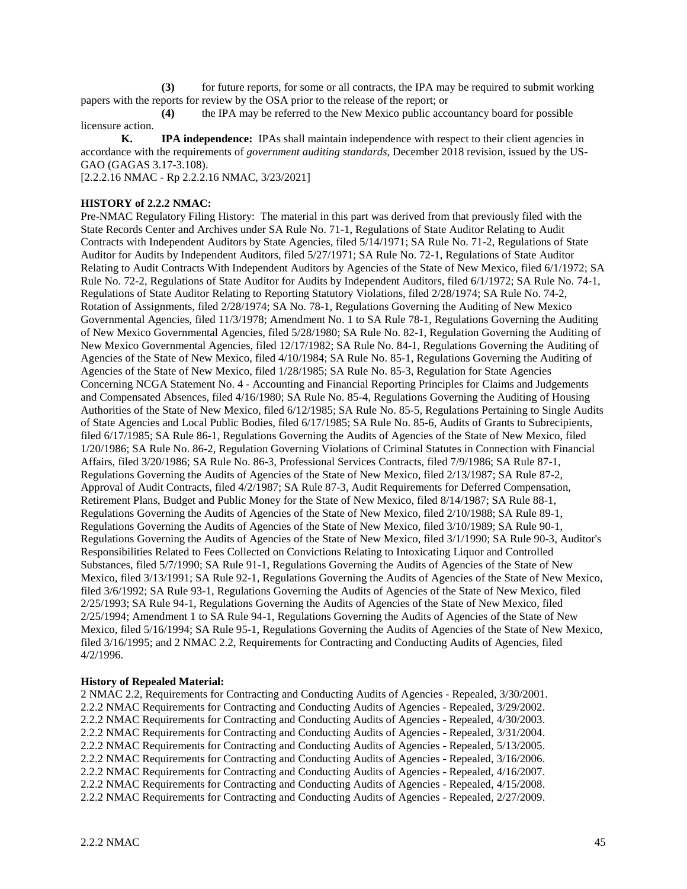**(3)** for future reports, for some or all contracts, the IPA may be required to submit working papers with the reports for review by the OSA prior to the release of the report; or

**(4)** the IPA may be referred to the New Mexico public accountancy board for possible licensure action.

**K. IPA independence:** IPAs shall maintain independence with respect to their client agencies in accordance with the requirements of *government auditing standards*, December 2018 revision, issued by the US-GAO (GAGAS 3.17-3.108).

[2.2.2.16 NMAC - Rp 2.2.2.16 NMAC, 3/23/2021]

**HISTORY of 2.2.2 NMAC:**

Pre-NMAC Regulatory Filing History: The material in this part was derived from that previously filed with the State Records Center and Archives under SA Rule No. 71-1, Regulations of State Auditor Relating to Audit Contracts with Independent Auditors by State Agencies, filed 5/14/1971; SA Rule No. 71-2, Regulations of State Auditor for Audits by Independent Auditors, filed 5/27/1971; SA Rule No. 72-1, Regulations of State Auditor Relating to Audit Contracts With Independent Auditors by Agencies of the State of New Mexico, filed 6/1/1972; SA Rule No. 72-2, Regulations of State Auditor for Audits by Independent Auditors, filed 6/1/1972; SA Rule No. 74-1, Regulations of State Auditor Relating to Reporting Statutory Violations, filed 2/28/1974; SA Rule No. 74-2, Rotation of Assignments, filed 2/28/1974; SA No. 78-1, Regulations Governing the Auditing of New Mexico Governmental Agencies, filed 11/3/1978; Amendment No. 1 to SA Rule 78-1, Regulations Governing the Auditing of New Mexico Governmental Agencies, filed 5/28/1980; SA Rule No. 82-1, Regulation Governing the Auditing of New Mexico Governmental Agencies, filed 12/17/1982; SA Rule No. 84-1, Regulations Governing the Auditing of Agencies of the State of New Mexico, filed 4/10/1984; SA Rule No. 85-1, Regulations Governing the Auditing of Agencies of the State of New Mexico, filed 1/28/1985; SA Rule No. 85-3, Regulation for State Agencies Concerning NCGA Statement No. 4 - Accounting and Financial Reporting Principles for Claims and Judgements and Compensated Absences, filed 4/16/1980; SA Rule No. 85-4, Regulations Governing the Auditing of Housing Authorities of the State of New Mexico, filed 6/12/1985; SA Rule No. 85-5, Regulations Pertaining to Single Audits of State Agencies and Local Public Bodies, filed 6/17/1985; SA Rule No. 85-6, Audits of Grants to Subrecipients, filed 6/17/1985; SA Rule 86-1, Regulations Governing the Audits of Agencies of the State of New Mexico, filed 1/20/1986; SA Rule No. 86-2, Regulation Governing Violations of Criminal Statutes in Connection with Financial Affairs, filed 3/20/1986; SA Rule No. 86-3, Professional Services Contracts, filed 7/9/1986; SA Rule 87-1, Regulations Governing the Audits of Agencies of the State of New Mexico, filed 2/13/1987; SA Rule 87-2, Approval of Audit Contracts, filed 4/2/1987; SA Rule 87-3, Audit Requirements for Deferred Compensation, Retirement Plans, Budget and Public Money for the State of New Mexico, filed 8/14/1987; SA Rule 88-1, Regulations Governing the Audits of Agencies of the State of New Mexico, filed 2/10/1988; SA Rule 89-1, Regulations Governing the Audits of Agencies of the State of New Mexico, filed 3/10/1989; SA Rule 90-1, Regulations Governing the Audits of Agencies of the State of New Mexico, filed 3/1/1990; SA Rule 90-3, Auditor's Responsibilities Related to Fees Collected on Convictions Relating to Intoxicating Liquor and Controlled Substances, filed 5/7/1990; SA Rule 91-1, Regulations Governing the Audits of Agencies of the State of New Mexico, filed 3/13/1991; SA Rule 92-1, Regulations Governing the Audits of Agencies of the State of New Mexico, filed 3/6/1992; SA Rule 93-1, Regulations Governing the Audits of Agencies of the State of New Mexico, filed 2/25/1993; SA Rule 94-1, Regulations Governing the Audits of Agencies of the State of New Mexico, filed 2/25/1994; Amendment 1 to SA Rule 94-1, Regulations Governing the Audits of Agencies of the State of New Mexico, filed 5/16/1994; SA Rule 95-1, Regulations Governing the Audits of Agencies of the State of New Mexico, filed 3/16/1995; and 2 NMAC 2.2, Requirements for Contracting and Conducting Audits of Agencies, filed 4/2/1996.

**History of Repealed Material:**

2 NMAC 2.2, Requirements for Contracting and Conducting Audits of Agencies - Repealed, 3/30/2001.
2.2.2 NMAC Requirements for Contracting and Conducting Audits of Agencies - Repealed, 3/29/2002.
2.2.2 NMAC Requirements for Contracting and Conducting Audits of Agencies - Repealed, 4/30/2003.
2.2.2 NMAC Requirements for Contracting and Conducting Audits of Agencies - Repealed, 3/31/2004.
2.2.2 NMAC Requirements for Contracting and Conducting Audits of Agencies - Repealed, 5/13/2005.
2.2.2 NMAC Requirements for Contracting and Conducting Audits of Agencies - Repealed, 3/16/2006.
2.2.2 NMAC Requirements for Contracting and Conducting Audits of Agencies - Repealed, 4/16/2007.
2.2.2 NMAC Requirements for Contracting and Conducting Audits of Agencies - Repealed, 4/15/2008.
2.2.2 NMAC Requirements for Contracting and Conducting Audits of Agencies - Repealed, 2/27/2009.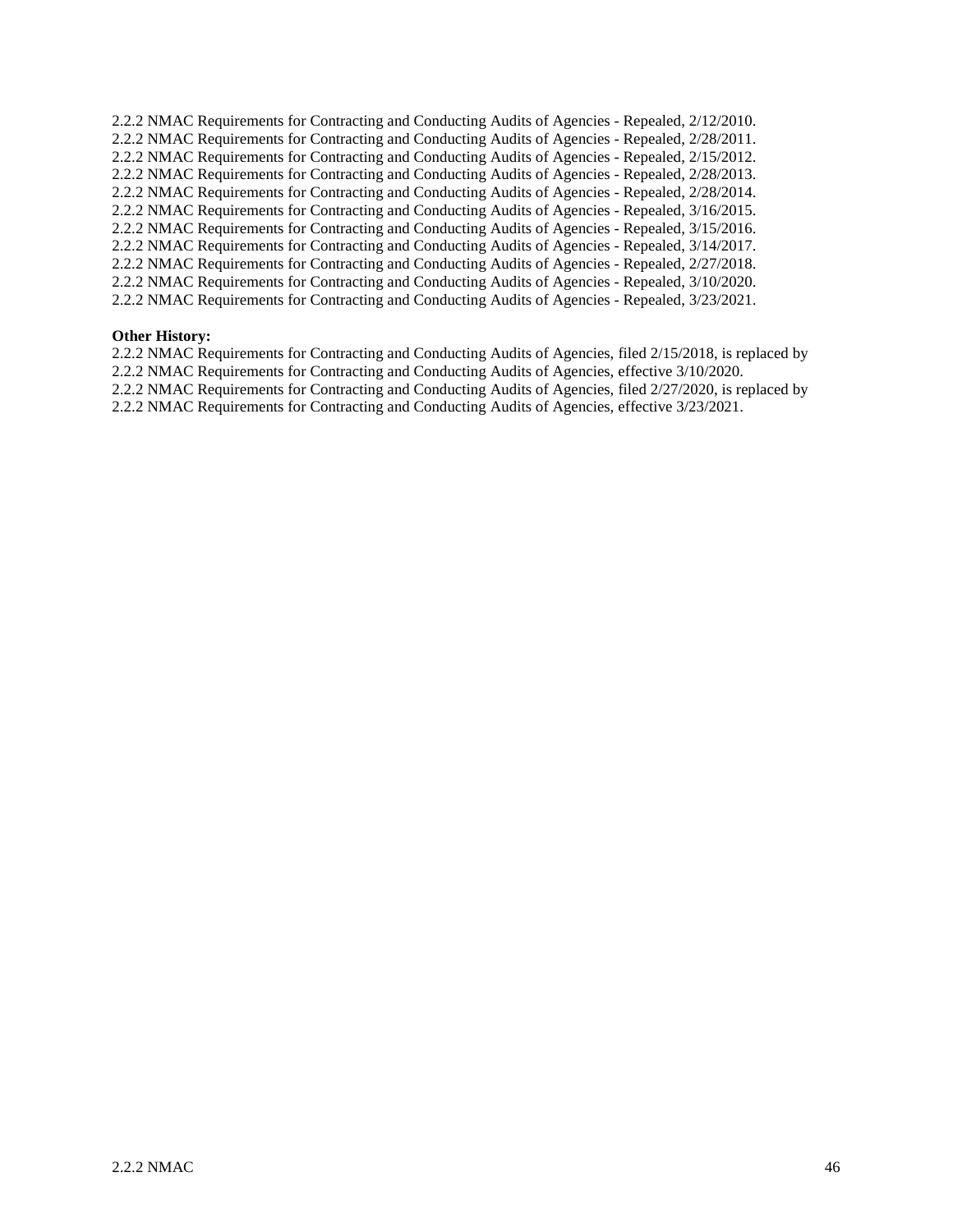2.2.2 NMAC Requirements for Contracting and Conducting Audits of Agencies - Repealed, 2/12/2010.
2.2.2 NMAC Requirements for Contracting and Conducting Audits of Agencies - Repealed, 2/28/2011.
2.2.2 NMAC Requirements for Contracting and Conducting Audits of Agencies - Repealed, 2/15/2012.
2.2.2 NMAC Requirements for Contracting and Conducting Audits of Agencies - Repealed, 2/28/2013.
2.2.2 NMAC Requirements for Contracting and Conducting Audits of Agencies - Repealed, 2/28/2014.
2.2.2 NMAC Requirements for Contracting and Conducting Audits of Agencies - Repealed, 3/16/2015.
2.2.2 NMAC Requirements for Contracting and Conducting Audits of Agencies - Repealed, 3/15/2016.
2.2.2 NMAC Requirements for Contracting and Conducting Audits of Agencies - Repealed, 3/14/2017.
2.2.2 NMAC Requirements for Contracting and Conducting Audits of Agencies - Repealed, 2/27/2018.
2.2.2 NMAC Requirements for Contracting and Conducting Audits of Agencies - Repealed, 3/10/2020.
2.2.2 NMAC Requirements for Contracting and Conducting Audits of Agencies - Repealed, 3/23/2021.

**Other History:**
2.2.2 NMAC Requirements for Contracting and Conducting Audits of Agencies, filed 2/15/2018, is replaced by 2.2.2 NMAC Requirements for Contracting and Conducting Audits of Agencies, effective 3/10/2020.
2.2.2 NMAC Requirements for Contracting and Conducting Audits of Agencies, filed 2/27/2020, is replaced by 2.2.2 NMAC Requirements for Contracting and Conducting Audits of Agencies, effective 3/23/2021.